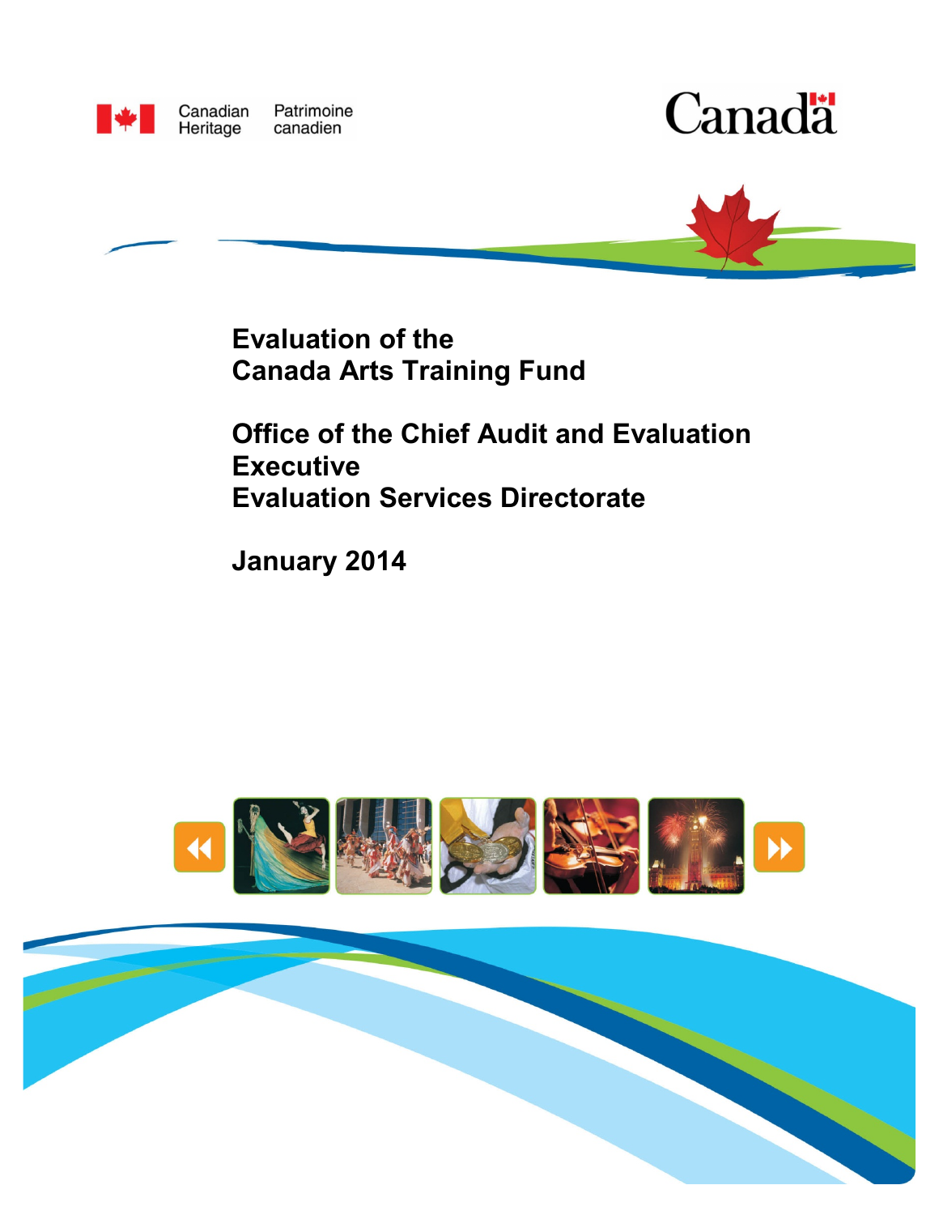Canadian Heritage    Patrimoine canadien

Canada

# Evaluation of the Canada Arts Training Fund

## Office of the Chief Audit and Evaluation Executive
## Evaluation Services Directorate

**January 2014**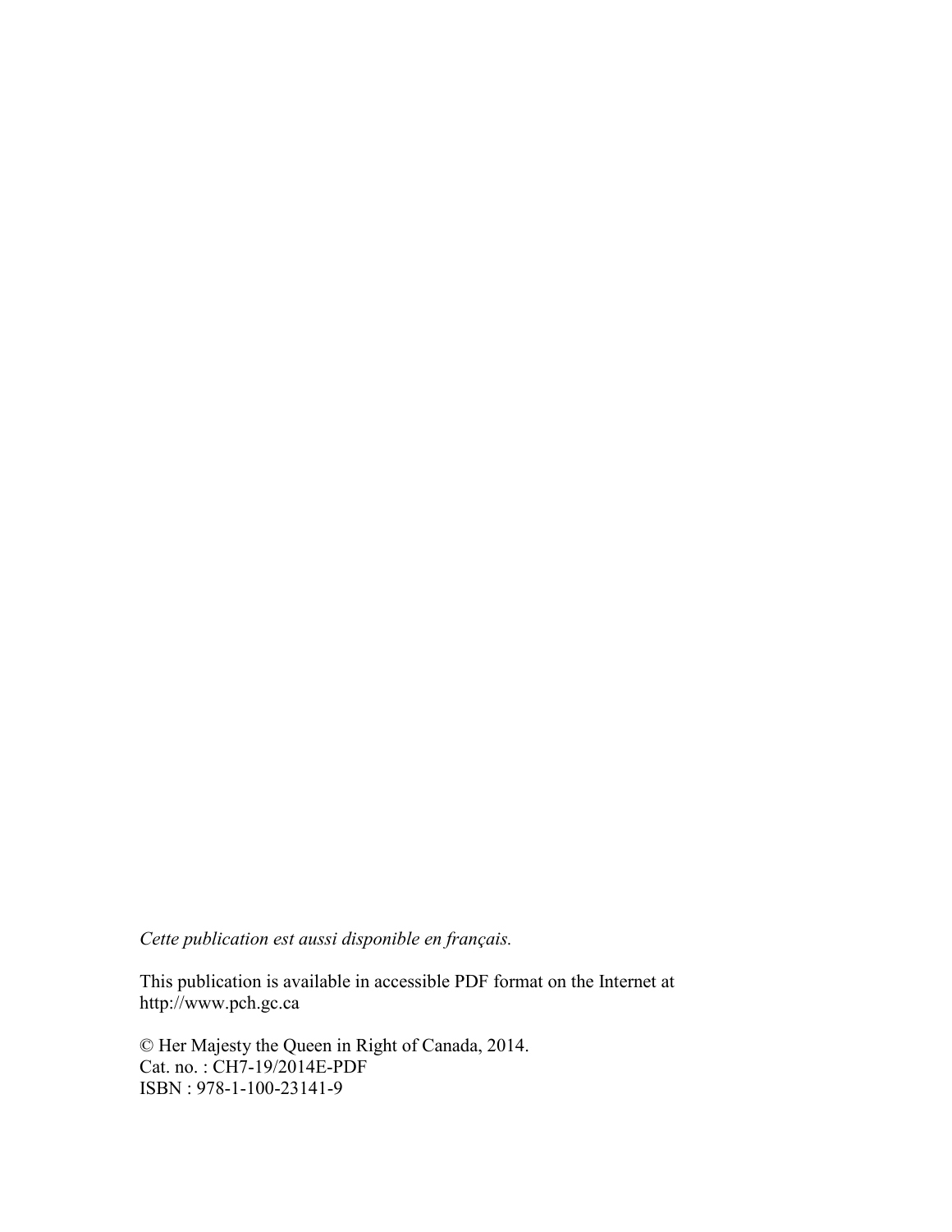*Cette publication est aussi disponible en français.*

This publication is available in accessible PDF format on the Internet at
http://www.pch.gc.ca

© Her Majesty the Queen in Right of Canada, 2014.
Cat. no. : CH7-19/2014E-PDF
ISBN : 978-1-100-23141-9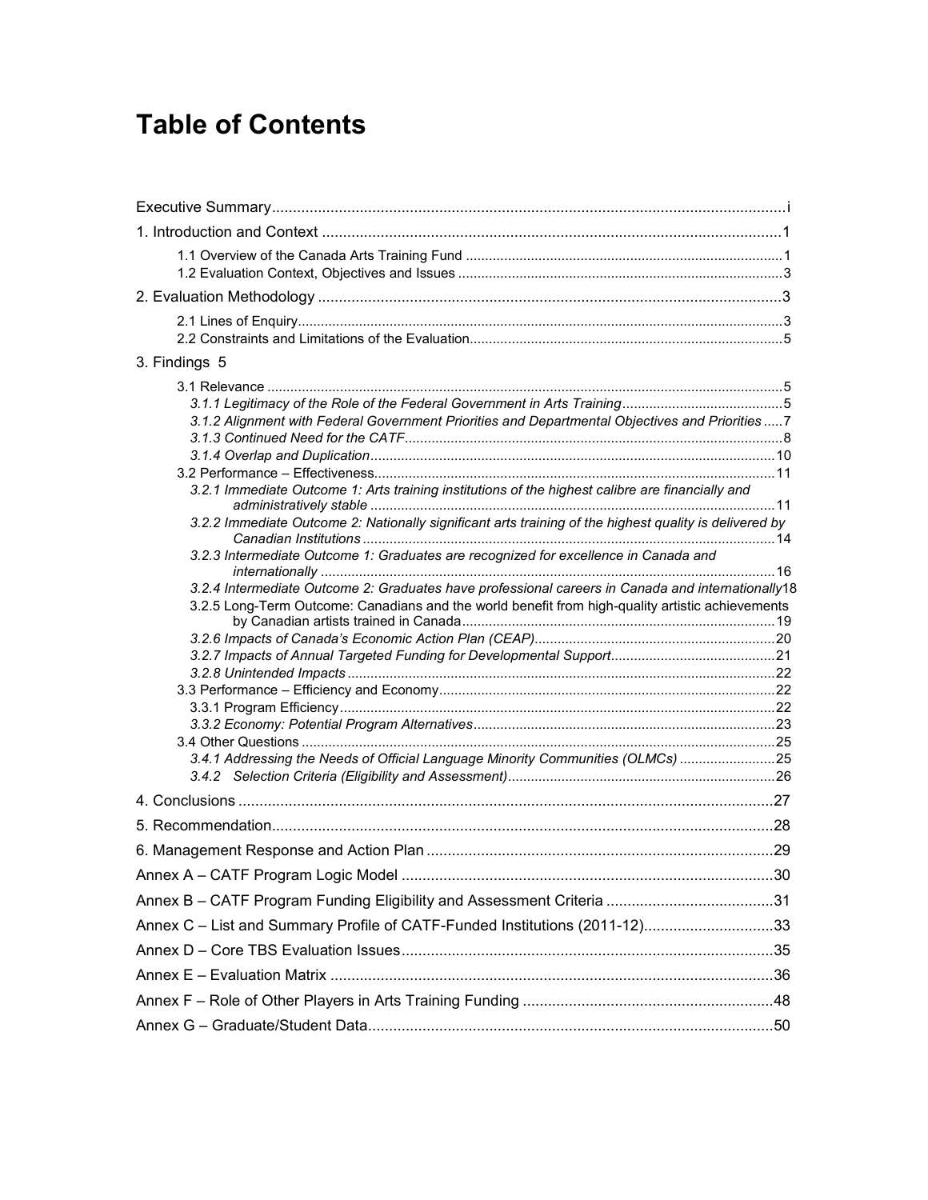# Table of Contents

| | |
|---|---|
| Executive Summary | i |
| 1. Introduction and Context | 1 |
| 1.1 Overview of the Canada Arts Training Fund | 1 |
| 1.2 Evaluation Context, Objectives and Issues | 3 |
| 2. Evaluation Methodology | 3 |
| 2.1 Lines of Enquiry | 3 |
| 2.2 Constraints and Limitations of the Evaluation | 5 |
| 3. Findings | 5 |
| 3.1 Relevance | 5 |
| *3.1.1 Legitimacy of the Role of the Federal Government in Arts Training* | 5 |
| *3.1.2 Alignment with Federal Government Priorities and Departmental Objectives and Priorities* | 7 |
| *3.1.3 Continued Need for the CATF* | 8 |
| *3.1.4 Overlap and Duplication* | 10 |
| 3.2 Performance – Effectiveness | 11 |
| *3.2.1 Immediate Outcome 1: Arts training institutions of the highest calibre are financially and administratively stable* | 11 |
| *3.2.2 Immediate Outcome 2: Nationally significant arts training of the highest quality is delivered by Canadian Institutions* | 14 |
| *3.2.3 Intermediate Outcome 1: Graduates are recognized for excellence in Canada and internationally* | 16 |
| *3.2.4 Intermediate Outcome 2: Graduates have professional careers in Canada and internationally* | 18 |
| 3.2.5 Long-Term Outcome: Canadians and the world benefit from high-quality artistic achievements by Canadian artists trained in Canada | 19 |
| *3.2.6 Impacts of Canada's Economic Action Plan (CEAP)* | 20 |
| *3.2.7 Impacts of Annual Targeted Funding for Developmental Support* | 21 |
| *3.2.8 Unintended Impacts* | 22 |
| 3.3 Performance – Efficiency and Economy | 22 |
| 3.3.1 Program Efficiency | 22 |
| *3.3.2 Economy: Potential Program Alternatives* | 23 |
| 3.4 Other Questions | 25 |
| *3.4.1 Addressing the Needs of Official Language Minority Communities (OLMCs)* | 25 |
| *3.4.2 Selection Criteria (Eligibility and Assessment)* | 26 |
| 4. Conclusions | 27 |
| 5. Recommendation | 28 |
| 6. Management Response and Action Plan | 29 |
| Annex A – CATF Program Logic Model | 30 |
| Annex B – CATF Program Funding Eligibility and Assessment Criteria | 31 |
| Annex C – List and Summary Profile of CATF-Funded Institutions (2011-12) | 33 |
| Annex D – Core TBS Evaluation Issues | 35 |
| Annex E – Evaluation Matrix | 36 |
| Annex F – Role of Other Players in Arts Training Funding | 48 |
| Annex G – Graduate/Student Data | 50 |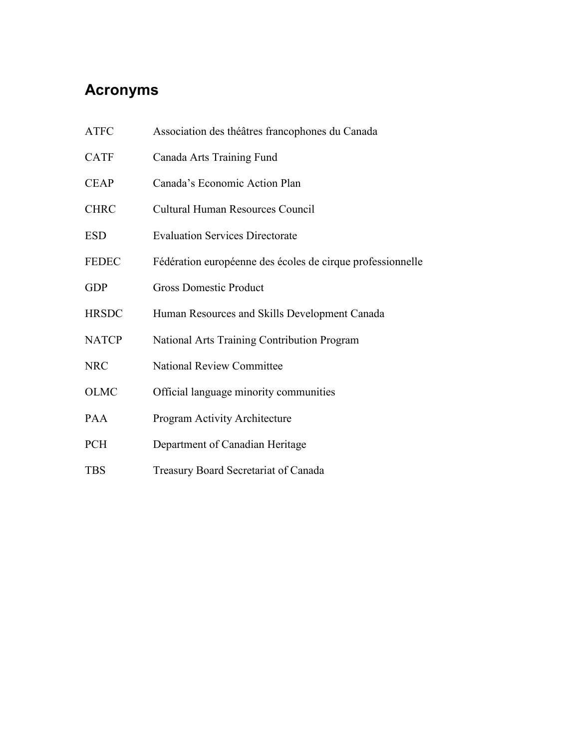## Acronyms

| | |
|---|---|
| ATFC | Association des théâtres francophones du Canada |
| CATF | Canada Arts Training Fund |
| CEAP | Canada's Economic Action Plan |
| CHRC | Cultural Human Resources Council |
| ESD | Evaluation Services Directorate |
| FEDEC | Fédération européenne des écoles de cirque professionnelle |
| GDP | Gross Domestic Product |
| HRSDC | Human Resources and Skills Development Canada |
| NATCP | National Arts Training Contribution Program |
| NRC | National Review Committee |
| OLMC | Official language minority communities |
| PAA | Program Activity Architecture |
| PCH | Department of Canadian Heritage |
| TBS | Treasury Board Secretariat of Canada |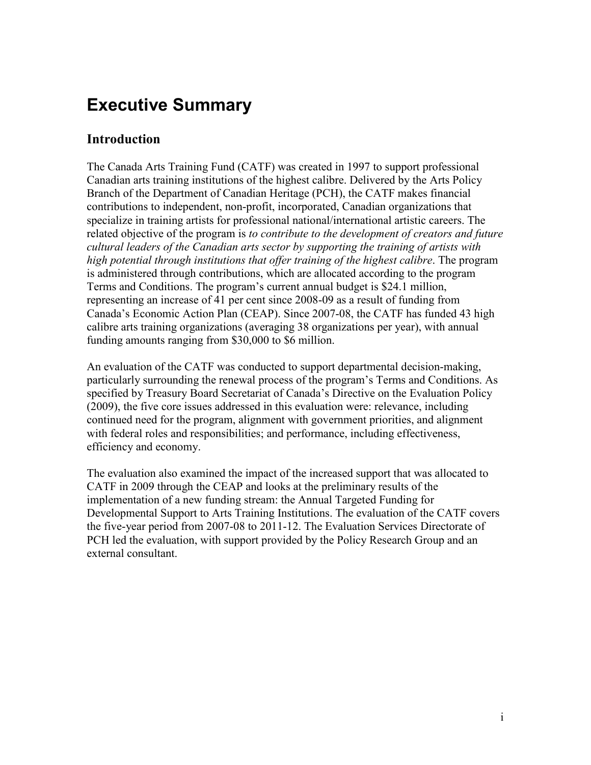# Executive Summary

## Introduction

The Canada Arts Training Fund (CATF) was created in 1997 to support professional Canadian arts training institutions of the highest calibre. Delivered by the Arts Policy Branch of the Department of Canadian Heritage (PCH), the CATF makes financial contributions to independent, non-profit, incorporated, Canadian organizations that specialize in training artists for professional national/international artistic careers. The related objective of the program is *to contribute to the development of creators and future cultural leaders of the Canadian arts sector by supporting the training of artists with high potential through institutions that offer training of the highest calibre*. The program is administered through contributions, which are allocated according to the program Terms and Conditions. The program's current annual budget is $24.1 million, representing an increase of 41 per cent since 2008-09 as a result of funding from Canada's Economic Action Plan (CEAP). Since 2007-08, the CATF has funded 43 high calibre arts training organizations (averaging 38 organizations per year), with annual funding amounts ranging from $30,000 to $6 million.

An evaluation of the CATF was conducted to support departmental decision-making, particularly surrounding the renewal process of the program's Terms and Conditions. As specified by Treasury Board Secretariat of Canada's Directive on the Evaluation Policy (2009), the five core issues addressed in this evaluation were: relevance, including continued need for the program, alignment with government priorities, and alignment with federal roles and responsibilities; and performance, including effectiveness, efficiency and economy.

The evaluation also examined the impact of the increased support that was allocated to CATF in 2009 through the CEAP and looks at the preliminary results of the implementation of a new funding stream: the Annual Targeted Funding for Developmental Support to Arts Training Institutions. The evaluation of the CATF covers the five-year period from 2007-08 to 2011-12. The Evaluation Services Directorate of PCH led the evaluation, with support provided by the Policy Research Group and an external consultant.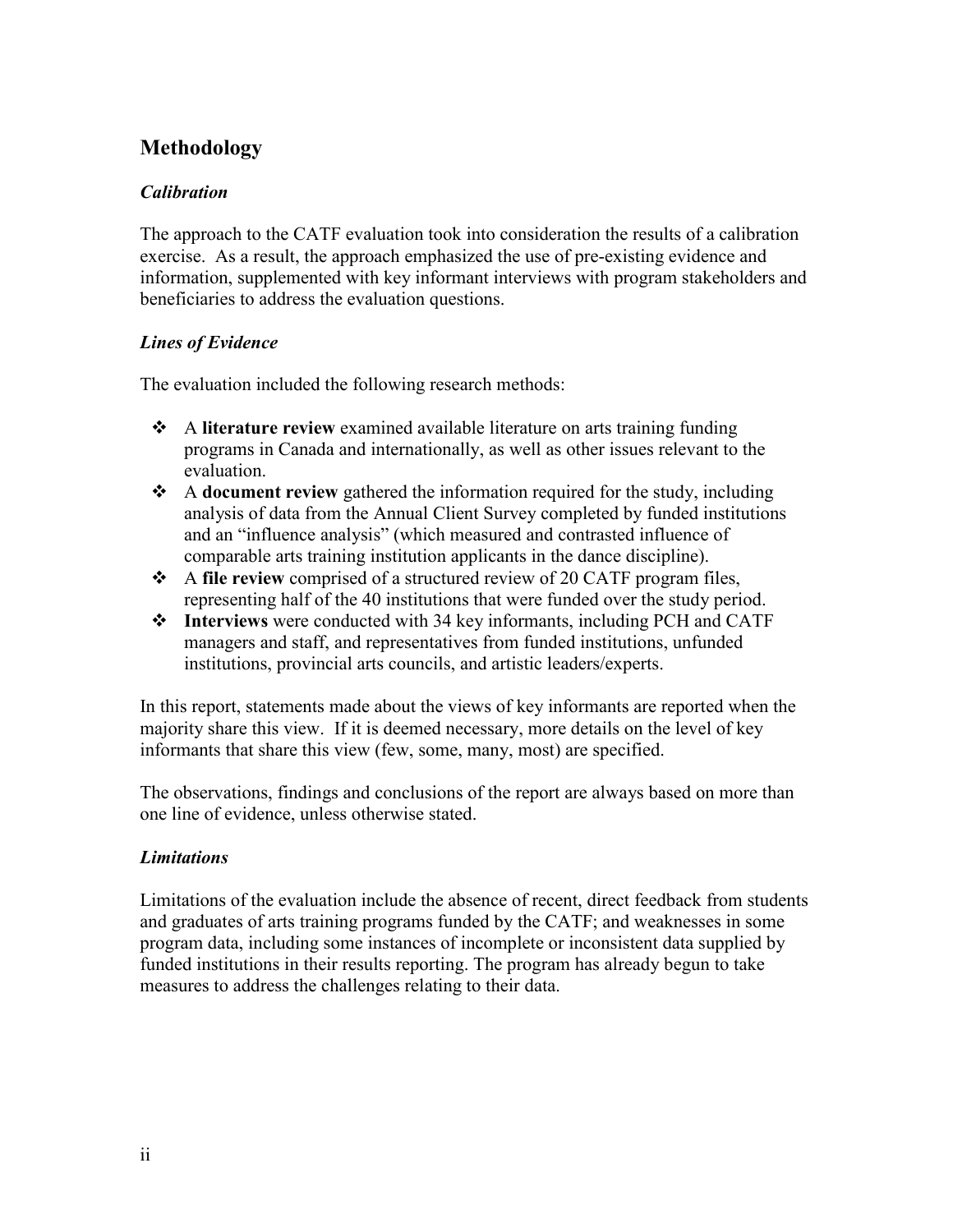## Methodology

### *Calibration*

The approach to the CATF evaluation took into consideration the results of a calibration exercise. As a result, the approach emphasized the use of pre-existing evidence and information, supplemented with key informant interviews with program stakeholders and beneficiaries to address the evaluation questions.

### *Lines of Evidence*

The evaluation included the following research methods:

- A **literature review** examined available literature on arts training funding programs in Canada and internationally, as well as other issues relevant to the evaluation.
- A **document review** gathered the information required for the study, including analysis of data from the Annual Client Survey completed by funded institutions and an "influence analysis" (which measured and contrasted influence of comparable arts training institution applicants in the dance discipline).
- A **file review** comprised of a structured review of 20 CATF program files, representing half of the 40 institutions that were funded over the study period.
- **Interviews** were conducted with 34 key informants, including PCH and CATF managers and staff, and representatives from funded institutions, unfunded institutions, provincial arts councils, and artistic leaders/experts.

In this report, statements made about the views of key informants are reported when the majority share this view. If it is deemed necessary, more details on the level of key informants that share this view (few, some, many, most) are specified.

The observations, findings and conclusions of the report are always based on more than one line of evidence, unless otherwise stated.

### *Limitations*

Limitations of the evaluation include the absence of recent, direct feedback from students and graduates of arts training programs funded by the CATF; and weaknesses in some program data, including some instances of incomplete or inconsistent data supplied by funded institutions in their results reporting. The program has already begun to take measures to address the challenges relating to their data.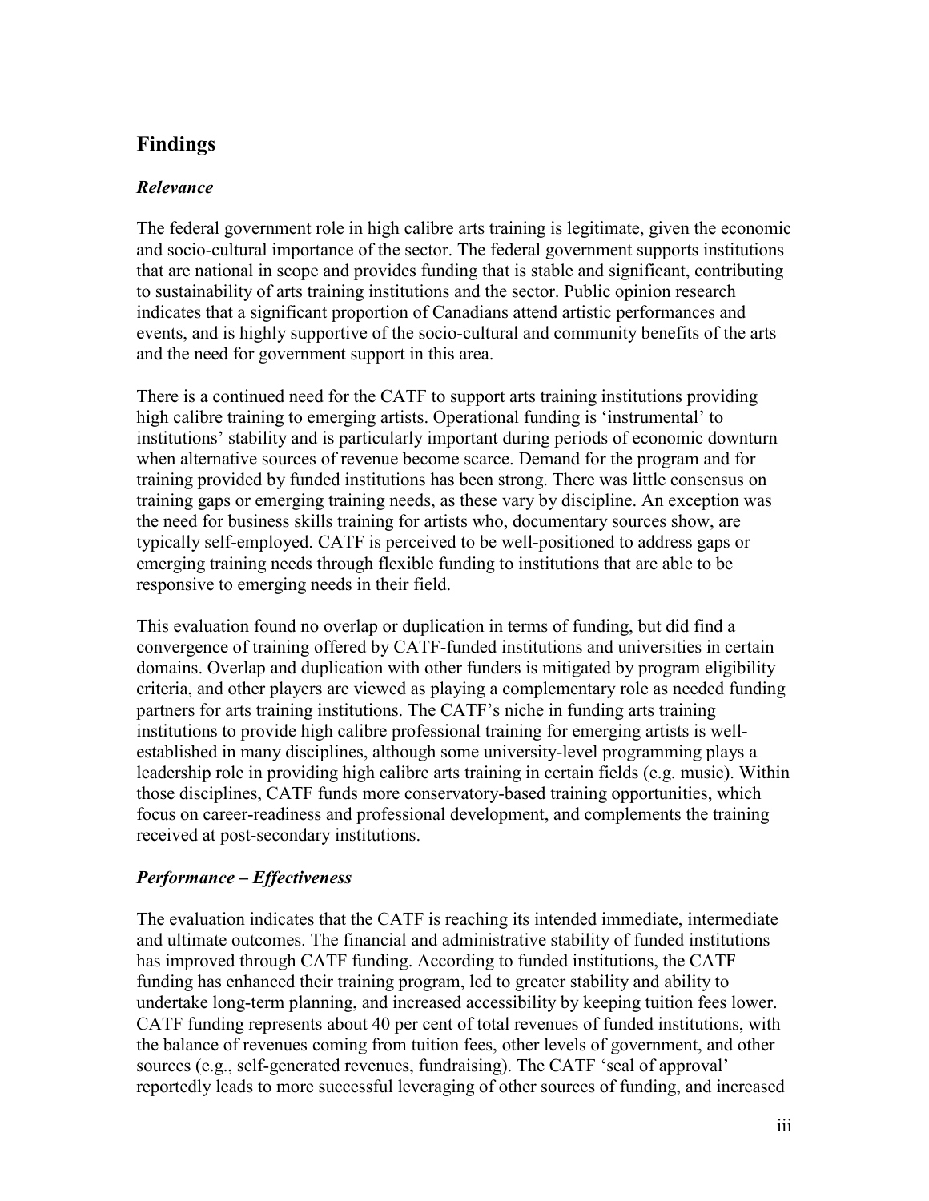## Findings

### *Relevance*

The federal government role in high calibre arts training is legitimate, given the economic and socio-cultural importance of the sector. The federal government supports institutions that are national in scope and provides funding that is stable and significant, contributing to sustainability of arts training institutions and the sector. Public opinion research indicates that a significant proportion of Canadians attend artistic performances and events, and is highly supportive of the socio-cultural and community benefits of the arts and the need for government support in this area.

There is a continued need for the CATF to support arts training institutions providing high calibre training to emerging artists. Operational funding is 'instrumental' to institutions' stability and is particularly important during periods of economic downturn when alternative sources of revenue become scarce. Demand for the program and for training provided by funded institutions has been strong. There was little consensus on training gaps or emerging training needs, as these vary by discipline. An exception was the need for business skills training for artists who, documentary sources show, are typically self-employed. CATF is perceived to be well-positioned to address gaps or emerging training needs through flexible funding to institutions that are able to be responsive to emerging needs in their field.

This evaluation found no overlap or duplication in terms of funding, but did find a convergence of training offered by CATF-funded institutions and universities in certain domains. Overlap and duplication with other funders is mitigated by program eligibility criteria, and other players are viewed as playing a complementary role as needed funding partners for arts training institutions. The CATF's niche in funding arts training institutions to provide high calibre professional training for emerging artists is well-established in many disciplines, although some university-level programming plays a leadership role in providing high calibre arts training in certain fields (e.g. music). Within those disciplines, CATF funds more conservatory-based training opportunities, which focus on career-readiness and professional development, and complements the training received at post-secondary institutions.

### *Performance – Effectiveness*

The evaluation indicates that the CATF is reaching its intended immediate, intermediate and ultimate outcomes. The financial and administrative stability of funded institutions has improved through CATF funding. According to funded institutions, the CATF funding has enhanced their training program, led to greater stability and ability to undertake long-term planning, and increased accessibility by keeping tuition fees lower. CATF funding represents about 40 per cent of total revenues of funded institutions, with the balance of revenues coming from tuition fees, other levels of government, and other sources (e.g., self-generated revenues, fundraising). The CATF 'seal of approval' reportedly leads to more successful leveraging of other sources of funding, and increased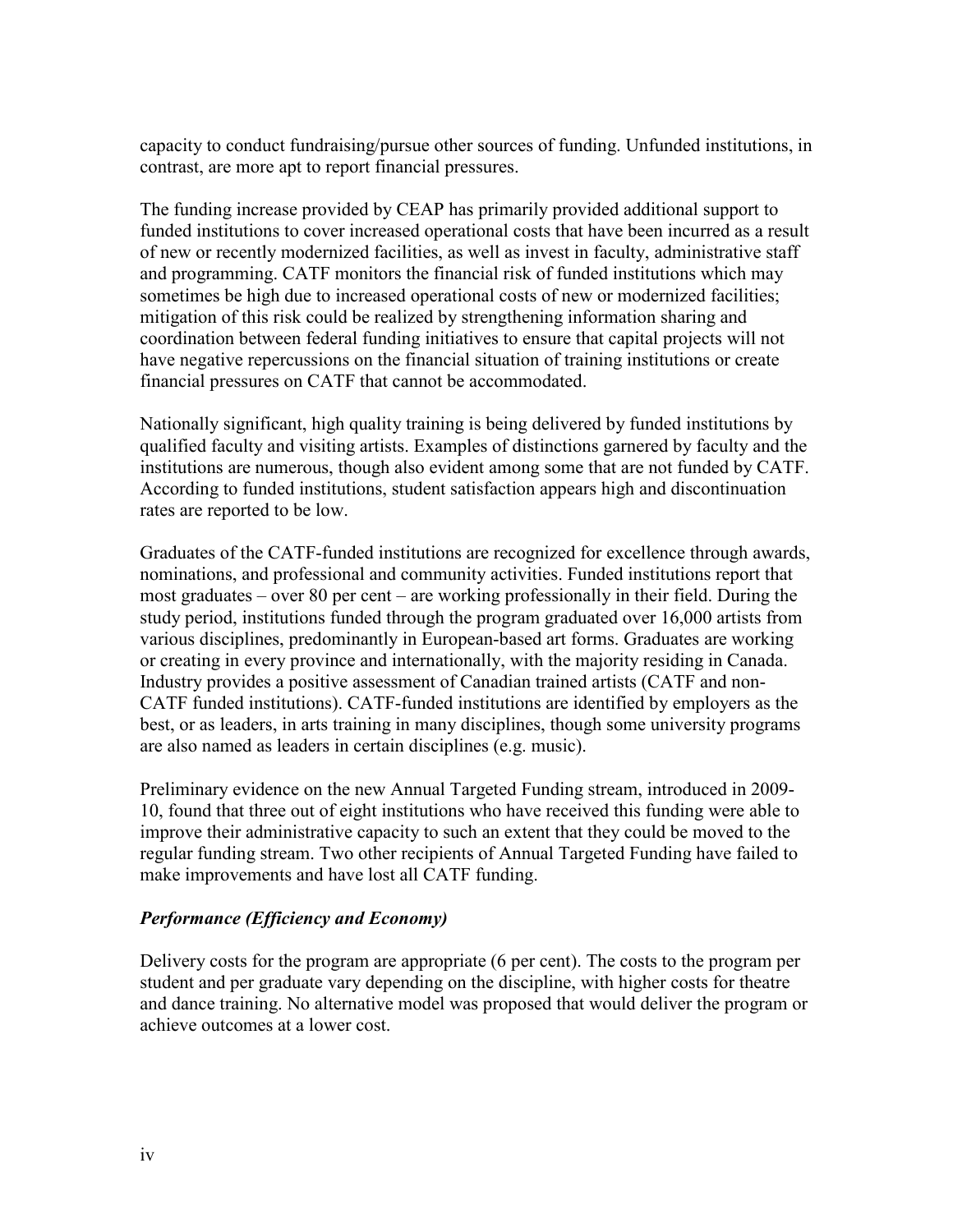capacity to conduct fundraising/pursue other sources of funding. Unfunded institutions, in contrast, are more apt to report financial pressures.

The funding increase provided by CEAP has primarily provided additional support to funded institutions to cover increased operational costs that have been incurred as a result of new or recently modernized facilities, as well as invest in faculty, administrative staff and programming. CATF monitors the financial risk of funded institutions which may sometimes be high due to increased operational costs of new or modernized facilities; mitigation of this risk could be realized by strengthening information sharing and coordination between federal funding initiatives to ensure that capital projects will not have negative repercussions on the financial situation of training institutions or create financial pressures on CATF that cannot be accommodated.

Nationally significant, high quality training is being delivered by funded institutions by qualified faculty and visiting artists. Examples of distinctions garnered by faculty and the institutions are numerous, though also evident among some that are not funded by CATF. According to funded institutions, student satisfaction appears high and discontinuation rates are reported to be low.

Graduates of the CATF-funded institutions are recognized for excellence through awards, nominations, and professional and community activities. Funded institutions report that most graduates – over 80 per cent – are working professionally in their field. During the study period, institutions funded through the program graduated over 16,000 artists from various disciplines, predominantly in European-based art forms. Graduates are working or creating in every province and internationally, with the majority residing in Canada. Industry provides a positive assessment of Canadian trained artists (CATF and non-CATF funded institutions). CATF-funded institutions are identified by employers as the best, or as leaders, in arts training in many disciplines, though some university programs are also named as leaders in certain disciplines (e.g. music).

Preliminary evidence on the new Annual Targeted Funding stream, introduced in 2009-10, found that three out of eight institutions who have received this funding were able to improve their administrative capacity to such an extent that they could be moved to the regular funding stream. Two other recipients of Annual Targeted Funding have failed to make improvements and have lost all CATF funding.

### *Performance (Efficiency and Economy)*

Delivery costs for the program are appropriate (6 per cent). The costs to the program per student and per graduate vary depending on the discipline, with higher costs for theatre and dance training. No alternative model was proposed that would deliver the program or achieve outcomes at a lower cost.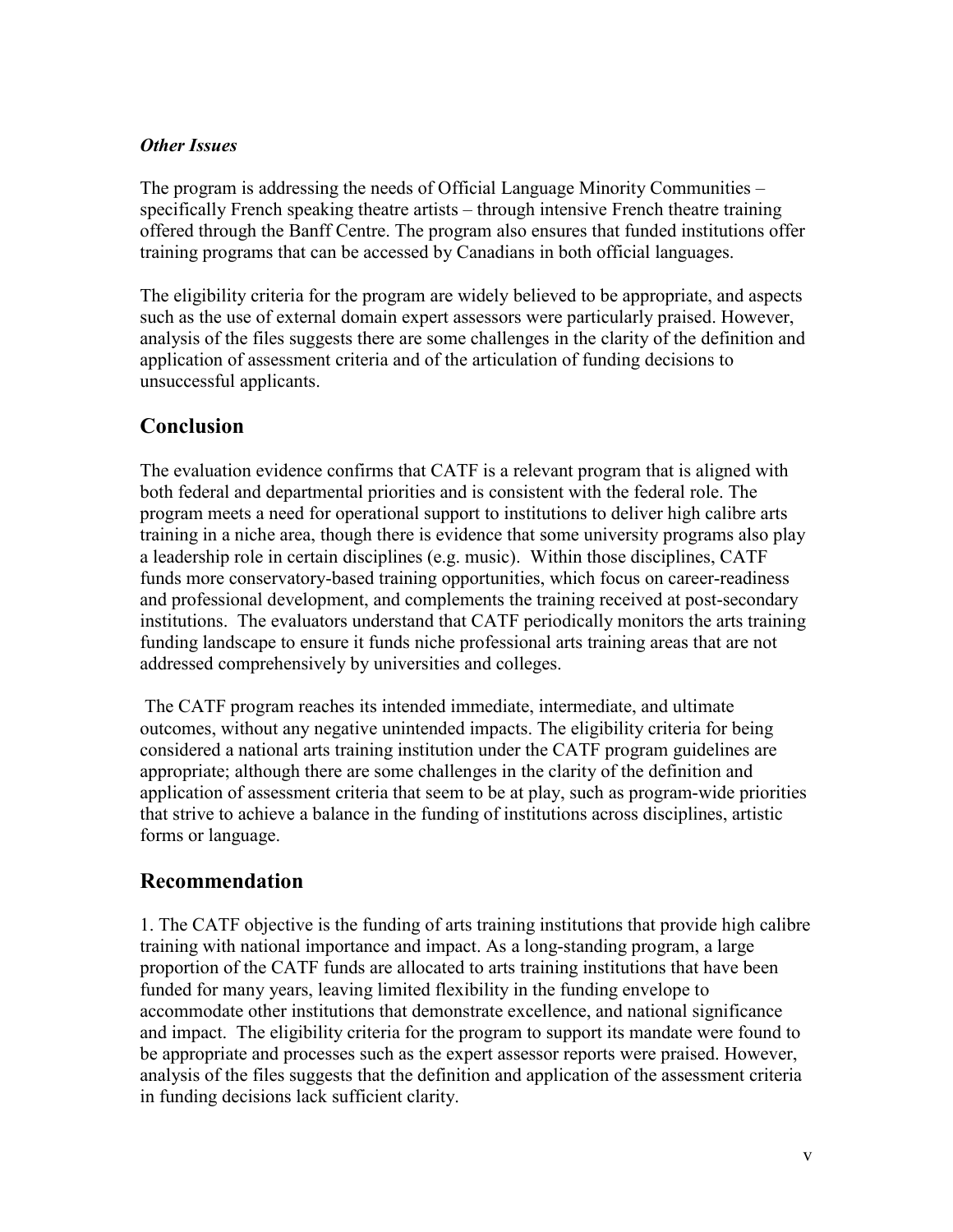### *Other Issues*

The program is addressing the needs of Official Language Minority Communities – specifically French speaking theatre artists – through intensive French theatre training offered through the Banff Centre. The program also ensures that funded institutions offer training programs that can be accessed by Canadians in both official languages.

The eligibility criteria for the program are widely believed to be appropriate, and aspects such as the use of external domain expert assessors were particularly praised. However, analysis of the files suggests there are some challenges in the clarity of the definition and application of assessment criteria and of the articulation of funding decisions to unsuccessful applicants.

## Conclusion

The evaluation evidence confirms that CATF is a relevant program that is aligned with both federal and departmental priorities and is consistent with the federal role. The program meets a need for operational support to institutions to deliver high calibre arts training in a niche area, though there is evidence that some university programs also play a leadership role in certain disciplines (e.g. music). Within those disciplines, CATF funds more conservatory-based training opportunities, which focus on career-readiness and professional development, and complements the training received at post-secondary institutions. The evaluators understand that CATF periodically monitors the arts training funding landscape to ensure it funds niche professional arts training areas that are not addressed comprehensively by universities and colleges.

The CATF program reaches its intended immediate, intermediate, and ultimate outcomes, without any negative unintended impacts. The eligibility criteria for being considered a national arts training institution under the CATF program guidelines are appropriate; although there are some challenges in the clarity of the definition and application of assessment criteria that seem to be at play, such as program-wide priorities that strive to achieve a balance in the funding of institutions across disciplines, artistic forms or language.

## Recommendation

1. The CATF objective is the funding of arts training institutions that provide high calibre training with national importance and impact. As a long-standing program, a large proportion of the CATF funds are allocated to arts training institutions that have been funded for many years, leaving limited flexibility in the funding envelope to accommodate other institutions that demonstrate excellence, and national significance and impact. The eligibility criteria for the program to support its mandate were found to be appropriate and processes such as the expert assessor reports were praised. However, analysis of the files suggests that the definition and application of the assessment criteria in funding decisions lack sufficient clarity.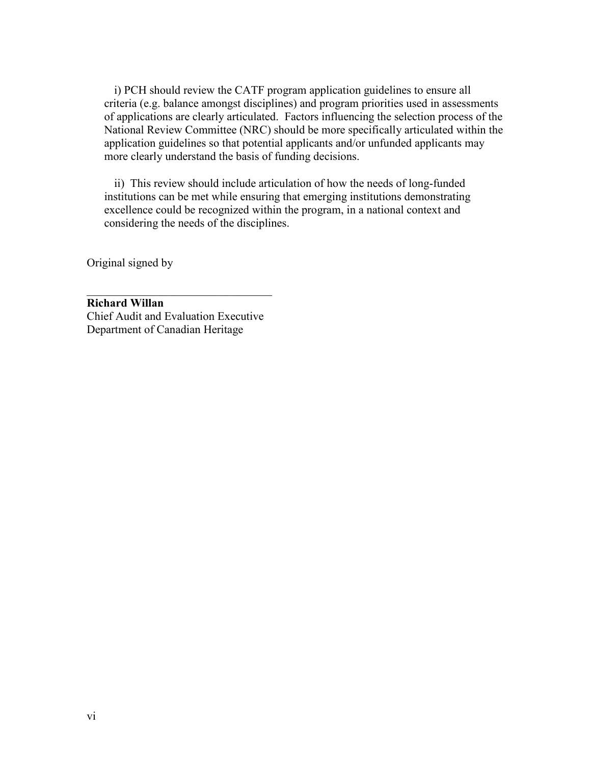i) PCH should review the CATF program application guidelines to ensure all criteria (e.g. balance amongst disciplines) and program priorities used in assessments of applications are clearly articulated. Factors influencing the selection process of the National Review Committee (NRC) should be more specifically articulated within the application guidelines so that potential applicants and/or unfunded applicants may more clearly understand the basis of funding decisions.

ii) This review should include articulation of how the needs of long-funded institutions can be met while ensuring that emerging institutions demonstrating excellence could be recognized within the program, in a national context and considering the needs of the disciplines.

Original signed by

\_\_\_\_\_\_\_\_\_\_\_\_\_\_\_\_\_\_\_\_\_\_\_\_\_\_\_\_\_\_\_\_\_

**Richard Willan**
Chief Audit and Evaluation Executive
Department of Canadian Heritage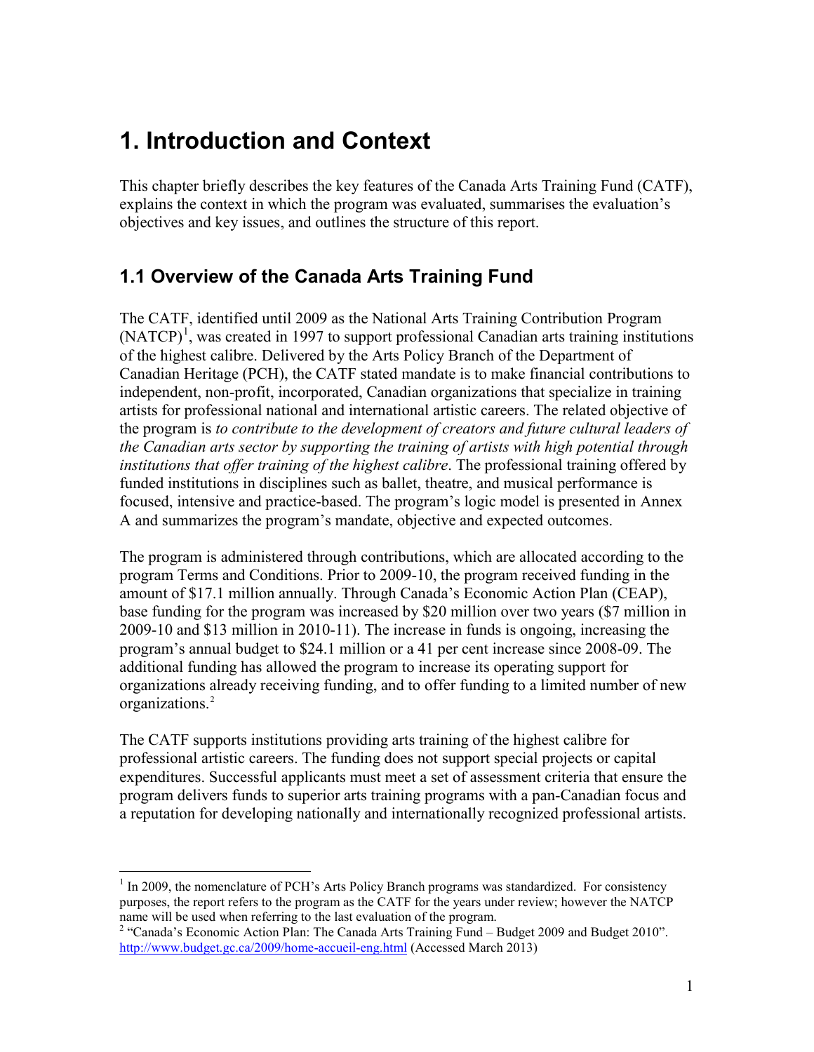# 1. Introduction and Context

This chapter briefly describes the key features of the Canada Arts Training Fund (CATF), explains the context in which the program was evaluated, summarises the evaluation's objectives and key issues, and outlines the structure of this report.

## 1.1 Overview of the Canada Arts Training Fund

The CATF, identified until 2009 as the National Arts Training Contribution Program (NATCP)[1], was created in 1997 to support professional Canadian arts training institutions of the highest calibre. Delivered by the Arts Policy Branch of the Department of Canadian Heritage (PCH), the CATF stated mandate is to make financial contributions to independent, non-profit, incorporated, Canadian organizations that specialize in training artists for professional national and international artistic careers. The related objective of the program is *to contribute to the development of creators and future cultural leaders of the Canadian arts sector by supporting the training of artists with high potential through institutions that offer training of the highest calibre*. The professional training offered by funded institutions in disciplines such as ballet, theatre, and musical performance is focused, intensive and practice-based. The program's logic model is presented in Annex A and summarizes the program's mandate, objective and expected outcomes.

The program is administered through contributions, which are allocated according to the program Terms and Conditions. Prior to 2009-10, the program received funding in the amount of $17.1 million annually. Through Canada's Economic Action Plan (CEAP), base funding for the program was increased by $20 million over two years ($7 million in 2009-10 and $13 million in 2010-11). The increase in funds is ongoing, increasing the program's annual budget to $24.1 million or a 41 per cent increase since 2008-09. The additional funding has allowed the program to increase its operating support for organizations already receiving funding, and to offer funding to a limited number of new organizations.[2]

The CATF supports institutions providing arts training of the highest calibre for professional artistic careers. The funding does not support special projects or capital expenditures. Successful applicants must meet a set of assessment criteria that ensure the program delivers funds to superior arts training programs with a pan-Canadian focus and a reputation for developing nationally and internationally recognized professional artists.

---

[1] In 2009, the nomenclature of PCH's Arts Policy Branch programs was standardized. For consistency purposes, the report refers to the program as the CATF for the years under review; however the NATCP name will be used when referring to the last evaluation of the program.

[2] "Canada's Economic Action Plan: The Canada Arts Training Fund – Budget 2009 and Budget 2010". http://www.budget.gc.ca/2009/home-accueil-eng.html (Accessed March 2013)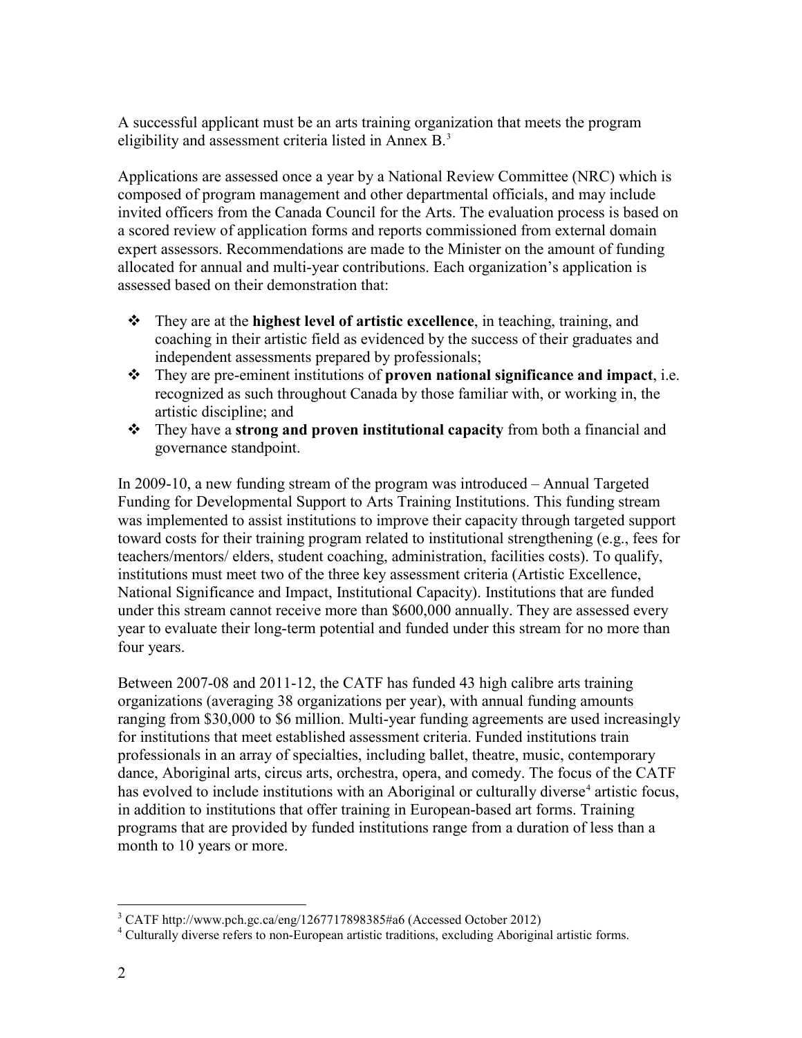A successful applicant must be an arts training organization that meets the program eligibility and assessment criteria listed in Annex B.[3]

Applications are assessed once a year by a National Review Committee (NRC) which is composed of program management and other departmental officials, and may include invited officers from the Canada Council for the Arts. The evaluation process is based on a scored review of application forms and reports commissioned from external domain expert assessors. Recommendations are made to the Minister on the amount of funding allocated for annual and multi-year contributions. Each organization's application is assessed based on their demonstration that:

- They are at the **highest level of artistic excellence**, in teaching, training, and coaching in their artistic field as evidenced by the success of their graduates and independent assessments prepared by professionals;
- They are pre-eminent institutions of **proven national significance and impact**, i.e. recognized as such throughout Canada by those familiar with, or working in, the artistic discipline; and
- They have a **strong and proven institutional capacity** from both a financial and governance standpoint.

In 2009-10, a new funding stream of the program was introduced – Annual Targeted Funding for Developmental Support to Arts Training Institutions. This funding stream was implemented to assist institutions to improve their capacity through targeted support toward costs for their training program related to institutional strengthening (e.g., fees for teachers/mentors/ elders, student coaching, administration, facilities costs). To qualify, institutions must meet two of the three key assessment criteria (Artistic Excellence, National Significance and Impact, Institutional Capacity). Institutions that are funded under this stream cannot receive more than $600,000 annually. They are assessed every year to evaluate their long-term potential and funded under this stream for no more than four years.

Between 2007-08 and 2011-12, the CATF has funded 43 high calibre arts training organizations (averaging 38 organizations per year), with annual funding amounts ranging from $30,000 to $6 million. Multi-year funding agreements are used increasingly for institutions that meet established assessment criteria. Funded institutions train professionals in an array of specialties, including ballet, theatre, music, contemporary dance, Aboriginal arts, circus arts, orchestra, opera, and comedy. The focus of the CATF has evolved to include institutions with an Aboriginal or culturally diverse[4] artistic focus, in addition to institutions that offer training in European-based art forms. Training programs that are provided by funded institutions range from a duration of less than a month to 10 years or more.

---

[3] CATF http://www.pch.gc.ca/eng/1267717898385#a6 (Accessed October 2012)

[4] Culturally diverse refers to non-European artistic traditions, excluding Aboriginal artistic forms.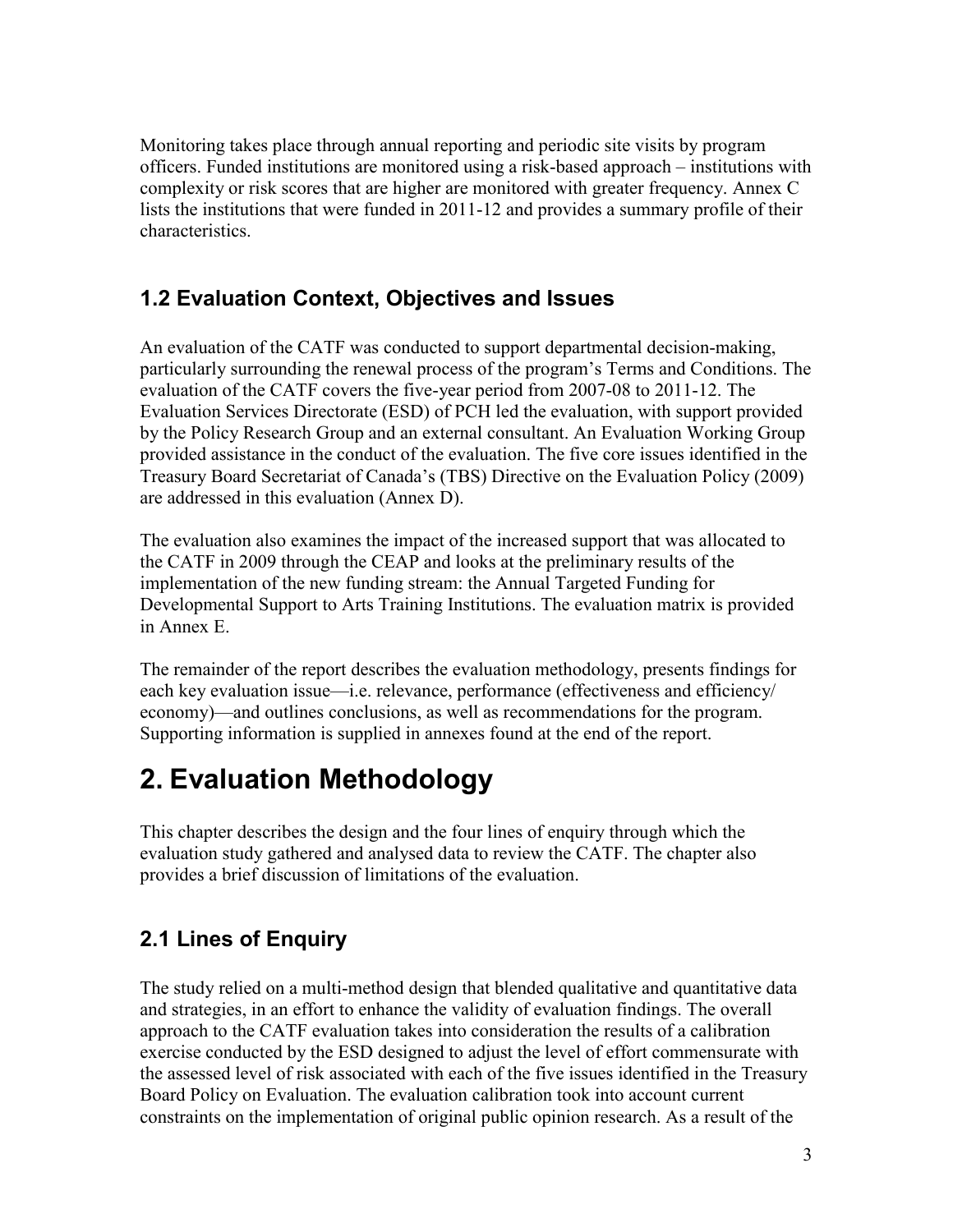Monitoring takes place through annual reporting and periodic site visits by program officers. Funded institutions are monitored using a risk-based approach – institutions with complexity or risk scores that are higher are monitored with greater frequency. Annex C lists the institutions that were funded in 2011-12 and provides a summary profile of their characteristics.

## 1.2 Evaluation Context, Objectives and Issues

An evaluation of the CATF was conducted to support departmental decision-making, particularly surrounding the renewal process of the program's Terms and Conditions. The evaluation of the CATF covers the five-year period from 2007-08 to 2011-12. The Evaluation Services Directorate (ESD) of PCH led the evaluation, with support provided by the Policy Research Group and an external consultant. An Evaluation Working Group provided assistance in the conduct of the evaluation. The five core issues identified in the Treasury Board Secretariat of Canada's (TBS) Directive on the Evaluation Policy (2009) are addressed in this evaluation (Annex D).

The evaluation also examines the impact of the increased support that was allocated to the CATF in 2009 through the CEAP and looks at the preliminary results of the implementation of the new funding stream: the Annual Targeted Funding for Developmental Support to Arts Training Institutions. The evaluation matrix is provided in Annex E.

The remainder of the report describes the evaluation methodology, presents findings for each key evaluation issue—i.e. relevance, performance (effectiveness and efficiency/ economy)—and outlines conclusions, as well as recommendations for the program. Supporting information is supplied in annexes found at the end of the report.

# 2. Evaluation Methodology

This chapter describes the design and the four lines of enquiry through which the evaluation study gathered and analysed data to review the CATF. The chapter also provides a brief discussion of limitations of the evaluation.

## 2.1 Lines of Enquiry

The study relied on a multi-method design that blended qualitative and quantitative data and strategies, in an effort to enhance the validity of evaluation findings. The overall approach to the CATF evaluation takes into consideration the results of a calibration exercise conducted by the ESD designed to adjust the level of effort commensurate with the assessed level of risk associated with each of the five issues identified in the Treasury Board Policy on Evaluation. The evaluation calibration took into account current constraints on the implementation of original public opinion research. As a result of the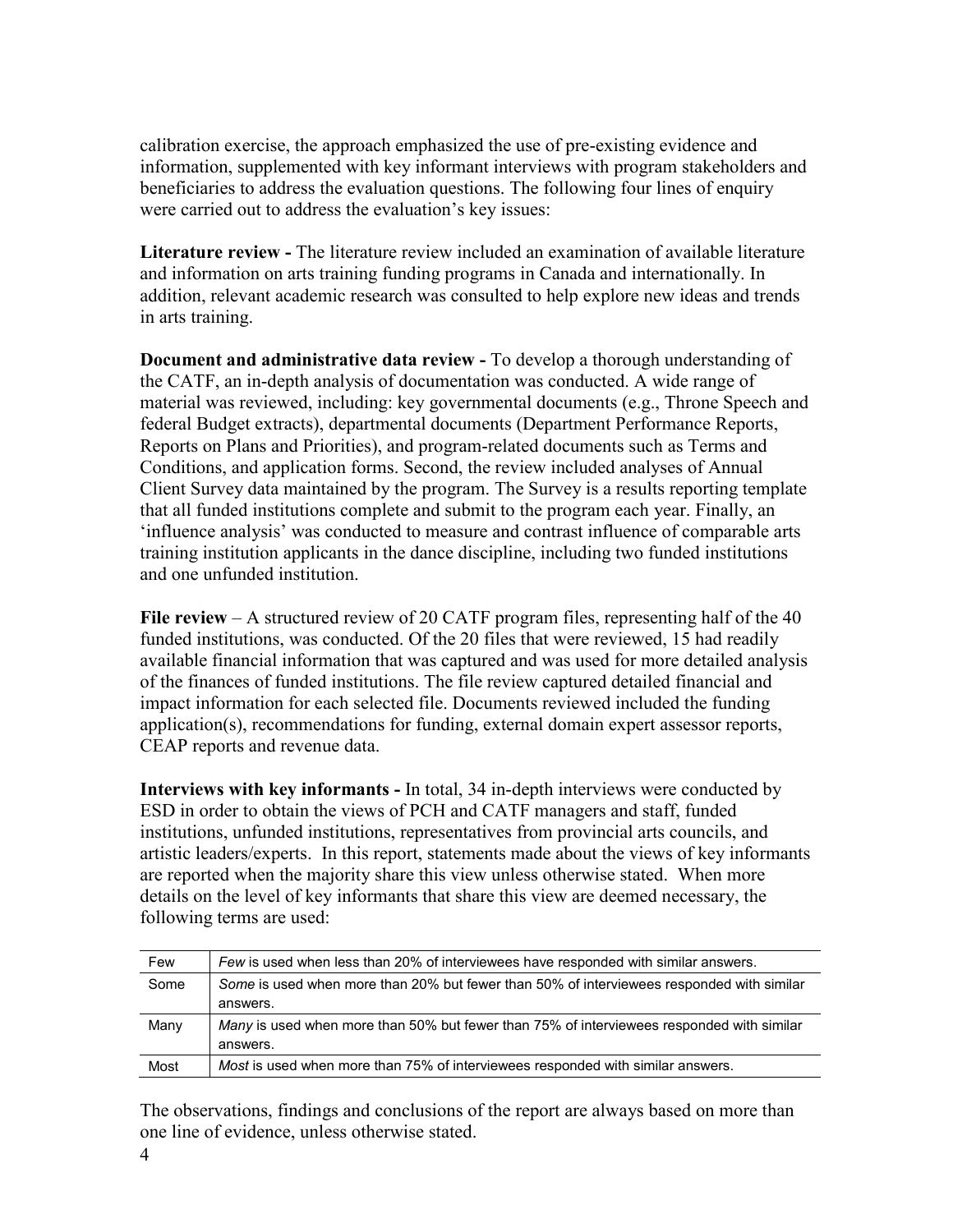calibration exercise, the approach emphasized the use of pre-existing evidence and information, supplemented with key informant interviews with program stakeholders and beneficiaries to address the evaluation questions. The following four lines of enquiry were carried out to address the evaluation's key issues:

**Literature review -** The literature review included an examination of available literature and information on arts training funding programs in Canada and internationally. In addition, relevant academic research was consulted to help explore new ideas and trends in arts training.

**Document and administrative data review -** To develop a thorough understanding of the CATF, an in-depth analysis of documentation was conducted. A wide range of material was reviewed, including: key governmental documents (e.g., Throne Speech and federal Budget extracts), departmental documents (Department Performance Reports, Reports on Plans and Priorities), and program-related documents such as Terms and Conditions, and application forms. Second, the review included analyses of Annual Client Survey data maintained by the program. The Survey is a results reporting template that all funded institutions complete and submit to the program each year. Finally, an 'influence analysis' was conducted to measure and contrast influence of comparable arts training institution applicants in the dance discipline, including two funded institutions and one unfunded institution.

**File review** – A structured review of 20 CATF program files, representing half of the 40 funded institutions, was conducted. Of the 20 files that were reviewed, 15 had readily available financial information that was captured and was used for more detailed analysis of the finances of funded institutions. The file review captured detailed financial and impact information for each selected file. Documents reviewed included the funding application(s), recommendations for funding, external domain expert assessor reports, CEAP reports and revenue data.

**Interviews with key informants -** In total, 34 in-depth interviews were conducted by ESD in order to obtain the views of PCH and CATF managers and staff, funded institutions, unfunded institutions, representatives from provincial arts councils, and artistic leaders/experts. In this report, statements made about the views of key informants are reported when the majority share this view unless otherwise stated. When more details on the level of key informants that share this view are deemed necessary, the following terms are used:

| | |
|---|---|
| Few | *Few* is used when less than 20% of interviewees have responded with similar answers. |
| Some | *Some* is used when more than 20% but fewer than 50% of interviewees responded with similar answers. |
| Many | *Many* is used when more than 50% but fewer than 75% of interviewees responded with similar answers. |
| Most | *Most* is used when more than 75% of interviewees responded with similar answers. |

The observations, findings and conclusions of the report are always based on more than one line of evidence, unless otherwise stated.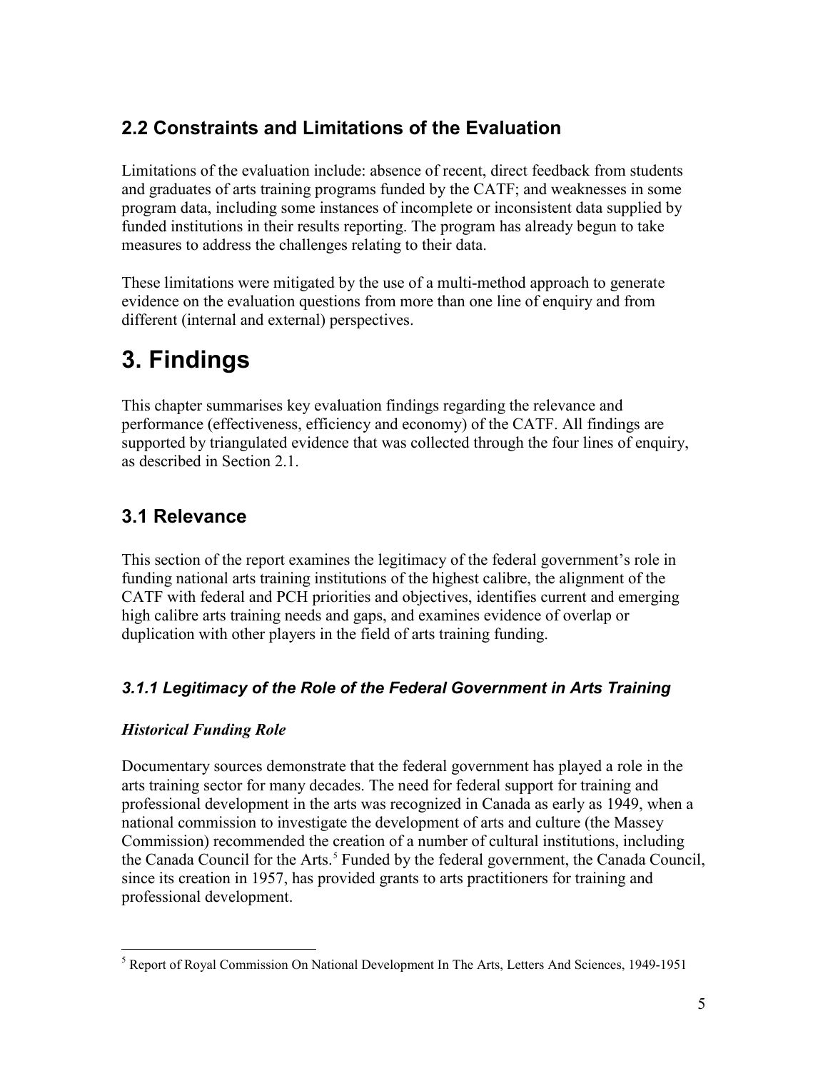## 2.2 Constraints and Limitations of the Evaluation

Limitations of the evaluation include: absence of recent, direct feedback from students and graduates of arts training programs funded by the CATF; and weaknesses in some program data, including some instances of incomplete or inconsistent data supplied by funded institutions in their results reporting. The program has already begun to take measures to address the challenges relating to their data.

These limitations were mitigated by the use of a multi-method approach to generate evidence on the evaluation questions from more than one line of enquiry and from different (internal and external) perspectives.

# 3. Findings

This chapter summarises key evaluation findings regarding the relevance and performance (effectiveness, efficiency and economy) of the CATF. All findings are supported by triangulated evidence that was collected through the four lines of enquiry, as described in Section 2.1.

## 3.1 Relevance

This section of the report examines the legitimacy of the federal government's role in funding national arts training institutions of the highest calibre, the alignment of the CATF with federal and PCH priorities and objectives, identifies current and emerging high calibre arts training needs and gaps, and examines evidence of overlap or duplication with other players in the field of arts training funding.

### *3.1.1 Legitimacy of the Role of the Federal Government in Arts Training*

#### *Historical Funding Role*

Documentary sources demonstrate that the federal government has played a role in the arts training sector for many decades. The need for federal support for training and professional development in the arts was recognized in Canada as early as 1949, when a national commission to investigate the development of arts and culture (the Massey Commission) recommended the creation of a number of cultural institutions, including the Canada Council for the Arts.[5] Funded by the federal government, the Canada Council, since its creation in 1957, has provided grants to arts practitioners for training and professional development.

[5] Report of Royal Commission On National Development In The Arts, Letters And Sciences, 1949-1951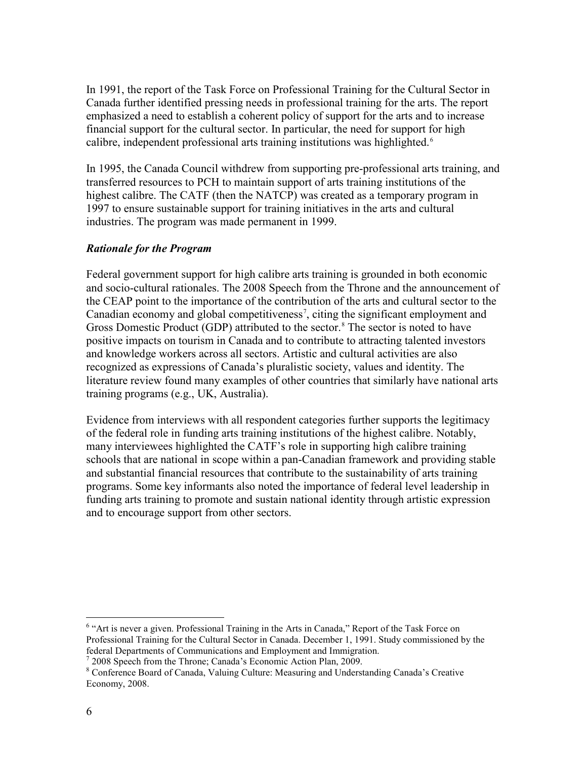In 1991, the report of the Task Force on Professional Training for the Cultural Sector in Canada further identified pressing needs in professional training for the arts. The report emphasized a need to establish a coherent policy of support for the arts and to increase financial support for the cultural sector. In particular, the need for support for high calibre, independent professional arts training institutions was highlighted.[6]

In 1995, the Canada Council withdrew from supporting pre-professional arts training, and transferred resources to PCH to maintain support of arts training institutions of the highest calibre. The CATF (then the NATCP) was created as a temporary program in 1997 to ensure sustainable support for training initiatives in the arts and cultural industries. The program was made permanent in 1999.

### *Rationale for the Program*

Federal government support for high calibre arts training is grounded in both economic and socio-cultural rationales. The 2008 Speech from the Throne and the announcement of the CEAP point to the importance of the contribution of the arts and cultural sector to the Canadian economy and global competitiveness[7], citing the significant employment and Gross Domestic Product (GDP) attributed to the sector.[8] The sector is noted to have positive impacts on tourism in Canada and to contribute to attracting talented investors and knowledge workers across all sectors. Artistic and cultural activities are also recognized as expressions of Canada's pluralistic society, values and identity. The literature review found many examples of other countries that similarly have national arts training programs (e.g., UK, Australia).

Evidence from interviews with all respondent categories further supports the legitimacy of the federal role in funding arts training institutions of the highest calibre. Notably, many interviewees highlighted the CATF's role in supporting high calibre training schools that are national in scope within a pan-Canadian framework and providing stable and substantial financial resources that contribute to the sustainability of arts training programs. Some key informants also noted the importance of federal level leadership in funding arts training to promote and sustain national identity through artistic expression and to encourage support from other sectors.

---

[6] "Art is never a given. Professional Training in the Arts in Canada," Report of the Task Force on Professional Training for the Cultural Sector in Canada. December 1, 1991. Study commissioned by the federal Departments of Communications and Employment and Immigration.

[7] 2008 Speech from the Throne; Canada's Economic Action Plan, 2009.

[8] Conference Board of Canada, Valuing Culture: Measuring and Understanding Canada's Creative Economy, 2008.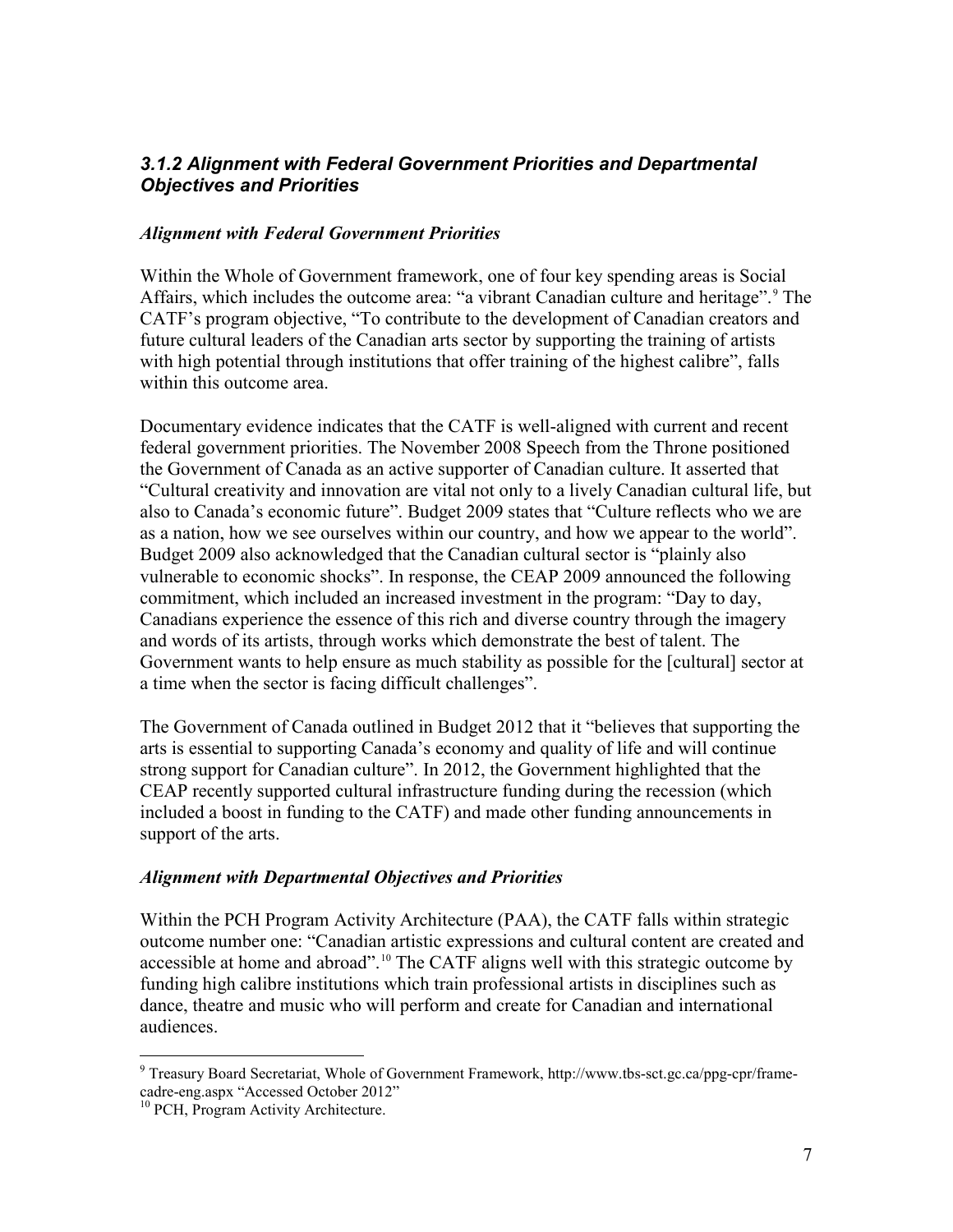### *3.1.2 Alignment with Federal Government Priorities and Departmental Objectives and Priorities*

#### *Alignment with Federal Government Priorities*

Within the Whole of Government framework, one of four key spending areas is Social Affairs, which includes the outcome area: "a vibrant Canadian culture and heritage".[9] The CATF's program objective, "To contribute to the development of Canadian creators and future cultural leaders of the Canadian arts sector by supporting the training of artists with high potential through institutions that offer training of the highest calibre", falls within this outcome area.

Documentary evidence indicates that the CATF is well-aligned with current and recent federal government priorities. The November 2008 Speech from the Throne positioned the Government of Canada as an active supporter of Canadian culture. It asserted that "Cultural creativity and innovation are vital not only to a lively Canadian cultural life, but also to Canada's economic future". Budget 2009 states that "Culture reflects who we are as a nation, how we see ourselves within our country, and how we appear to the world". Budget 2009 also acknowledged that the Canadian cultural sector is "plainly also vulnerable to economic shocks". In response, the CEAP 2009 announced the following commitment, which included an increased investment in the program: "Day to day, Canadians experience the essence of this rich and diverse country through the imagery and words of its artists, through works which demonstrate the best of talent. The Government wants to help ensure as much stability as possible for the [cultural] sector at a time when the sector is facing difficult challenges".

The Government of Canada outlined in Budget 2012 that it "believes that supporting the arts is essential to supporting Canada's economy and quality of life and will continue strong support for Canadian culture". In 2012, the Government highlighted that the CEAP recently supported cultural infrastructure funding during the recession (which included a boost in funding to the CATF) and made other funding announcements in support of the arts.

#### *Alignment with Departmental Objectives and Priorities*

Within the PCH Program Activity Architecture (PAA), the CATF falls within strategic outcome number one: "Canadian artistic expressions and cultural content are created and accessible at home and abroad".[10] The CATF aligns well with this strategic outcome by funding high calibre institutions which train professional artists in disciplines such as dance, theatre and music who will perform and create for Canadian and international audiences.

---

[9] Treasury Board Secretariat, Whole of Government Framework, http://www.tbs-sct.gc.ca/ppg-cpr/frame-cadre-eng.aspx "Accessed October 2012"

[10] PCH, Program Activity Architecture.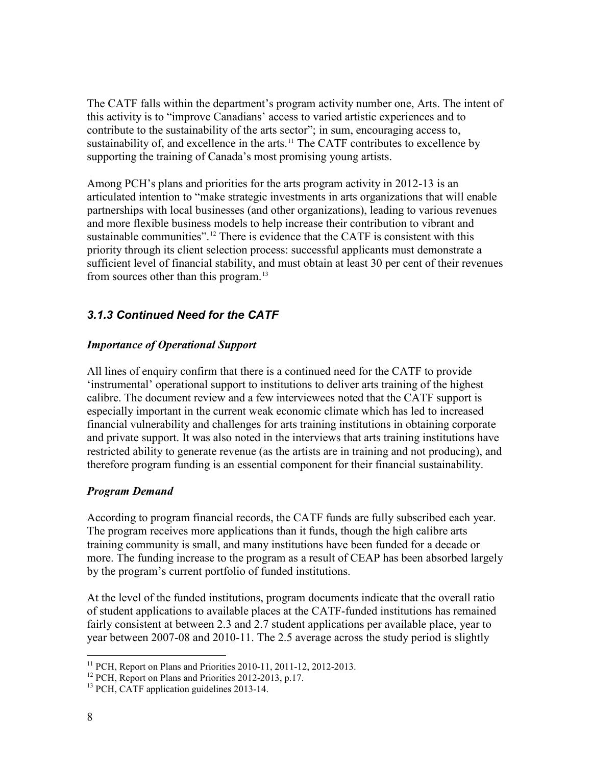The CATF falls within the department's program activity number one, Arts. The intent of this activity is to "improve Canadians' access to varied artistic experiences and to contribute to the sustainability of the arts sector"; in sum, encouraging access to, sustainability of, and excellence in the arts.[11] The CATF contributes to excellence by supporting the training of Canada's most promising young artists.

Among PCH's plans and priorities for the arts program activity in 2012-13 is an articulated intention to "make strategic investments in arts organizations that will enable partnerships with local businesses (and other organizations), leading to various revenues and more flexible business models to help increase their contribution to vibrant and sustainable communities".[12] There is evidence that the CATF is consistent with this priority through its client selection process: successful applicants must demonstrate a sufficient level of financial stability, and must obtain at least 30 per cent of their revenues from sources other than this program.[13]

### *3.1.3 Continued Need for the CATF*

***Importance of Operational Support***

All lines of enquiry confirm that there is a continued need for the CATF to provide 'instrumental' operational support to institutions to deliver arts training of the highest calibre. The document review and a few interviewees noted that the CATF support is especially important in the current weak economic climate which has led to increased financial vulnerability and challenges for arts training institutions in obtaining corporate and private support. It was also noted in the interviews that arts training institutions have restricted ability to generate revenue (as the artists are in training and not producing), and therefore program funding is an essential component for their financial sustainability.

***Program Demand***

According to program financial records, the CATF funds are fully subscribed each year. The program receives more applications than it funds, though the high calibre arts training community is small, and many institutions have been funded for a decade or more. The funding increase to the program as a result of CEAP has been absorbed largely by the program's current portfolio of funded institutions.

At the level of the funded institutions, program documents indicate that the overall ratio of student applications to available places at the CATF-funded institutions has remained fairly consistent at between 2.3 and 2.7 student applications per available place, year to year between 2007-08 and 2010-11. The 2.5 average across the study period is slightly

---

[11] PCH, Report on Plans and Priorities 2010-11, 2011-12, 2012-2013.

[12] PCH, Report on Plans and Priorities 2012-2013, p.17.

[13] PCH, CATF application guidelines 2013-14.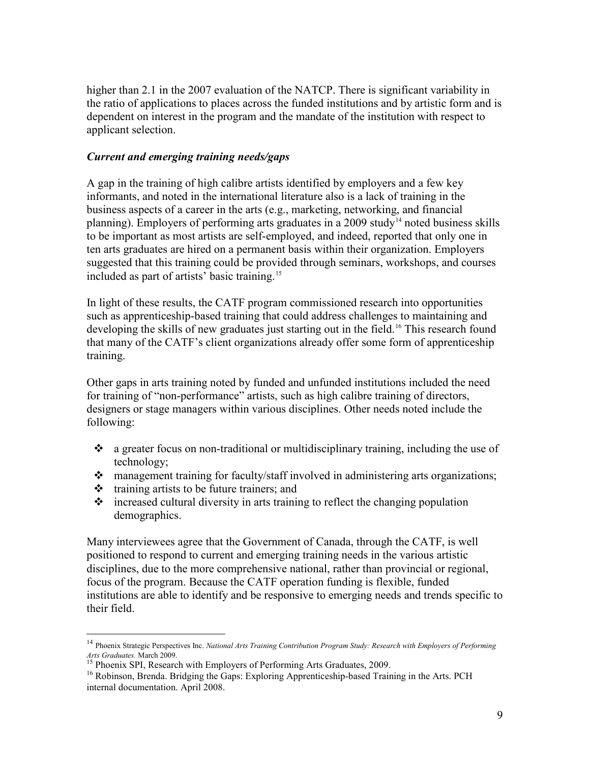higher than 2.1 in the 2007 evaluation of the NATCP. There is significant variability in the ratio of applications to places across the funded institutions and by artistic form and is dependent on interest in the program and the mandate of the institution with respect to applicant selection.

### *Current and emerging training needs/gaps*

A gap in the training of high calibre artists identified by employers and a few key informants, and noted in the international literature also is a lack of training in the business aspects of a career in the arts (e.g., marketing, networking, and financial planning). Employers of performing arts graduates in a 2009 study[14] noted business skills to be important as most artists are self-employed, and indeed, reported that only one in ten arts graduates are hired on a permanent basis within their organization. Employers suggested that this training could be provided through seminars, workshops, and courses included as part of artists' basic training.[15]

In light of these results, the CATF program commissioned research into opportunities such as apprenticeship-based training that could address challenges to maintaining and developing the skills of new graduates just starting out in the field.[16] This research found that many of the CATF's client organizations already offer some form of apprenticeship training.

Other gaps in arts training noted by funded and unfunded institutions included the need for training of "non-performance" artists, such as high calibre training of directors, designers or stage managers within various disciplines. Other needs noted include the following:

- a greater focus on non-traditional or multidisciplinary training, including the use of technology;
- management training for faculty/staff involved in administering arts organizations;
- training artists to be future trainers; and
- increased cultural diversity in arts training to reflect the changing population demographics.

Many interviewees agree that the Government of Canada, through the CATF, is well positioned to respond to current and emerging training needs in the various artistic disciplines, due to the more comprehensive national, rather than provincial or regional, focus of the program. Because the CATF operation funding is flexible, funded institutions are able to identify and be responsive to emerging needs and trends specific to their field.

---

[14] Phoenix Strategic Perspectives Inc. *National Arts Training Contribution Program Study: Research with Employers of Performing Arts Graduates.* March 2009.

[15] Phoenix SPI, Research with Employers of Performing Arts Graduates, 2009.

[16] Robinson, Brenda. Bridging the Gaps: Exploring Apprenticeship-based Training in the Arts. PCH internal documentation. April 2008.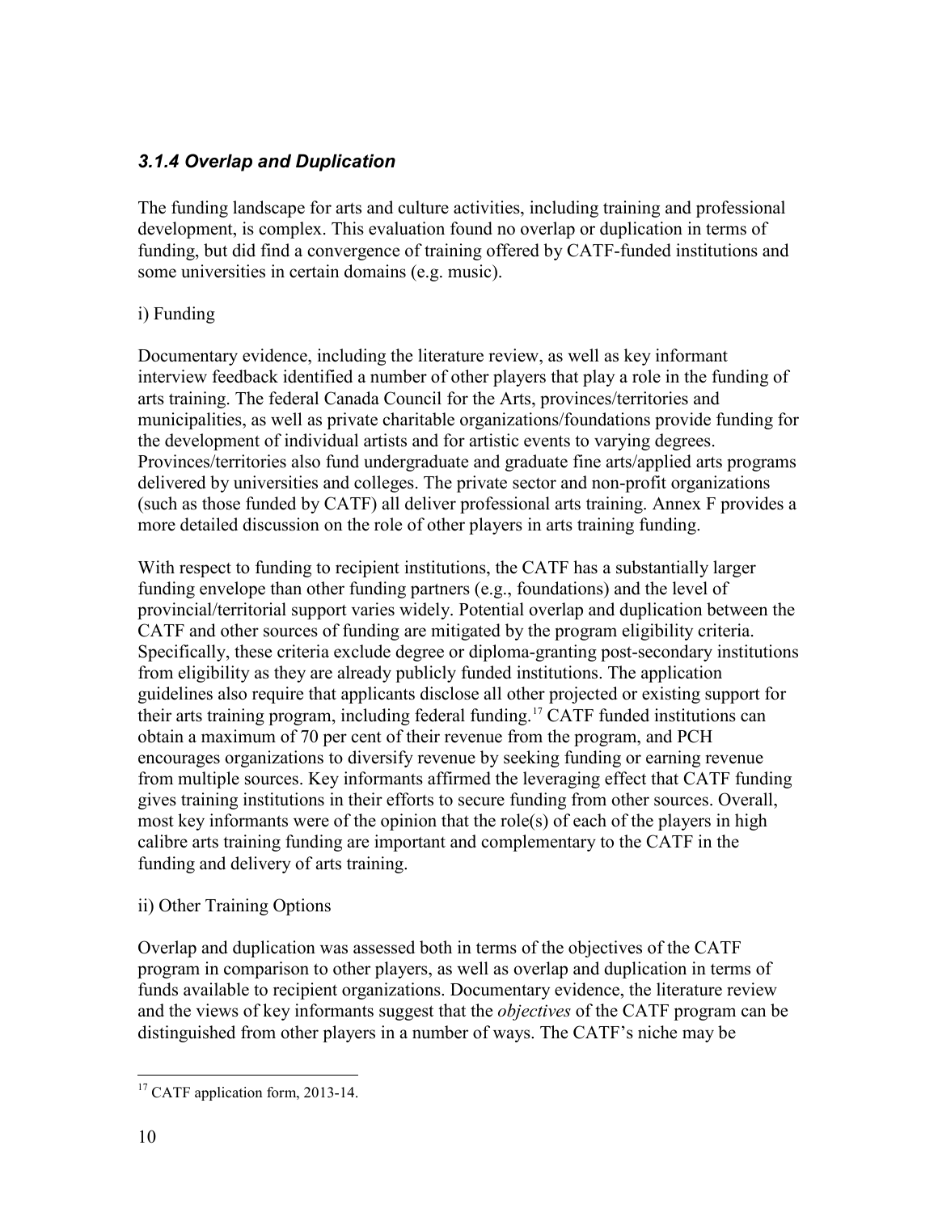### *3.1.4 Overlap and Duplication*

The funding landscape for arts and culture activities, including training and professional development, is complex. This evaluation found no overlap or duplication in terms of funding, but did find a convergence of training offered by CATF-funded institutions and some universities in certain domains (e.g. music).

i) Funding

Documentary evidence, including the literature review, as well as key informant interview feedback identified a number of other players that play a role in the funding of arts training. The federal Canada Council for the Arts, provinces/territories and municipalities, as well as private charitable organizations/foundations provide funding for the development of individual artists and for artistic events to varying degrees. Provinces/territories also fund undergraduate and graduate fine arts/applied arts programs delivered by universities and colleges. The private sector and non-profit organizations (such as those funded by CATF) all deliver professional arts training. Annex F provides a more detailed discussion on the role of other players in arts training funding.

With respect to funding to recipient institutions, the CATF has a substantially larger funding envelope than other funding partners (e.g., foundations) and the level of provincial/territorial support varies widely. Potential overlap and duplication between the CATF and other sources of funding are mitigated by the program eligibility criteria. Specifically, these criteria exclude degree or diploma-granting post-secondary institutions from eligibility as they are already publicly funded institutions. The application guidelines also require that applicants disclose all other projected or existing support for their arts training program, including federal funding.[17] CATF funded institutions can obtain a maximum of 70 per cent of their revenue from the program, and PCH encourages organizations to diversify revenue by seeking funding or earning revenue from multiple sources. Key informants affirmed the leveraging effect that CATF funding gives training institutions in their efforts to secure funding from other sources. Overall, most key informants were of the opinion that the role(s) of each of the players in high calibre arts training funding are important and complementary to the CATF in the funding and delivery of arts training.

ii) Other Training Options

Overlap and duplication was assessed both in terms of the objectives of the CATF program in comparison to other players, as well as overlap and duplication in terms of funds available to recipient organizations. Documentary evidence, the literature review and the views of key informants suggest that the *objectives* of the CATF program can be distinguished from other players in a number of ways. The CATF's niche may be

---

[17] CATF application form, 2013-14.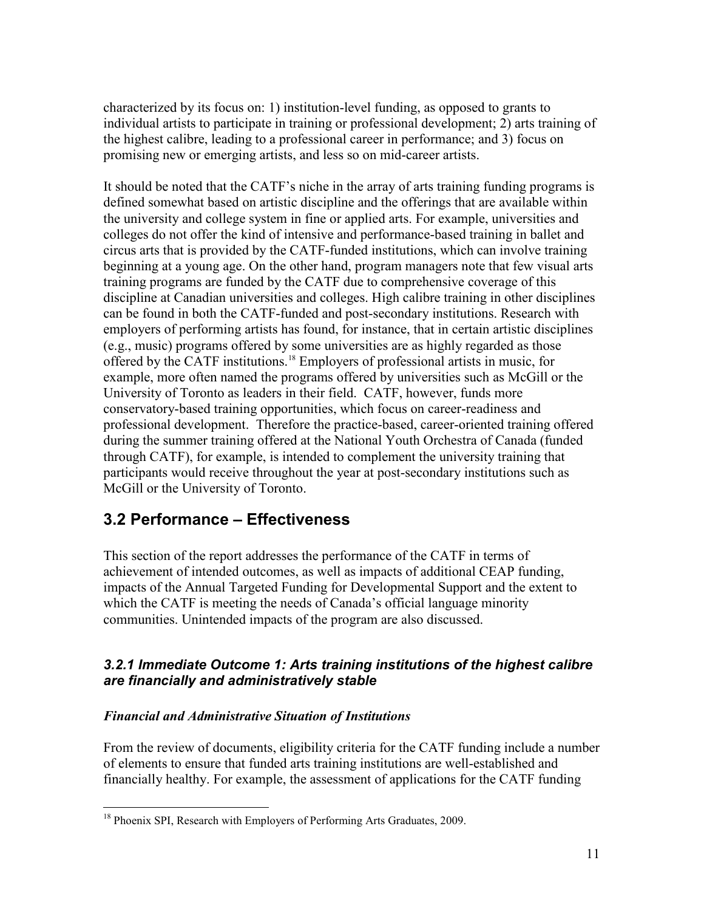characterized by its focus on: 1) institution-level funding, as opposed to grants to individual artists to participate in training or professional development; 2) arts training of the highest calibre, leading to a professional career in performance; and 3) focus on promising new or emerging artists, and less so on mid-career artists.

It should be noted that the CATF's niche in the array of arts training funding programs is defined somewhat based on artistic discipline and the offerings that are available within the university and college system in fine or applied arts. For example, universities and colleges do not offer the kind of intensive and performance-based training in ballet and circus arts that is provided by the CATF-funded institutions, which can involve training beginning at a young age. On the other hand, program managers note that few visual arts training programs are funded by the CATF due to comprehensive coverage of this discipline at Canadian universities and colleges. High calibre training in other disciplines can be found in both the CATF-funded and post-secondary institutions. Research with employers of performing artists has found, for instance, that in certain artistic disciplines (e.g., music) programs offered by some universities are as highly regarded as those offered by the CATF institutions.[18] Employers of professional artists in music, for example, more often named the programs offered by universities such as McGill or the University of Toronto as leaders in their field. CATF, however, funds more conservatory-based training opportunities, which focus on career-readiness and professional development. Therefore the practice-based, career-oriented training offered during the summer training offered at the National Youth Orchestra of Canada (funded through CATF), for example, is intended to complement the university training that participants would receive throughout the year at post-secondary institutions such as McGill or the University of Toronto.

## 3.2 Performance – Effectiveness

This section of the report addresses the performance of the CATF in terms of achievement of intended outcomes, as well as impacts of additional CEAP funding, impacts of the Annual Targeted Funding for Developmental Support and the extent to which the CATF is meeting the needs of Canada's official language minority communities. Unintended impacts of the program are also discussed.

### *3.2.1 Immediate Outcome 1: Arts training institutions of the highest calibre are financially and administratively stable*

#### *Financial and Administrative Situation of Institutions*

From the review of documents, eligibility criteria for the CATF funding include a number of elements to ensure that funded arts training institutions are well-established and financially healthy. For example, the assessment of applications for the CATF funding

---

[18] Phoenix SPI, Research with Employers of Performing Arts Graduates, 2009.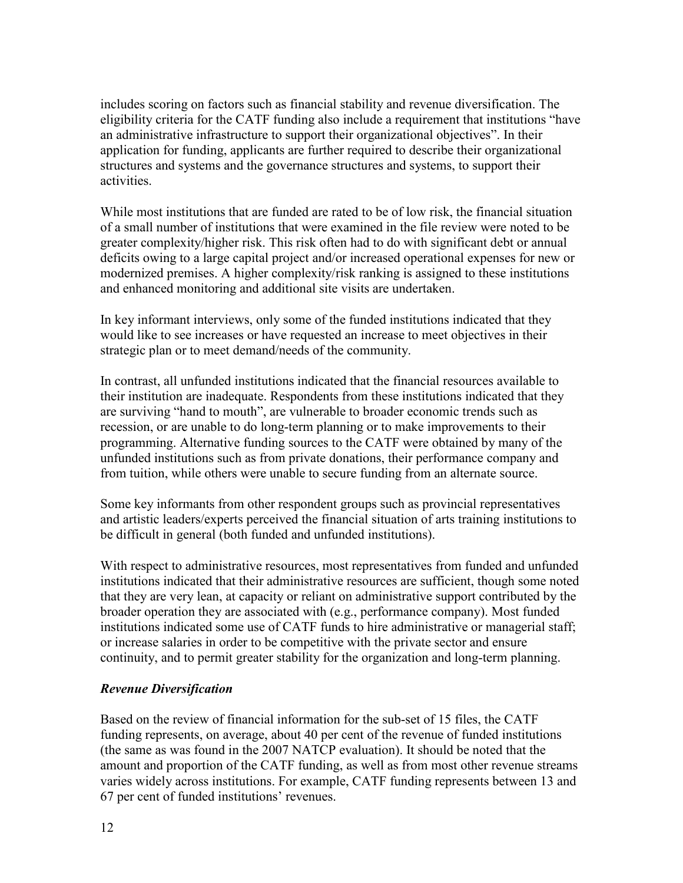includes scoring on factors such as financial stability and revenue diversification. The eligibility criteria for the CATF funding also include a requirement that institutions "have an administrative infrastructure to support their organizational objectives". In their application for funding, applicants are further required to describe their organizational structures and systems and the governance structures and systems, to support their activities.

While most institutions that are funded are rated to be of low risk, the financial situation of a small number of institutions that were examined in the file review were noted to be greater complexity/higher risk. This risk often had to do with significant debt or annual deficits owing to a large capital project and/or increased operational expenses for new or modernized premises. A higher complexity/risk ranking is assigned to these institutions and enhanced monitoring and additional site visits are undertaken.

In key informant interviews, only some of the funded institutions indicated that they would like to see increases or have requested an increase to meet objectives in their strategic plan or to meet demand/needs of the community.

In contrast, all unfunded institutions indicated that the financial resources available to their institution are inadequate. Respondents from these institutions indicated that they are surviving "hand to mouth", are vulnerable to broader economic trends such as recession, or are unable to do long-term planning or to make improvements to their programming. Alternative funding sources to the CATF were obtained by many of the unfunded institutions such as from private donations, their performance company and from tuition, while others were unable to secure funding from an alternate source.

Some key informants from other respondent groups such as provincial representatives and artistic leaders/experts perceived the financial situation of arts training institutions to be difficult in general (both funded and unfunded institutions).

With respect to administrative resources, most representatives from funded and unfunded institutions indicated that their administrative resources are sufficient, though some noted that they are very lean, at capacity or reliant on administrative support contributed by the broader operation they are associated with (e.g., performance company). Most funded institutions indicated some use of CATF funds to hire administrative or managerial staff; or increase salaries in order to be competitive with the private sector and ensure continuity, and to permit greater stability for the organization and long-term planning.

***Revenue Diversification***

Based on the review of financial information for the sub-set of 15 files, the CATF funding represents, on average, about 40 per cent of the revenue of funded institutions (the same as was found in the 2007 NATCP evaluation). It should be noted that the amount and proportion of the CATF funding, as well as from most other revenue streams varies widely across institutions. For example, CATF funding represents between 13 and 67 per cent of funded institutions' revenues.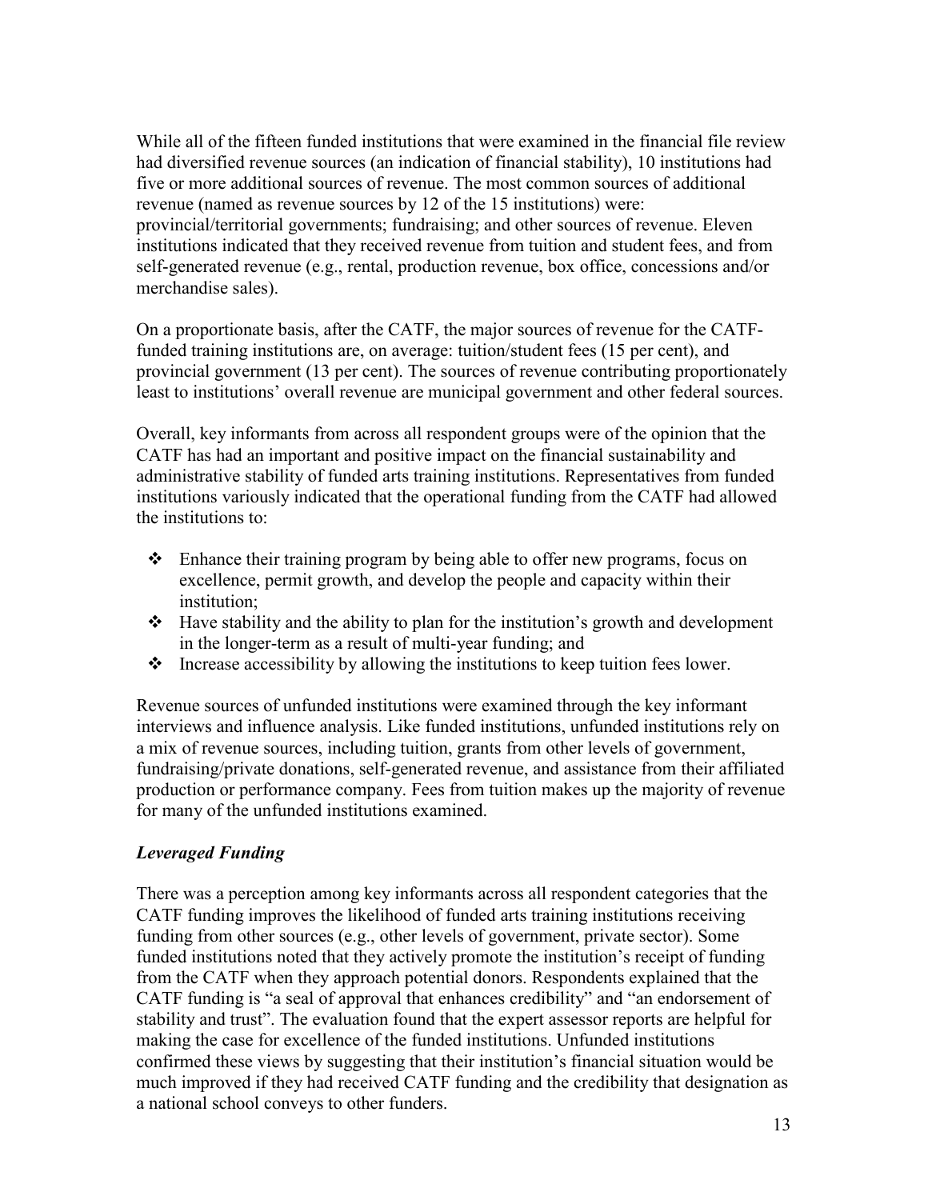While all of the fifteen funded institutions that were examined in the financial file review had diversified revenue sources (an indication of financial stability), 10 institutions had five or more additional sources of revenue. The most common sources of additional revenue (named as revenue sources by 12 of the 15 institutions) were: provincial/territorial governments; fundraising; and other sources of revenue. Eleven institutions indicated that they received revenue from tuition and student fees, and from self-generated revenue (e.g., rental, production revenue, box office, concessions and/or merchandise sales).

On a proportionate basis, after the CATF, the major sources of revenue for the CATF-funded training institutions are, on average: tuition/student fees (15 per cent), and provincial government (13 per cent). The sources of revenue contributing proportionately least to institutions' overall revenue are municipal government and other federal sources.

Overall, key informants from across all respondent groups were of the opinion that the CATF has had an important and positive impact on the financial sustainability and administrative stability of funded arts training institutions. Representatives from funded institutions variously indicated that the operational funding from the CATF had allowed the institutions to:

- Enhance their training program by being able to offer new programs, focus on excellence, permit growth, and develop the people and capacity within their institution;
- Have stability and the ability to plan for the institution's growth and development in the longer-term as a result of multi-year funding; and
- Increase accessibility by allowing the institutions to keep tuition fees lower.

Revenue sources of unfunded institutions were examined through the key informant interviews and influence analysis. Like funded institutions, unfunded institutions rely on a mix of revenue sources, including tuition, grants from other levels of government, fundraising/private donations, self-generated revenue, and assistance from their affiliated production or performance company. Fees from tuition makes up the majority of revenue for many of the unfunded institutions examined.

***Leveraged Funding***

There was a perception among key informants across all respondent categories that the CATF funding improves the likelihood of funded arts training institutions receiving funding from other sources (e.g., other levels of government, private sector). Some funded institutions noted that they actively promote the institution's receipt of funding from the CATF when they approach potential donors. Respondents explained that the CATF funding is "a seal of approval that enhances credibility" and "an endorsement of stability and trust". The evaluation found that the expert assessor reports are helpful for making the case for excellence of the funded institutions. Unfunded institutions confirmed these views by suggesting that their institution's financial situation would be much improved if they had received CATF funding and the credibility that designation as a national school conveys to other funders.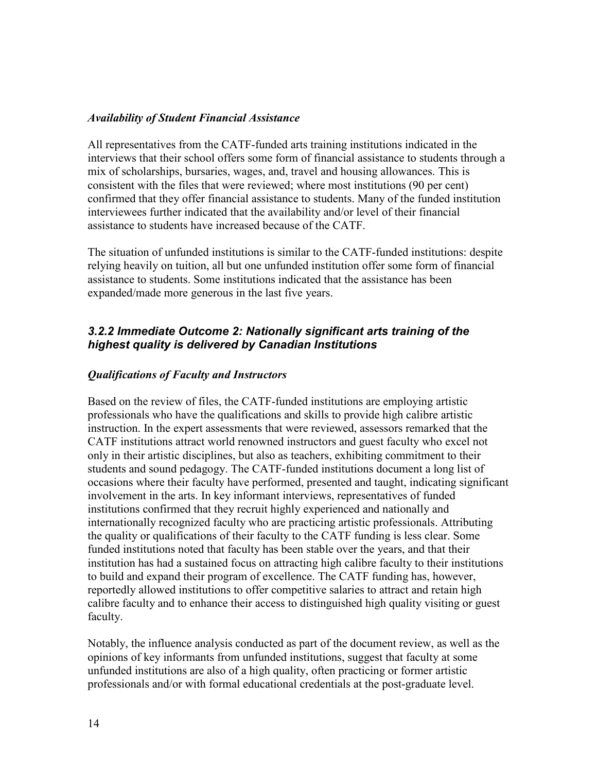### *Availability of Student Financial Assistance*

All representatives from the CATF-funded arts training institutions indicated in the interviews that their school offers some form of financial assistance to students through a mix of scholarships, bursaries, wages, and, travel and housing allowances. This is consistent with the files that were reviewed; where most institutions (90 per cent) confirmed that they offer financial assistance to students. Many of the funded institution interviewees further indicated that the availability and/or level of their financial assistance to students have increased because of the CATF.

The situation of unfunded institutions is similar to the CATF-funded institutions: despite relying heavily on tuition, all but one unfunded institution offer some form of financial assistance to students. Some institutions indicated that the assistance has been expanded/made more generous in the last five years.

### *3.2.2 Immediate Outcome 2: Nationally significant arts training of the highest quality is delivered by Canadian Institutions*

### *Qualifications of Faculty and Instructors*

Based on the review of files, the CATF-funded institutions are employing artistic professionals who have the qualifications and skills to provide high calibre artistic instruction. In the expert assessments that were reviewed, assessors remarked that the CATF institutions attract world renowned instructors and guest faculty who excel not only in their artistic disciplines, but also as teachers, exhibiting commitment to their students and sound pedagogy. The CATF-funded institutions document a long list of occasions where their faculty have performed, presented and taught, indicating significant involvement in the arts. In key informant interviews, representatives of funded institutions confirmed that they recruit highly experienced and nationally and internationally recognized faculty who are practicing artistic professionals. Attributing the quality or qualifications of their faculty to the CATF funding is less clear. Some funded institutions noted that faculty has been stable over the years, and that their institution has had a sustained focus on attracting high calibre faculty to their institutions to build and expand their program of excellence. The CATF funding has, however, reportedly allowed institutions to offer competitive salaries to attract and retain high calibre faculty and to enhance their access to distinguished high quality visiting or guest faculty.

Notably, the influence analysis conducted as part of the document review, as well as the opinions of key informants from unfunded institutions, suggest that faculty at some unfunded institutions are also of a high quality, often practicing or former artistic professionals and/or with formal educational credentials at the post-graduate level.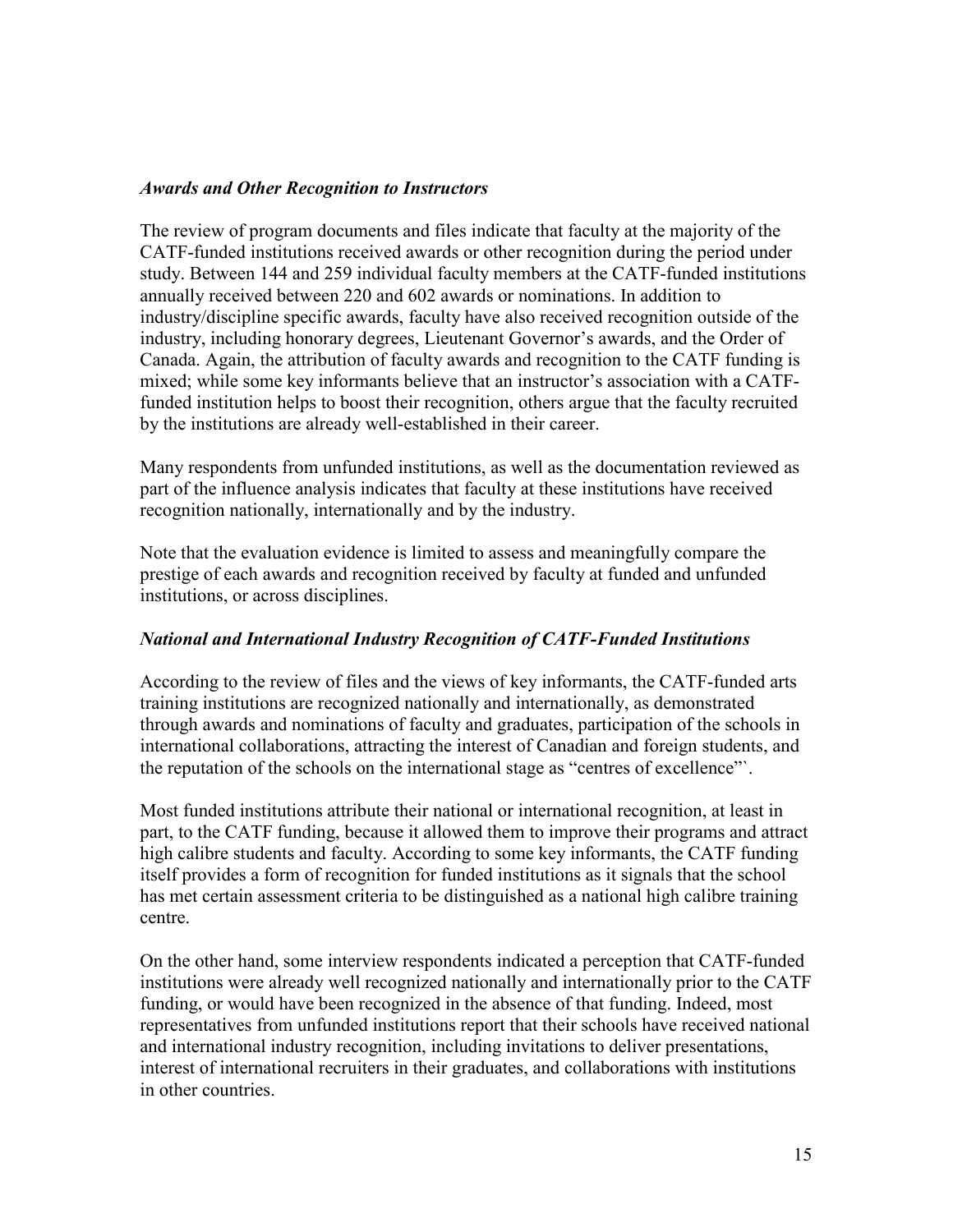### *Awards and Other Recognition to Instructors*

The review of program documents and files indicate that faculty at the majority of the CATF-funded institutions received awards or other recognition during the period under study. Between 144 and 259 individual faculty members at the CATF-funded institutions annually received between 220 and 602 awards or nominations. In addition to industry/discipline specific awards, faculty have also received recognition outside of the industry, including honorary degrees, Lieutenant Governor's awards, and the Order of Canada. Again, the attribution of faculty awards and recognition to the CATF funding is mixed; while some key informants believe that an instructor's association with a CATF-funded institution helps to boost their recognition, others argue that the faculty recruited by the institutions are already well-established in their career.

Many respondents from unfunded institutions, as well as the documentation reviewed as part of the influence analysis indicates that faculty at these institutions have received recognition nationally, internationally and by the industry.

Note that the evaluation evidence is limited to assess and meaningfully compare the prestige of each awards and recognition received by faculty at funded and unfunded institutions, or across disciplines.

### *National and International Industry Recognition of CATF-Funded Institutions*

According to the review of files and the views of key informants, the CATF-funded arts training institutions are recognized nationally and internationally, as demonstrated through awards and nominations of faculty and graduates, participation of the schools in international collaborations, attracting the interest of Canadian and foreign students, and the reputation of the schools on the international stage as "centres of excellence"`.

Most funded institutions attribute their national or international recognition, at least in part, to the CATF funding, because it allowed them to improve their programs and attract high calibre students and faculty. According to some key informants, the CATF funding itself provides a form of recognition for funded institutions as it signals that the school has met certain assessment criteria to be distinguished as a national high calibre training centre.

On the other hand, some interview respondents indicated a perception that CATF-funded institutions were already well recognized nationally and internationally prior to the CATF funding, or would have been recognized in the absence of that funding. Indeed, most representatives from unfunded institutions report that their schools have received national and international industry recognition, including invitations to deliver presentations, interest of international recruiters in their graduates, and collaborations with institutions in other countries.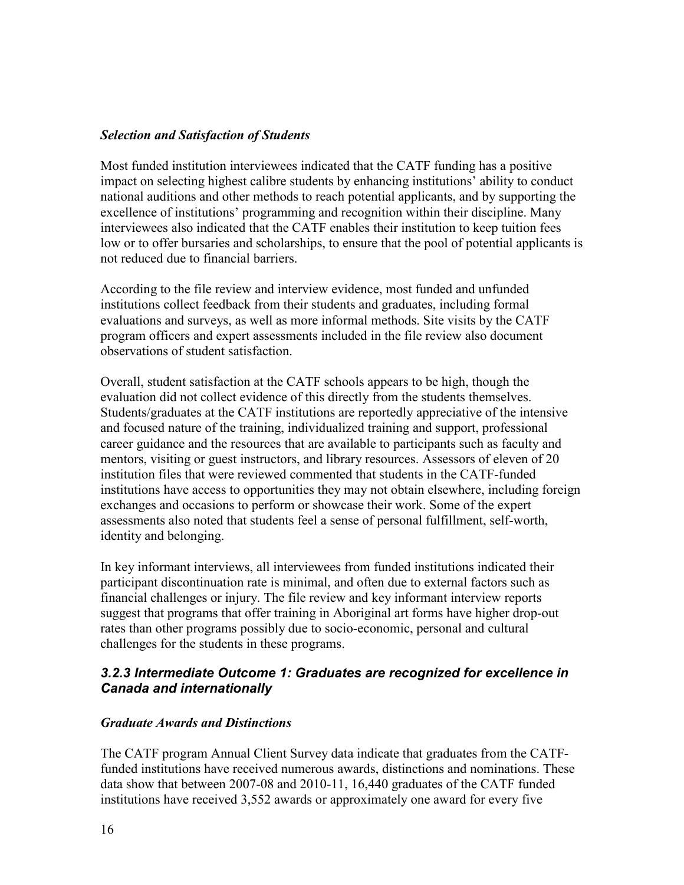***Selection and Satisfaction of Students***

Most funded institution interviewees indicated that the CATF funding has a positive impact on selecting highest calibre students by enhancing institutions' ability to conduct national auditions and other methods to reach potential applicants, and by supporting the excellence of institutions' programming and recognition within their discipline. Many interviewees also indicated that the CATF enables their institution to keep tuition fees low or to offer bursaries and scholarships, to ensure that the pool of potential applicants is not reduced due to financial barriers.

According to the file review and interview evidence, most funded and unfunded institutions collect feedback from their students and graduates, including formal evaluations and surveys, as well as more informal methods. Site visits by the CATF program officers and expert assessments included in the file review also document observations of student satisfaction.

Overall, student satisfaction at the CATF schools appears to be high, though the evaluation did not collect evidence of this directly from the students themselves. Students/graduates at the CATF institutions are reportedly appreciative of the intensive and focused nature of the training, individualized training and support, professional career guidance and the resources that are available to participants such as faculty and mentors, visiting or guest instructors, and library resources. Assessors of eleven of 20 institution files that were reviewed commented that students in the CATF-funded institutions have access to opportunities they may not obtain elsewhere, including foreign exchanges and occasions to perform or showcase their work. Some of the expert assessments also noted that students feel a sense of personal fulfillment, self-worth, identity and belonging.

In key informant interviews, all interviewees from funded institutions indicated their participant discontinuation rate is minimal, and often due to external factors such as financial challenges or injury. The file review and key informant interview reports suggest that programs that offer training in Aboriginal art forms have higher drop-out rates than other programs possibly due to socio-economic, personal and cultural challenges for the students in these programs.

### *3.2.3 Intermediate Outcome 1: Graduates are recognized for excellence in Canada and internationally*

***Graduate Awards and Distinctions***

The CATF program Annual Client Survey data indicate that graduates from the CATF-funded institutions have received numerous awards, distinctions and nominations. These data show that between 2007-08 and 2010-11, 16,440 graduates of the CATF funded institutions have received 3,552 awards or approximately one award for every five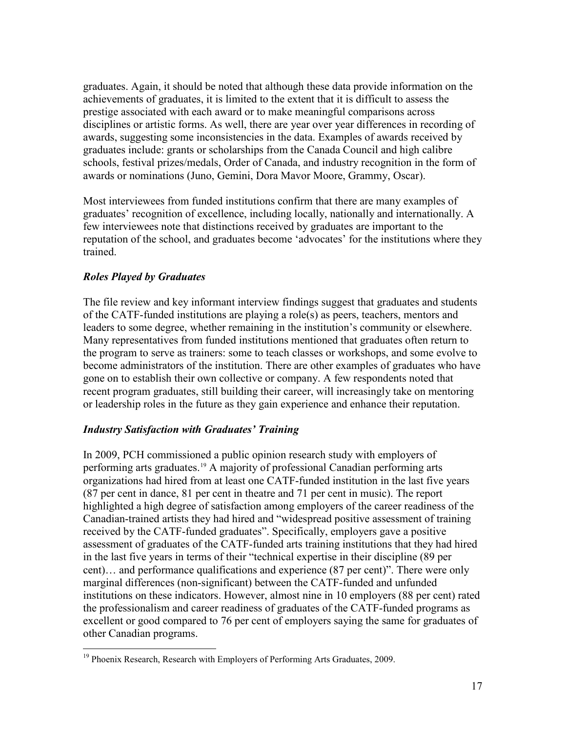graduates. Again, it should be noted that although these data provide information on the achievements of graduates, it is limited to the extent that it is difficult to assess the prestige associated with each award or to make meaningful comparisons across disciplines or artistic forms. As well, there are year over year differences in recording of awards, suggesting some inconsistencies in the data. Examples of awards received by graduates include: grants or scholarships from the Canada Council and high calibre schools, festival prizes/medals, Order of Canada, and industry recognition in the form of awards or nominations (Juno, Gemini, Dora Mavor Moore, Grammy, Oscar).

Most interviewees from funded institutions confirm that there are many examples of graduates' recognition of excellence, including locally, nationally and internationally. A few interviewees note that distinctions received by graduates are important to the reputation of the school, and graduates become 'advocates' for the institutions where they trained.

### *Roles Played by Graduates*

The file review and key informant interview findings suggest that graduates and students of the CATF-funded institutions are playing a role(s) as peers, teachers, mentors and leaders to some degree, whether remaining in the institution's community or elsewhere. Many representatives from funded institutions mentioned that graduates often return to the program to serve as trainers: some to teach classes or workshops, and some evolve to become administrators of the institution. There are other examples of graduates who have gone on to establish their own collective or company. A few respondents noted that recent program graduates, still building their career, will increasingly take on mentoring or leadership roles in the future as they gain experience and enhance their reputation.

### *Industry Satisfaction with Graduates' Training*

In 2009, PCH commissioned a public opinion research study with employers of performing arts graduates.[19] A majority of professional Canadian performing arts organizations had hired from at least one CATF-funded institution in the last five years (87 per cent in dance, 81 per cent in theatre and 71 per cent in music). The report highlighted a high degree of satisfaction among employers of the career readiness of the Canadian-trained artists they had hired and "widespread positive assessment of training received by the CATF-funded graduates". Specifically, employers gave a positive assessment of graduates of the CATF-funded arts training institutions that they had hired in the last five years in terms of their "technical expertise in their discipline (89 per cent)… and performance qualifications and experience (87 per cent)". There were only marginal differences (non-significant) between the CATF-funded and unfunded institutions on these indicators. However, almost nine in 10 employers (88 per cent) rated the professionalism and career readiness of graduates of the CATF-funded programs as excellent or good compared to 76 per cent of employers saying the same for graduates of other Canadian programs.

---

[19] Phoenix Research, Research with Employers of Performing Arts Graduates, 2009.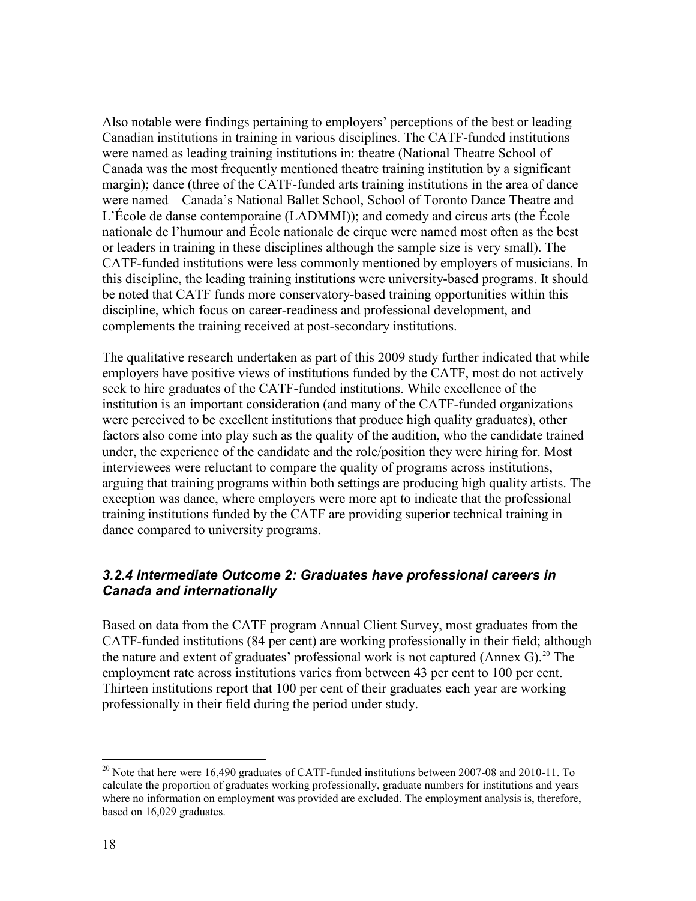Also notable were findings pertaining to employers' perceptions of the best or leading Canadian institutions in training in various disciplines. The CATF-funded institutions were named as leading training institutions in: theatre (National Theatre School of Canada was the most frequently mentioned theatre training institution by a significant margin); dance (three of the CATF-funded arts training institutions in the area of dance were named – Canada's National Ballet School, School of Toronto Dance Theatre and L'École de danse contemporaine (LADMMI)); and comedy and circus arts (the École nationale de l'humour and École nationale de cirque were named most often as the best or leaders in training in these disciplines although the sample size is very small). The CATF-funded institutions were less commonly mentioned by employers of musicians. In this discipline, the leading training institutions were university-based programs. It should be noted that CATF funds more conservatory-based training opportunities within this discipline, which focus on career-readiness and professional development, and complements the training received at post-secondary institutions.

The qualitative research undertaken as part of this 2009 study further indicated that while employers have positive views of institutions funded by the CATF, most do not actively seek to hire graduates of the CATF-funded institutions. While excellence of the institution is an important consideration (and many of the CATF-funded organizations were perceived to be excellent institutions that produce high quality graduates), other factors also come into play such as the quality of the audition, who the candidate trained under, the experience of the candidate and the role/position they were hiring for. Most interviewees were reluctant to compare the quality of programs across institutions, arguing that training programs within both settings are producing high quality artists. The exception was dance, where employers were more apt to indicate that the professional training institutions funded by the CATF are providing superior technical training in dance compared to university programs.

### *3.2.4 Intermediate Outcome 2: Graduates have professional careers in Canada and internationally*

Based on data from the CATF program Annual Client Survey, most graduates from the CATF-funded institutions (84 per cent) are working professionally in their field; although the nature and extent of graduates' professional work is not captured (Annex G).[20] The employment rate across institutions varies from between 43 per cent to 100 per cent. Thirteen institutions report that 100 per cent of their graduates each year are working professionally in their field during the period under study.

[20] Note that here were 16,490 graduates of CATF-funded institutions between 2007-08 and 2010-11. To calculate the proportion of graduates working professionally, graduate numbers for institutions and years where no information on employment was provided are excluded. The employment analysis is, therefore, based on 16,029 graduates.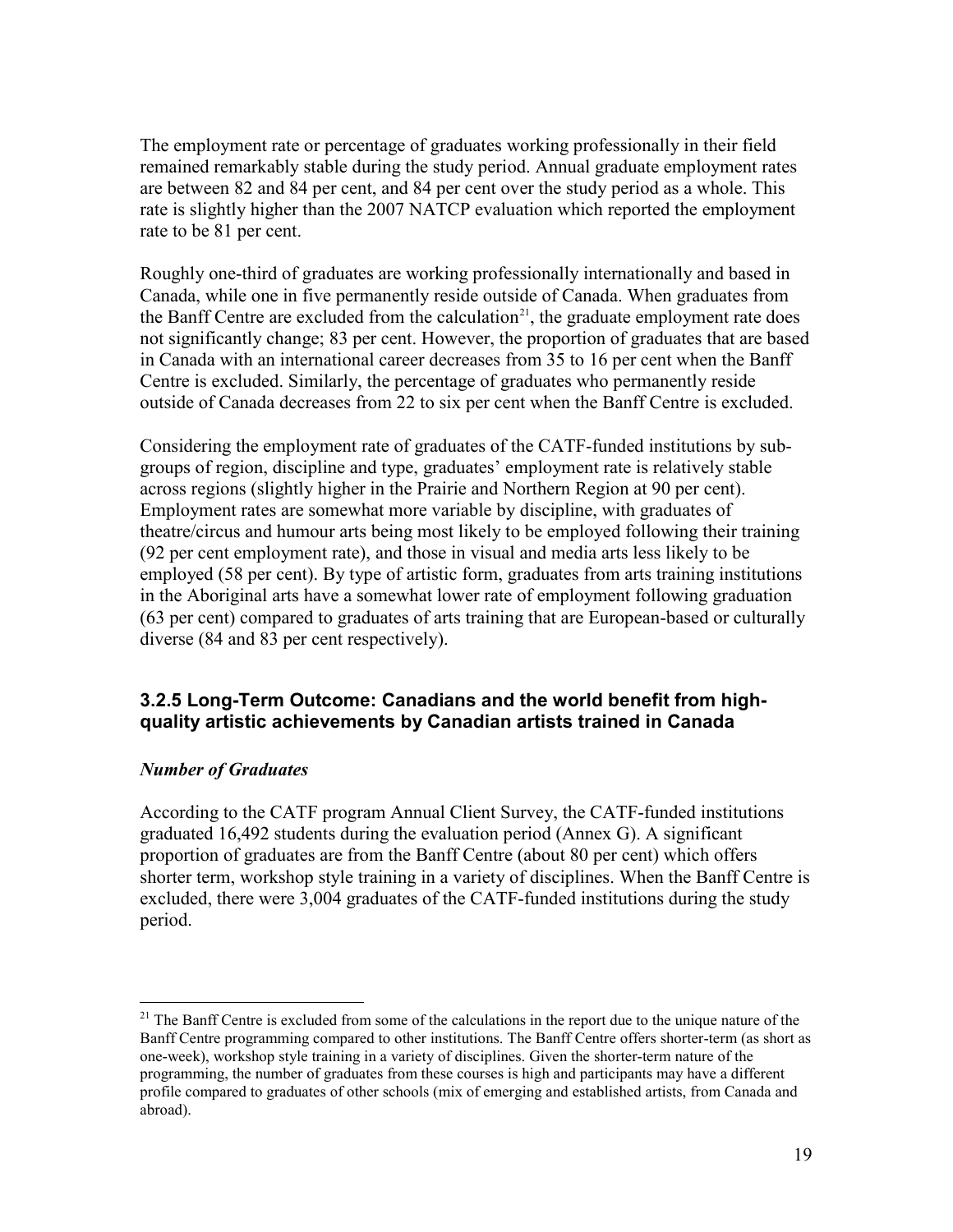The employment rate or percentage of graduates working professionally in their field remained remarkably stable during the study period. Annual graduate employment rates are between 82 and 84 per cent, and 84 per cent over the study period as a whole. This rate is slightly higher than the 2007 NATCP evaluation which reported the employment rate to be 81 per cent.

Roughly one-third of graduates are working professionally internationally and based in Canada, while one in five permanently reside outside of Canada. When graduates from the Banff Centre are excluded from the calculation[21], the graduate employment rate does not significantly change; 83 per cent. However, the proportion of graduates that are based in Canada with an international career decreases from 35 to 16 per cent when the Banff Centre is excluded. Similarly, the percentage of graduates who permanently reside outside of Canada decreases from 22 to six per cent when the Banff Centre is excluded.

Considering the employment rate of graduates of the CATF-funded institutions by sub-groups of region, discipline and type, graduates' employment rate is relatively stable across regions (slightly higher in the Prairie and Northern Region at 90 per cent). Employment rates are somewhat more variable by discipline, with graduates of theatre/circus and humour arts being most likely to be employed following their training (92 per cent employment rate), and those in visual and media arts less likely to be employed (58 per cent). By type of artistic form, graduates from arts training institutions in the Aboriginal arts have a somewhat lower rate of employment following graduation (63 per cent) compared to graduates of arts training that are European-based or culturally diverse (84 and 83 per cent respectively).

### 3.2.5 Long-Term Outcome: Canadians and the world benefit from high-quality artistic achievements by Canadian artists trained in Canada

#### *Number of Graduates*

According to the CATF program Annual Client Survey, the CATF-funded institutions graduated 16,492 students during the evaluation period (Annex G). A significant proportion of graduates are from the Banff Centre (about 80 per cent) which offers shorter term, workshop style training in a variety of disciplines. When the Banff Centre is excluded, there were 3,004 graduates of the CATF-funded institutions during the study period.

---

[21] The Banff Centre is excluded from some of the calculations in the report due to the unique nature of the Banff Centre programming compared to other institutions. The Banff Centre offers shorter-term (as short as one-week), workshop style training in a variety of disciplines. Given the shorter-term nature of the programming, the number of graduates from these courses is high and participants may have a different profile compared to graduates of other schools (mix of emerging and established artists, from Canada and abroad).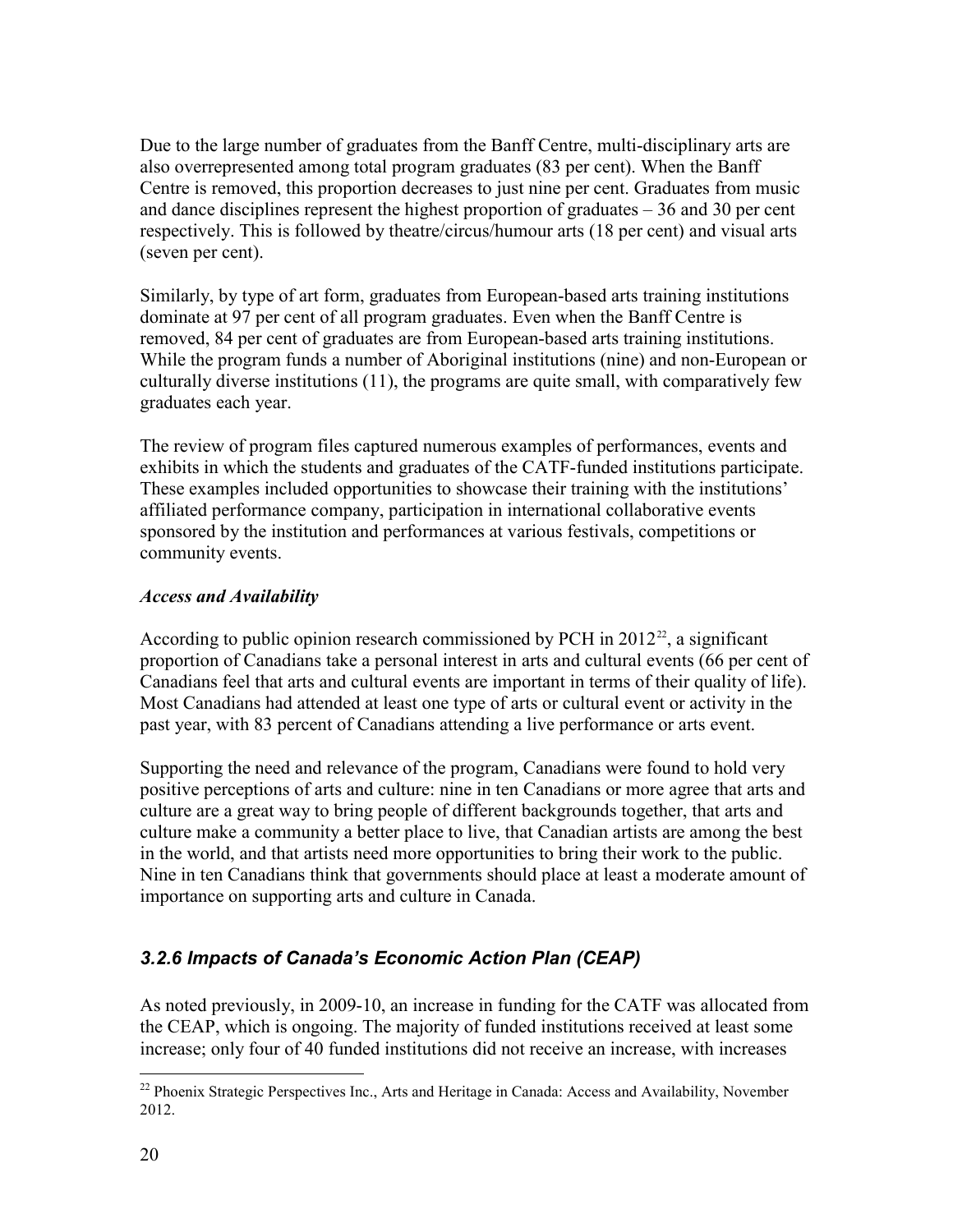Due to the large number of graduates from the Banff Centre, multi-disciplinary arts are also overrepresented among total program graduates (83 per cent). When the Banff Centre is removed, this proportion decreases to just nine per cent. Graduates from music and dance disciplines represent the highest proportion of graduates – 36 and 30 per cent respectively. This is followed by theatre/circus/humour arts (18 per cent) and visual arts (seven per cent).

Similarly, by type of art form, graduates from European-based arts training institutions dominate at 97 per cent of all program graduates. Even when the Banff Centre is removed, 84 per cent of graduates are from European-based arts training institutions. While the program funds a number of Aboriginal institutions (nine) and non-European or culturally diverse institutions (11), the programs are quite small, with comparatively few graduates each year.

The review of program files captured numerous examples of performances, events and exhibits in which the students and graduates of the CATF-funded institutions participate. These examples included opportunities to showcase their training with the institutions' affiliated performance company, participation in international collaborative events sponsored by the institution and performances at various festivals, competitions or community events.

***Access and Availability***

According to public opinion research commissioned by PCH in 2012[22], a significant proportion of Canadians take a personal interest in arts and cultural events (66 per cent of Canadians feel that arts and cultural events are important in terms of their quality of life). Most Canadians had attended at least one type of arts or cultural event or activity in the past year, with 83 percent of Canadians attending a live performance or arts event.

Supporting the need and relevance of the program, Canadians were found to hold very positive perceptions of arts and culture: nine in ten Canadians or more agree that arts and culture are a great way to bring people of different backgrounds together, that arts and culture make a community a better place to live, that Canadian artists are among the best in the world, and that artists need more opportunities to bring their work to the public. Nine in ten Canadians think that governments should place at least a moderate amount of importance on supporting arts and culture in Canada.

### *3.2.6 Impacts of Canada's Economic Action Plan (CEAP)*

As noted previously, in 2009-10, an increase in funding for the CATF was allocated from the CEAP, which is ongoing. The majority of funded institutions received at least some increase; only four of 40 funded institutions did not receive an increase, with increases

---

[22] Phoenix Strategic Perspectives Inc., Arts and Heritage in Canada: Access and Availability, November 2012.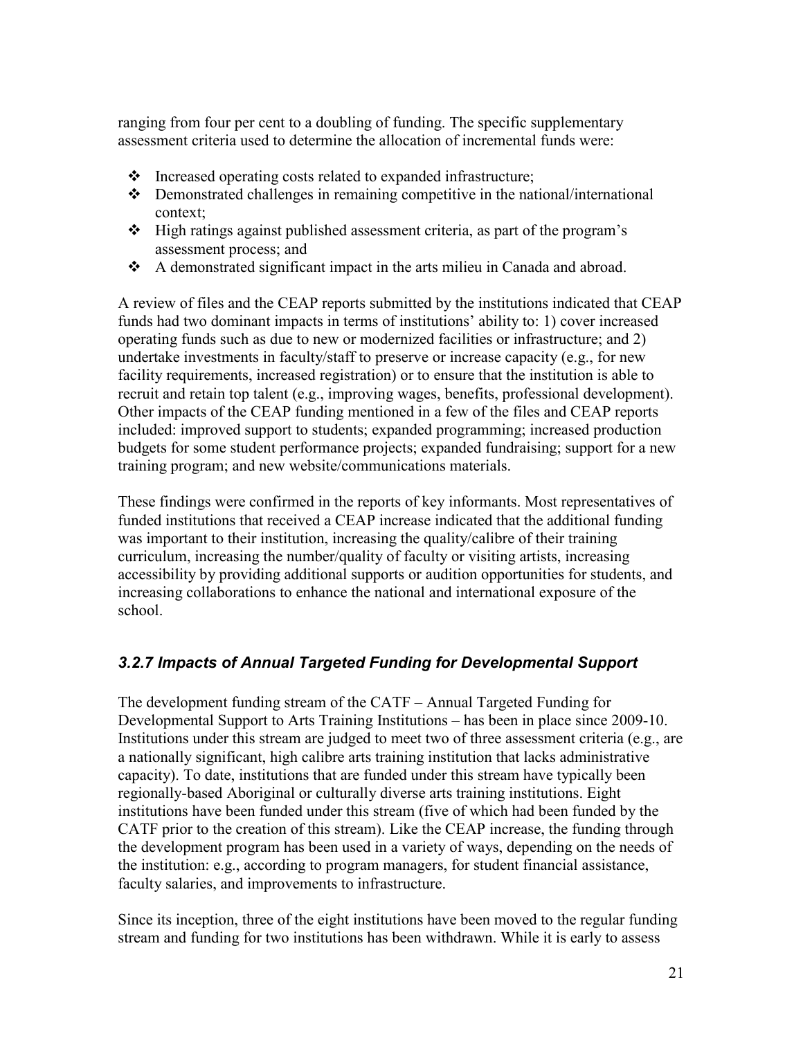ranging from four per cent to a doubling of funding. The specific supplementary assessment criteria used to determine the allocation of incremental funds were:

- Increased operating costs related to expanded infrastructure;
- Demonstrated challenges in remaining competitive in the national/international context;
- High ratings against published assessment criteria, as part of the program's assessment process; and
- A demonstrated significant impact in the arts milieu in Canada and abroad.

A review of files and the CEAP reports submitted by the institutions indicated that CEAP funds had two dominant impacts in terms of institutions' ability to: 1) cover increased operating funds such as due to new or modernized facilities or infrastructure; and 2) undertake investments in faculty/staff to preserve or increase capacity (e.g., for new facility requirements, increased registration) or to ensure that the institution is able to recruit and retain top talent (e.g., improving wages, benefits, professional development). Other impacts of the CEAP funding mentioned in a few of the files and CEAP reports included: improved support to students; expanded programming; increased production budgets for some student performance projects; expanded fundraising; support for a new training program; and new website/communications materials.

These findings were confirmed in the reports of key informants. Most representatives of funded institutions that received a CEAP increase indicated that the additional funding was important to their institution, increasing the quality/calibre of their training curriculum, increasing the number/quality of faculty or visiting artists, increasing accessibility by providing additional supports or audition opportunities for students, and increasing collaborations to enhance the national and international exposure of the school.

### *3.2.7 Impacts of Annual Targeted Funding for Developmental Support*

The development funding stream of the CATF – Annual Targeted Funding for Developmental Support to Arts Training Institutions – has been in place since 2009-10. Institutions under this stream are judged to meet two of three assessment criteria (e.g., are a nationally significant, high calibre arts training institution that lacks administrative capacity). To date, institutions that are funded under this stream have typically been regionally-based Aboriginal or culturally diverse arts training institutions. Eight institutions have been funded under this stream (five of which had been funded by the CATF prior to the creation of this stream). Like the CEAP increase, the funding through the development program has been used in a variety of ways, depending on the needs of the institution: e.g., according to program managers, for student financial assistance, faculty salaries, and improvements to infrastructure.

Since its inception, three of the eight institutions have been moved to the regular funding stream and funding for two institutions has been withdrawn. While it is early to assess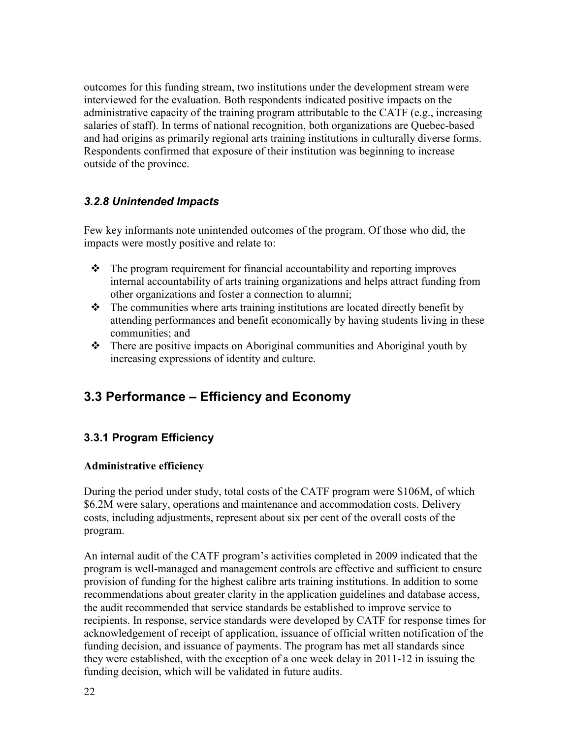outcomes for this funding stream, two institutions under the development stream were interviewed for the evaluation. Both respondents indicated positive impacts on the administrative capacity of the training program attributable to the CATF (e.g., increasing salaries of staff). In terms of national recognition, both organizations are Quebec-based and had origins as primarily regional arts training institutions in culturally diverse forms. Respondents confirmed that exposure of their institution was beginning to increase outside of the province.

### *3.2.8 Unintended Impacts*

Few key informants note unintended outcomes of the program. Of those who did, the impacts were mostly positive and relate to:

- The program requirement for financial accountability and reporting improves internal accountability of arts training organizations and helps attract funding from other organizations and foster a connection to alumni;
- The communities where arts training institutions are located directly benefit by attending performances and benefit economically by having students living in these communities; and
- There are positive impacts on Aboriginal communities and Aboriginal youth by increasing expressions of identity and culture.

## 3.3 Performance – Efficiency and Economy

### 3.3.1 Program Efficiency

**Administrative efficiency**

During the period under study, total costs of the CATF program were $106M, of which $6.2M were salary, operations and maintenance and accommodation costs. Delivery costs, including adjustments, represent about six per cent of the overall costs of the program.

An internal audit of the CATF program's activities completed in 2009 indicated that the program is well-managed and management controls are effective and sufficient to ensure provision of funding for the highest calibre arts training institutions. In addition to some recommendations about greater clarity in the application guidelines and database access, the audit recommended that service standards be established to improve service to recipients. In response, service standards were developed by CATF for response times for acknowledgement of receipt of application, issuance of official written notification of the funding decision, and issuance of payments. The program has met all standards since they were established, with the exception of a one week delay in 2011-12 in issuing the funding decision, which will be validated in future audits.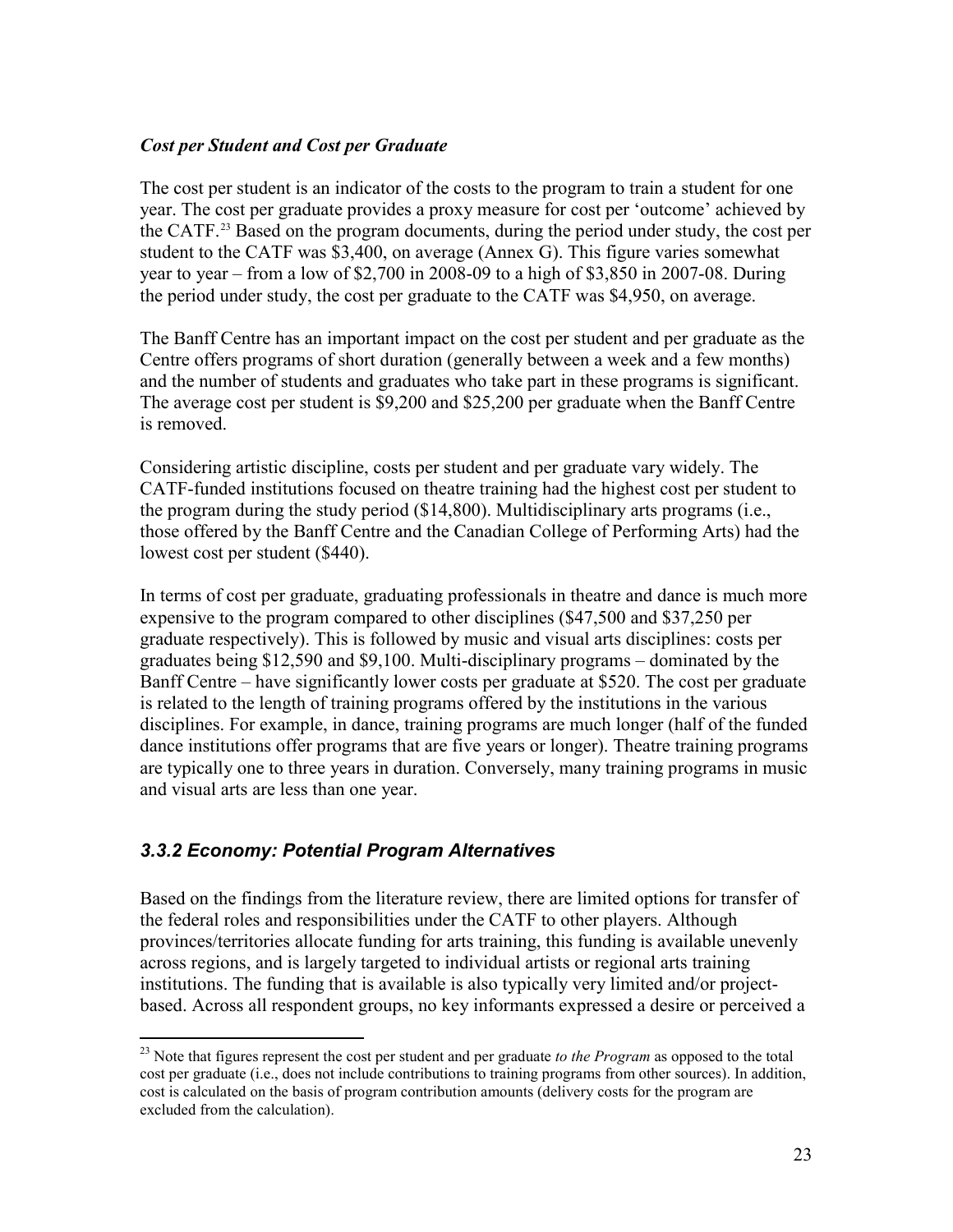***Cost per Student and Cost per Graduate***

The cost per student is an indicator of the costs to the program to train a student for one year. The cost per graduate provides a proxy measure for cost per 'outcome' achieved by the CATF.[23] Based on the program documents, during the period under study, the cost per student to the CATF was $3,400, on average (Annex G). This figure varies somewhat year to year – from a low of $2,700 in 2008-09 to a high of $3,850 in 2007-08. During the period under study, the cost per graduate to the CATF was $4,950, on average.

The Banff Centre has an important impact on the cost per student and per graduate as the Centre offers programs of short duration (generally between a week and a few months) and the number of students and graduates who take part in these programs is significant. The average cost per student is $9,200 and $25,200 per graduate when the Banff Centre is removed.

Considering artistic discipline, costs per student and per graduate vary widely. The CATF-funded institutions focused on theatre training had the highest cost per student to the program during the study period ($14,800). Multidisciplinary arts programs (i.e., those offered by the Banff Centre and the Canadian College of Performing Arts) had the lowest cost per student ($440).

In terms of cost per graduate, graduating professionals in theatre and dance is much more expensive to the program compared to other disciplines ($47,500 and $37,250 per graduate respectively). This is followed by music and visual arts disciplines: costs per graduates being $12,590 and $9,100. Multi-disciplinary programs – dominated by the Banff Centre – have significantly lower costs per graduate at $520. The cost per graduate is related to the length of training programs offered by the institutions in the various disciplines. For example, in dance, training programs are much longer (half of the funded dance institutions offer programs that are five years or longer). Theatre training programs are typically one to three years in duration. Conversely, many training programs in music and visual arts are less than one year.

### *3.3.2 Economy: Potential Program Alternatives*

Based on the findings from the literature review, there are limited options for transfer of the federal roles and responsibilities under the CATF to other players. Although provinces/territories allocate funding for arts training, this funding is available unevenly across regions, and is largely targeted to individual artists or regional arts training institutions. The funding that is available is also typically very limited and/or project-based. Across all respondent groups, no key informants expressed a desire or perceived a

[23] Note that figures represent the cost per student and per graduate *to the Program* as opposed to the total cost per graduate (i.e., does not include contributions to training programs from other sources). In addition, cost is calculated on the basis of program contribution amounts (delivery costs for the program are excluded from the calculation).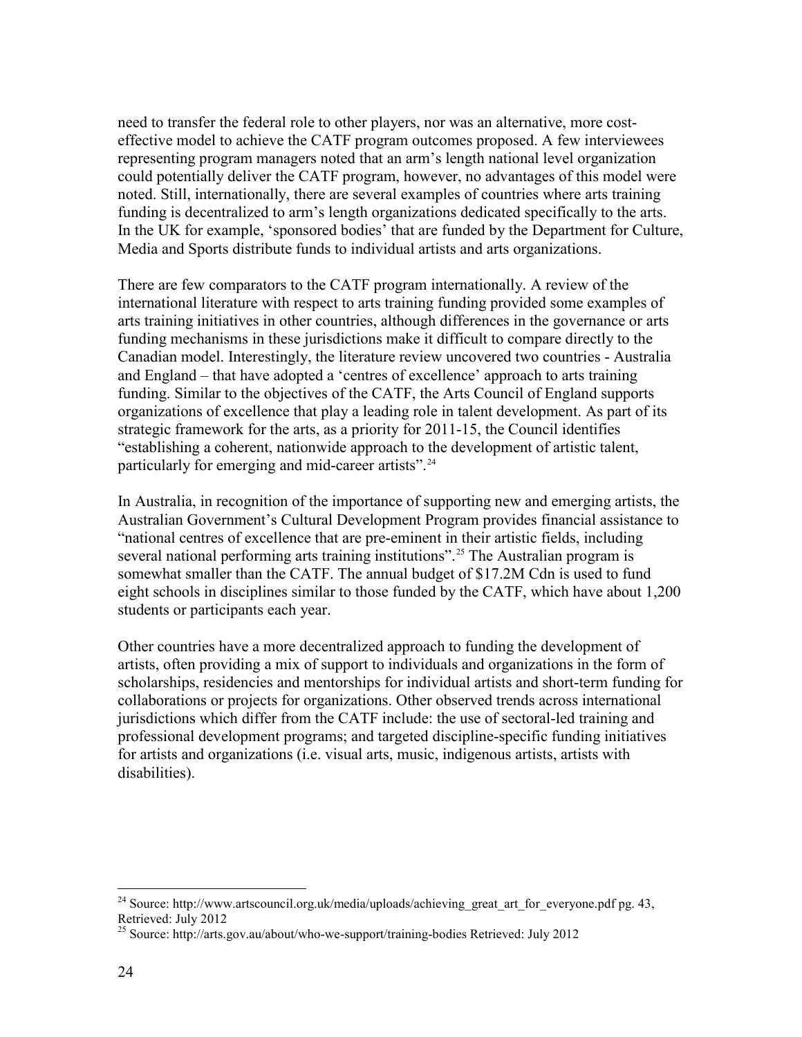need to transfer the federal role to other players, nor was an alternative, more cost-effective model to achieve the CATF program outcomes proposed. A few interviewees representing program managers noted that an arm's length national level organization could potentially deliver the CATF program, however, no advantages of this model were noted. Still, internationally, there are several examples of countries where arts training funding is decentralized to arm's length organizations dedicated specifically to the arts. In the UK for example, 'sponsored bodies' that are funded by the Department for Culture, Media and Sports distribute funds to individual artists and arts organizations.

There are few comparators to the CATF program internationally. A review of the international literature with respect to arts training funding provided some examples of arts training initiatives in other countries, although differences in the governance or arts funding mechanisms in these jurisdictions make it difficult to compare directly to the Canadian model. Interestingly, the literature review uncovered two countries - Australia and England – that have adopted a 'centres of excellence' approach to arts training funding. Similar to the objectives of the CATF, the Arts Council of England supports organizations of excellence that play a leading role in talent development. As part of its strategic framework for the arts, as a priority for 2011-15, the Council identifies "establishing a coherent, nationwide approach to the development of artistic talent, particularly for emerging and mid-career artists".[24]

In Australia, in recognition of the importance of supporting new and emerging artists, the Australian Government's Cultural Development Program provides financial assistance to "national centres of excellence that are pre-eminent in their artistic fields, including several national performing arts training institutions".[25] The Australian program is somewhat smaller than the CATF. The annual budget of $17.2M Cdn is used to fund eight schools in disciplines similar to those funded by the CATF, which have about 1,200 students or participants each year.

Other countries have a more decentralized approach to funding the development of artists, often providing a mix of support to individuals and organizations in the form of scholarships, residencies and mentorships for individual artists and short-term funding for collaborations or projects for organizations. Other observed trends across international jurisdictions which differ from the CATF include: the use of sectoral-led training and professional development programs; and targeted discipline-specific funding initiatives for artists and organizations (i.e. visual arts, music, indigenous artists, artists with disabilities).

---

[24] Source: http://www.artscouncil.org.uk/media/uploads/achieving_great_art_for_everyone.pdf pg. 43, Retrieved: July 2012

[25] Source: http://arts.gov.au/about/who-we-support/training-bodies Retrieved: July 2012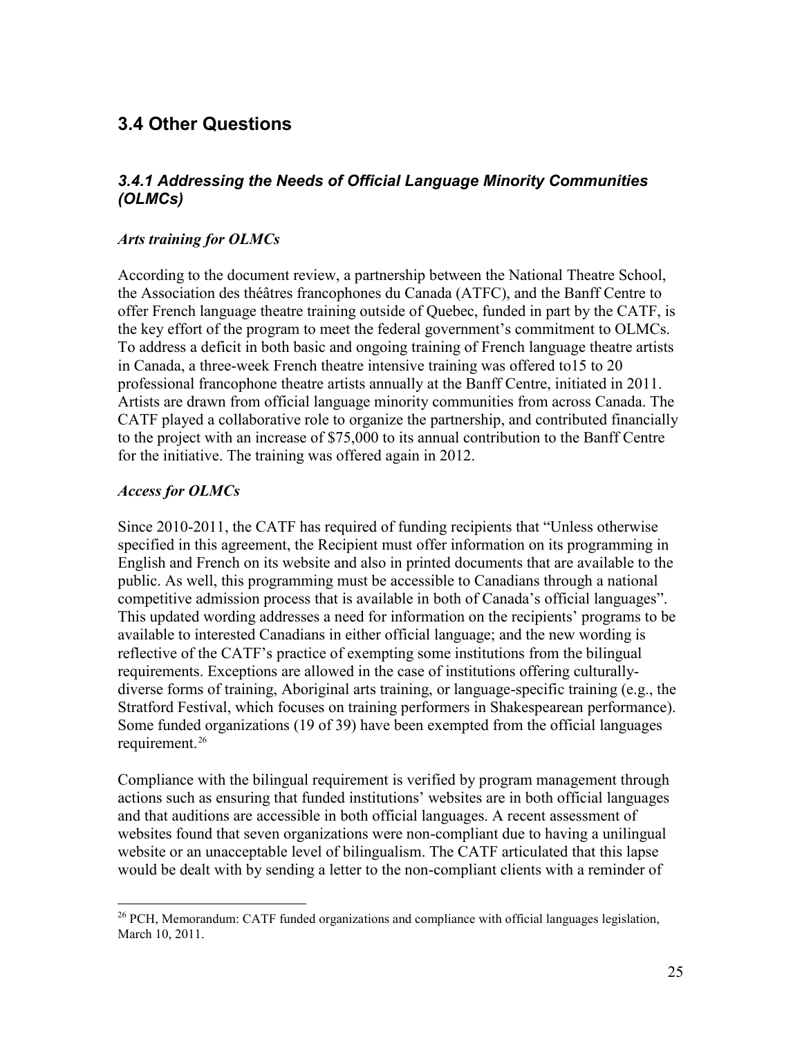## 3.4 Other Questions

### *3.4.1 Addressing the Needs of Official Language Minority Communities (OLMCs)*

#### *Arts training for OLMCs*

According to the document review, a partnership between the National Theatre School, the Association des théâtres francophones du Canada (ATFC), and the Banff Centre to offer French language theatre training outside of Quebec, funded in part by the CATF, is the key effort of the program to meet the federal government's commitment to OLMCs. To address a deficit in both basic and ongoing training of French language theatre artists in Canada, a three-week French theatre intensive training was offered to15 to 20 professional francophone theatre artists annually at the Banff Centre, initiated in 2011. Artists are drawn from official language minority communities from across Canada. The CATF played a collaborative role to organize the partnership, and contributed financially to the project with an increase of $75,000 to its annual contribution to the Banff Centre for the initiative. The training was offered again in 2012.

#### *Access for OLMCs*

Since 2010-2011, the CATF has required of funding recipients that "Unless otherwise specified in this agreement, the Recipient must offer information on its programming in English and French on its website and also in printed documents that are available to the public. As well, this programming must be accessible to Canadians through a national competitive admission process that is available in both of Canada's official languages". This updated wording addresses a need for information on the recipients' programs to be available to interested Canadians in either official language; and the new wording is reflective of the CATF's practice of exempting some institutions from the bilingual requirements. Exceptions are allowed in the case of institutions offering culturally-diverse forms of training, Aboriginal arts training, or language-specific training (e.g., the Stratford Festival, which focuses on training performers in Shakespearean performance). Some funded organizations (19 of 39) have been exempted from the official languages requirement.[26]

Compliance with the bilingual requirement is verified by program management through actions such as ensuring that funded institutions' websites are in both official languages and that auditions are accessible in both official languages. A recent assessment of websites found that seven organizations were non-compliant due to having a unilingual website or an unacceptable level of bilingualism. The CATF articulated that this lapse would be dealt with by sending a letter to the non-compliant clients with a reminder of

[26] PCH, Memorandum: CATF funded organizations and compliance with official languages legislation, March 10, 2011.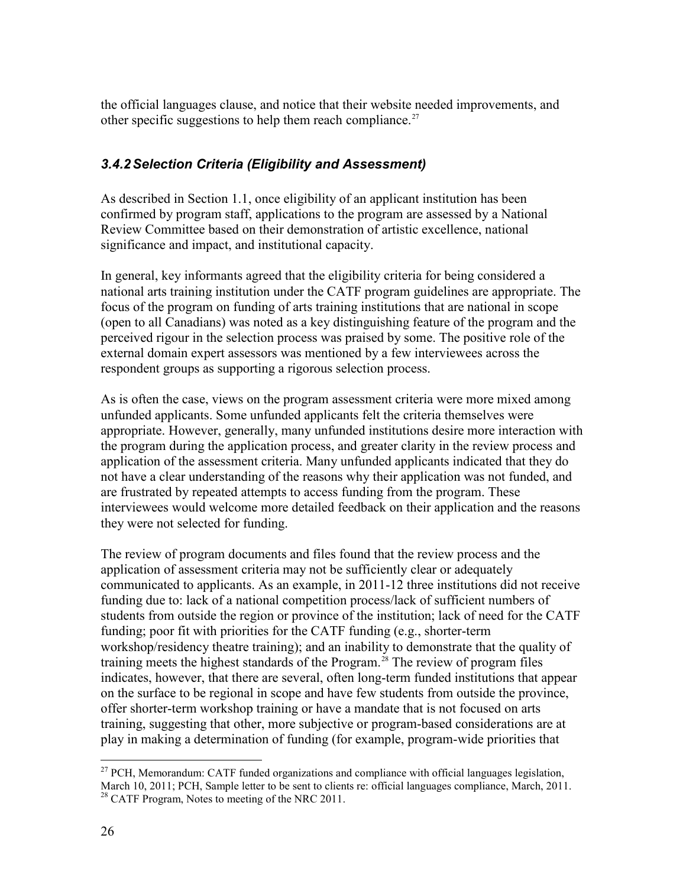the official languages clause, and notice that their website needed improvements, and other specific suggestions to help them reach compliance.[27]

### *3.4.2 Selection Criteria (Eligibility and Assessment)*

As described in Section 1.1, once eligibility of an applicant institution has been confirmed by program staff, applications to the program are assessed by a National Review Committee based on their demonstration of artistic excellence, national significance and impact, and institutional capacity.

In general, key informants agreed that the eligibility criteria for being considered a national arts training institution under the CATF program guidelines are appropriate. The focus of the program on funding of arts training institutions that are national in scope (open to all Canadians) was noted as a key distinguishing feature of the program and the perceived rigour in the selection process was praised by some. The positive role of the external domain expert assessors was mentioned by a few interviewees across the respondent groups as supporting a rigorous selection process.

As is often the case, views on the program assessment criteria were more mixed among unfunded applicants. Some unfunded applicants felt the criteria themselves were appropriate. However, generally, many unfunded institutions desire more interaction with the program during the application process, and greater clarity in the review process and application of the assessment criteria. Many unfunded applicants indicated that they do not have a clear understanding of the reasons why their application was not funded, and are frustrated by repeated attempts to access funding from the program. These interviewees would welcome more detailed feedback on their application and the reasons they were not selected for funding.

The review of program documents and files found that the review process and the application of assessment criteria may not be sufficiently clear or adequately communicated to applicants. As an example, in 2011-12 three institutions did not receive funding due to: lack of a national competition process/lack of sufficient numbers of students from outside the region or province of the institution; lack of need for the CATF funding; poor fit with priorities for the CATF funding (e.g., shorter-term workshop/residency theatre training); and an inability to demonstrate that the quality of training meets the highest standards of the Program.[28] The review of program files indicates, however, that there are several, often long-term funded institutions that appear on the surface to be regional in scope and have few students from outside the province, offer shorter-term workshop training or have a mandate that is not focused on arts training, suggesting that other, more subjective or program-based considerations are at play in making a determination of funding (for example, program-wide priorities that

[27] PCH, Memorandum: CATF funded organizations and compliance with official languages legislation, March 10, 2011; PCH, Sample letter to be sent to clients re: official languages compliance, March, 2011.

[28] CATF Program, Notes to meeting of the NRC 2011.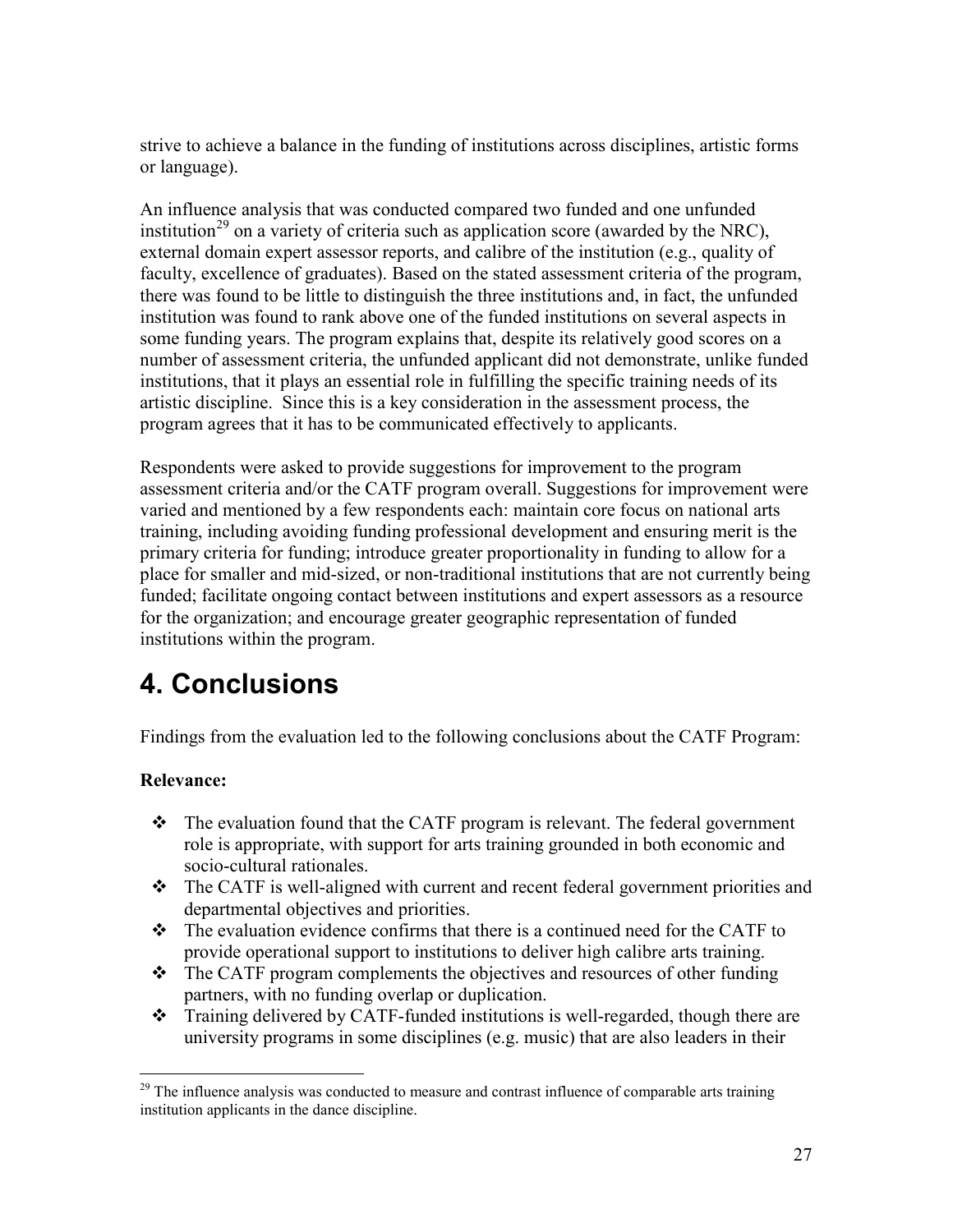strive to achieve a balance in the funding of institutions across disciplines, artistic forms or language).

An influence analysis that was conducted compared two funded and one unfunded institution[29] on a variety of criteria such as application score (awarded by the NRC), external domain expert assessor reports, and calibre of the institution (e.g., quality of faculty, excellence of graduates). Based on the stated assessment criteria of the program, there was found to be little to distinguish the three institutions and, in fact, the unfunded institution was found to rank above one of the funded institutions on several aspects in some funding years. The program explains that, despite its relatively good scores on a number of assessment criteria, the unfunded applicant did not demonstrate, unlike funded institutions, that it plays an essential role in fulfilling the specific training needs of its artistic discipline. Since this is a key consideration in the assessment process, the program agrees that it has to be communicated effectively to applicants.

Respondents were asked to provide suggestions for improvement to the program assessment criteria and/or the CATF program overall. Suggestions for improvement were varied and mentioned by a few respondents each: maintain core focus on national arts training, including avoiding funding professional development and ensuring merit is the primary criteria for funding; introduce greater proportionality in funding to allow for a place for smaller and mid-sized, or non-traditional institutions that are not currently being funded; facilitate ongoing contact between institutions and expert assessors as a resource for the organization; and encourage greater geographic representation of funded institutions within the program.

# 4. Conclusions

Findings from the evaluation led to the following conclusions about the CATF Program:

**Relevance:**

- The evaluation found that the CATF program is relevant. The federal government role is appropriate, with support for arts training grounded in both economic and socio-cultural rationales.
- The CATF is well-aligned with current and recent federal government priorities and departmental objectives and priorities.
- The evaluation evidence confirms that there is a continued need for the CATF to provide operational support to institutions to deliver high calibre arts training.
- The CATF program complements the objectives and resources of other funding partners, with no funding overlap or duplication.
- Training delivered by CATF-funded institutions is well-regarded, though there are university programs in some disciplines (e.g. music) that are also leaders in their

[29] The influence analysis was conducted to measure and contrast influence of comparable arts training institution applicants in the dance discipline.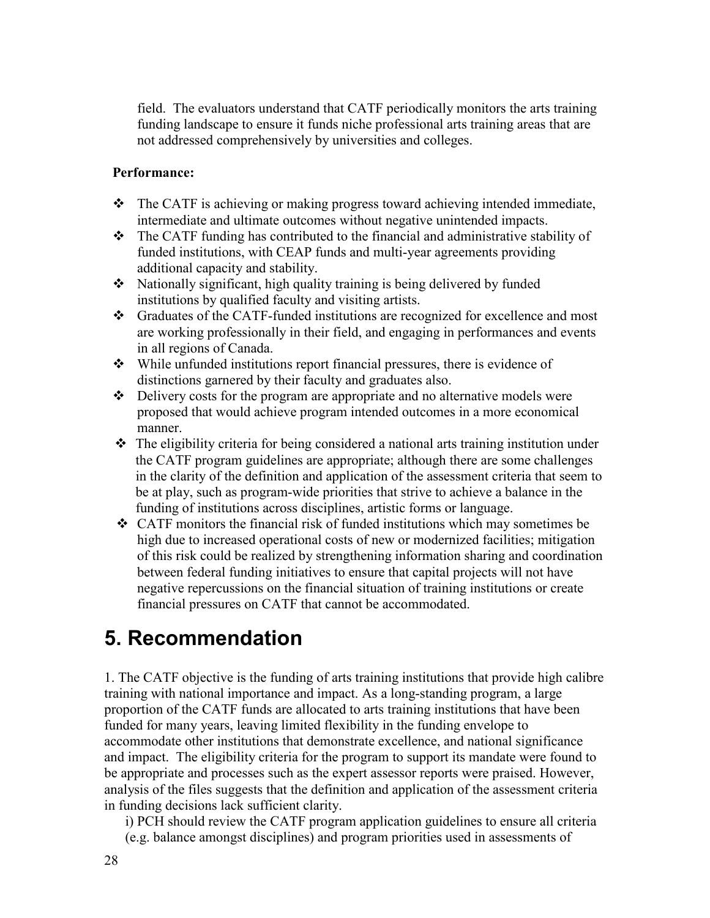field. The evaluators understand that CATF periodically monitors the arts training funding landscape to ensure it funds niche professional arts training areas that are not addressed comprehensively by universities and colleges.

**Performance:**

- The CATF is achieving or making progress toward achieving intended immediate, intermediate and ultimate outcomes without negative unintended impacts.
- The CATF funding has contributed to the financial and administrative stability of funded institutions, with CEAP funds and multi-year agreements providing additional capacity and stability.
- Nationally significant, high quality training is being delivered by funded institutions by qualified faculty and visiting artists.
- Graduates of the CATF-funded institutions are recognized for excellence and most are working professionally in their field, and engaging in performances and events in all regions of Canada.
- While unfunded institutions report financial pressures, there is evidence of distinctions garnered by their faculty and graduates also.
- Delivery costs for the program are appropriate and no alternative models were proposed that would achieve program intended outcomes in a more economical manner.
- The eligibility criteria for being considered a national arts training institution under the CATF program guidelines are appropriate; although there are some challenges in the clarity of the definition and application of the assessment criteria that seem to be at play, such as program-wide priorities that strive to achieve a balance in the funding of institutions across disciplines, artistic forms or language.
- CATF monitors the financial risk of funded institutions which may sometimes be high due to increased operational costs of new or modernized facilities; mitigation of this risk could be realized by strengthening information sharing and coordination between federal funding initiatives to ensure that capital projects will not have negative repercussions on the financial situation of training institutions or create financial pressures on CATF that cannot be accommodated.

# 5. Recommendation

1. The CATF objective is the funding of arts training institutions that provide high calibre training with national importance and impact. As a long-standing program, a large proportion of the CATF funds are allocated to arts training institutions that have been funded for many years, leaving limited flexibility in the funding envelope to accommodate other institutions that demonstrate excellence, and national significance and impact. The eligibility criteria for the program to support its mandate were found to be appropriate and processes such as the expert assessor reports were praised. However, analysis of the files suggests that the definition and application of the assessment criteria in funding decisions lack sufficient clarity.

i) PCH should review the CATF program application guidelines to ensure all criteria (e.g. balance amongst disciplines) and program priorities used in assessments of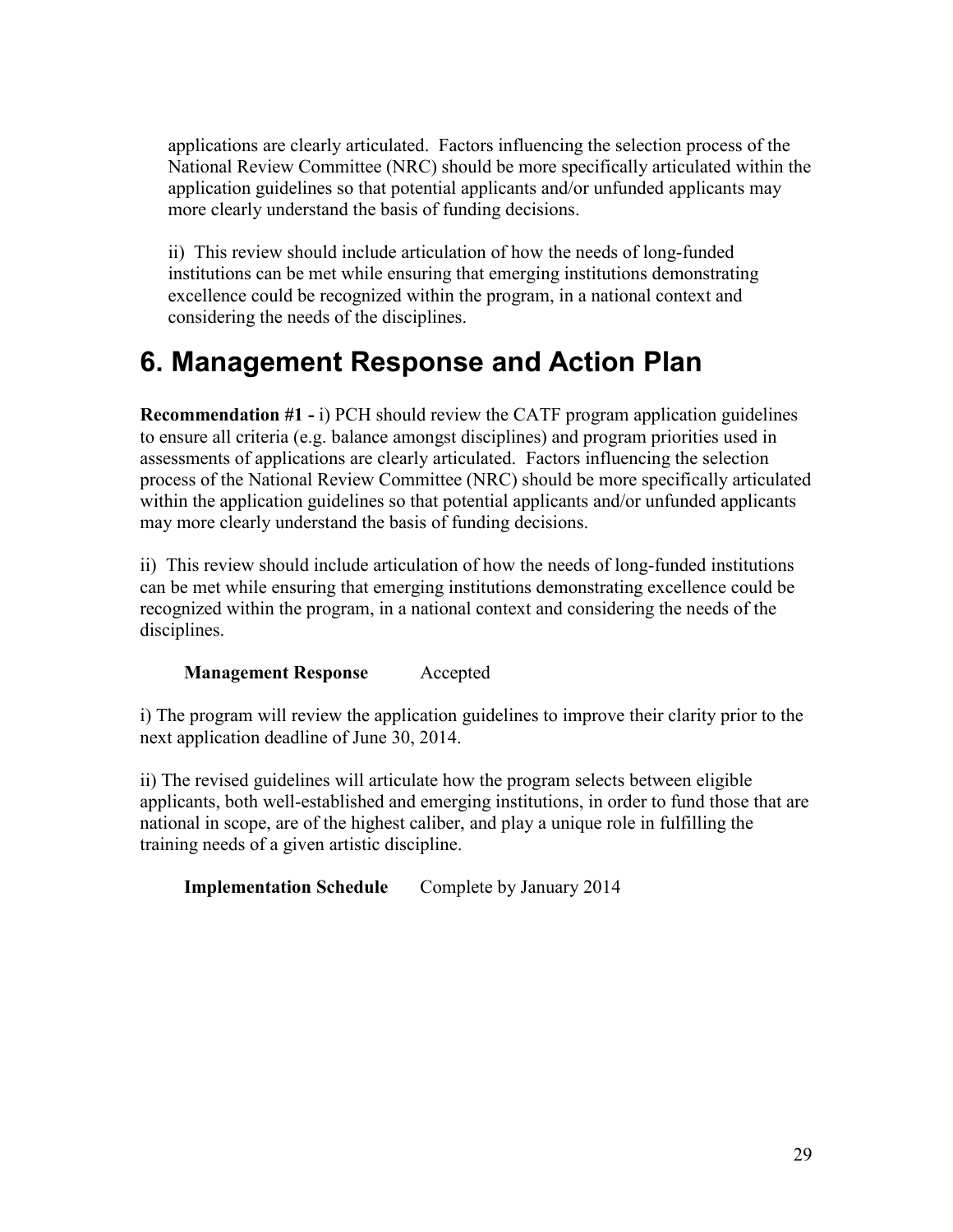applications are clearly articulated. Factors influencing the selection process of the National Review Committee (NRC) should be more specifically articulated within the application guidelines so that potential applicants and/or unfunded applicants may more clearly understand the basis of funding decisions.

ii) This review should include articulation of how the needs of long-funded institutions can be met while ensuring that emerging institutions demonstrating excellence could be recognized within the program, in a national context and considering the needs of the disciplines.

# 6. Management Response and Action Plan

**Recommendation #1 -** i) PCH should review the CATF program application guidelines to ensure all criteria (e.g. balance amongst disciplines) and program priorities used in assessments of applications are clearly articulated. Factors influencing the selection process of the National Review Committee (NRC) should be more specifically articulated within the application guidelines so that potential applicants and/or unfunded applicants may more clearly understand the basis of funding decisions.

ii) This review should include articulation of how the needs of long-funded institutions can be met while ensuring that emerging institutions demonstrating excellence could be recognized within the program, in a national context and considering the needs of the disciplines.

**Management Response** Accepted

i) The program will review the application guidelines to improve their clarity prior to the next application deadline of June 30, 2014.

ii) The revised guidelines will articulate how the program selects between eligible applicants, both well-established and emerging institutions, in order to fund those that are national in scope, are of the highest caliber, and play a unique role in fulfilling the training needs of a given artistic discipline.

**Implementation Schedule** Complete by January 2014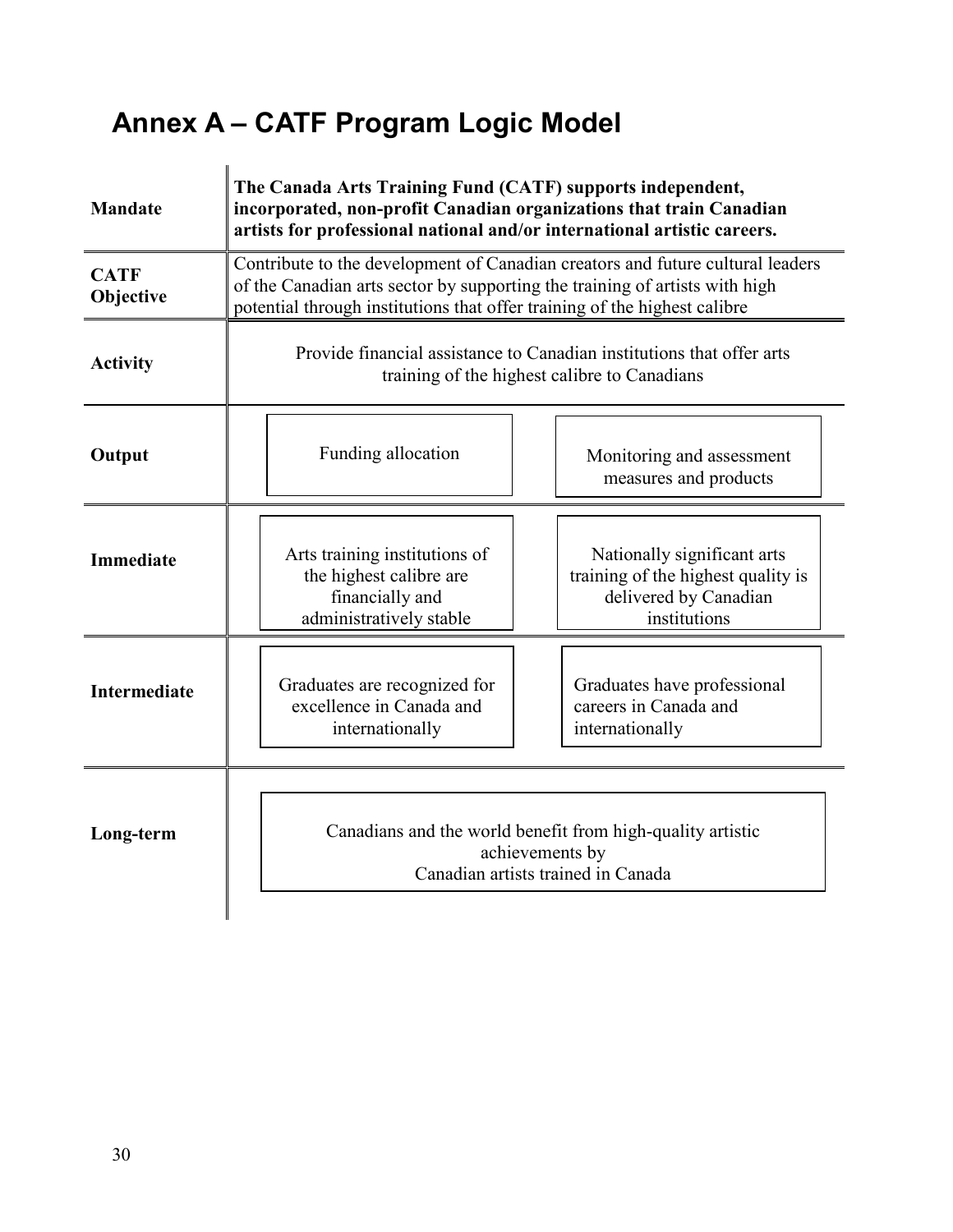## Annex A – CATF Program Logic Model

| | | |
|---|---|---|
| **Mandate** | **The Canada Arts Training Fund (CATF) supports independent, incorporated, non-profit Canadian organizations that train Canadian artists for professional national and/or international artistic careers.** | |
| **CATF Objective** | Contribute to the development of Canadian creators and future cultural leaders of the Canadian arts sector by supporting the training of artists with high potential through institutions that offer training of the highest calibre | |
| **Activity** | Provide financial assistance to Canadian institutions that offer arts training of the highest calibre to Canadians | |
| **Output** | Funding allocation | Monitoring and assessment measures and products |
| **Immediate** | Arts training institutions of the highest calibre are financially and administratively stable | Nationally significant arts training of the highest quality is delivered by Canadian institutions |
| **Intermediate** | Graduates are recognized for excellence in Canada and internationally | Graduates have professional careers in Canada and internationally |
| **Long-term** | Canadians and the world benefit from high-quality artistic achievements by Canadian artists trained in Canada | |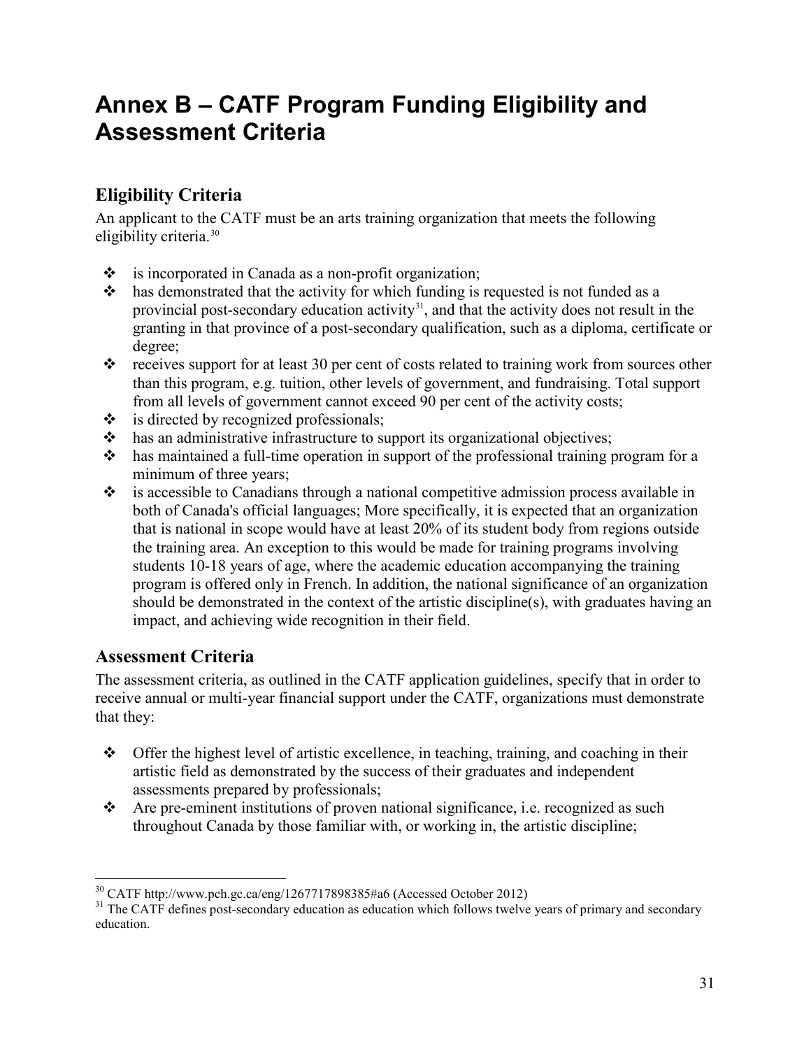# Annex B – CATF Program Funding Eligibility and Assessment Criteria

## Eligibility Criteria

An applicant to the CATF must be an arts training organization that meets the following eligibility criteria.[30]

- is incorporated in Canada as a non-profit organization;
- has demonstrated that the activity for which funding is requested is not funded as a provincial post-secondary education activity[31], and that the activity does not result in the granting in that province of a post-secondary qualification, such as a diploma, certificate or degree;
- receives support for at least 30 per cent of costs related to training work from sources other than this program, e.g. tuition, other levels of government, and fundraising. Total support from all levels of government cannot exceed 90 per cent of the activity costs;
- is directed by recognized professionals;
- has an administrative infrastructure to support its organizational objectives;
- has maintained a full-time operation in support of the professional training program for a minimum of three years;
- is accessible to Canadians through a national competitive admission process available in both of Canada's official languages; More specifically, it is expected that an organization that is national in scope would have at least 20% of its student body from regions outside the training area. An exception to this would be made for training programs involving students 10-18 years of age, where the academic education accompanying the training program is offered only in French. In addition, the national significance of an organization should be demonstrated in the context of the artistic discipline(s), with graduates having an impact, and achieving wide recognition in their field.

## Assessment Criteria

The assessment criteria, as outlined in the CATF application guidelines, specify that in order to receive annual or multi-year financial support under the CATF, organizations must demonstrate that they:

- Offer the highest level of artistic excellence, in teaching, training, and coaching in their artistic field as demonstrated by the success of their graduates and independent assessments prepared by professionals;
- Are pre-eminent institutions of proven national significance, i.e. recognized as such throughout Canada by those familiar with, or working in, the artistic discipline;

---

[30] CATF http://www.pch.gc.ca/eng/1267717898385#a6 (Accessed October 2012)

[31] The CATF defines post-secondary education as education which follows twelve years of primary and secondary education.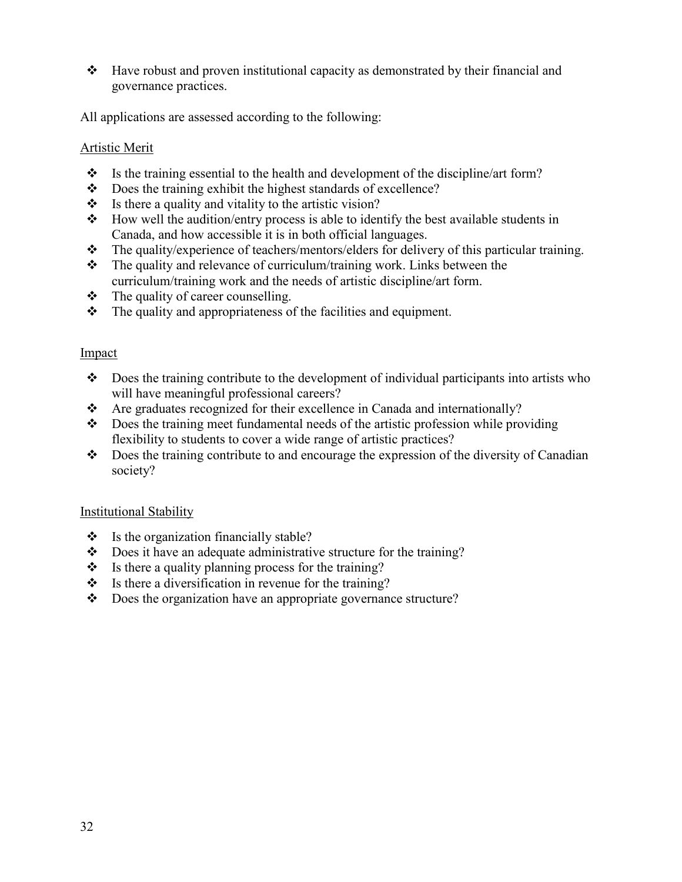- Have robust and proven institutional capacity as demonstrated by their financial and governance practices.

All applications are assessed according to the following:

Artistic Merit

- Is the training essential to the health and development of the discipline/art form?
- Does the training exhibit the highest standards of excellence?
- Is there a quality and vitality to the artistic vision?
- How well the audition/entry process is able to identify the best available students in Canada, and how accessible it is in both official languages.
- The quality/experience of teachers/mentors/elders for delivery of this particular training.
- The quality and relevance of curriculum/training work. Links between the curriculum/training work and the needs of artistic discipline/art form.
- The quality of career counselling.
- The quality and appropriateness of the facilities and equipment.

Impact

- Does the training contribute to the development of individual participants into artists who will have meaningful professional careers?
- Are graduates recognized for their excellence in Canada and internationally?
- Does the training meet fundamental needs of the artistic profession while providing flexibility to students to cover a wide range of artistic practices?
- Does the training contribute to and encourage the expression of the diversity of Canadian society?

Institutional Stability

- Is the organization financially stable?
- Does it have an adequate administrative structure for the training?
- Is there a quality planning process for the training?
- Is there a diversification in revenue for the training?
- Does the organization have an appropriate governance structure?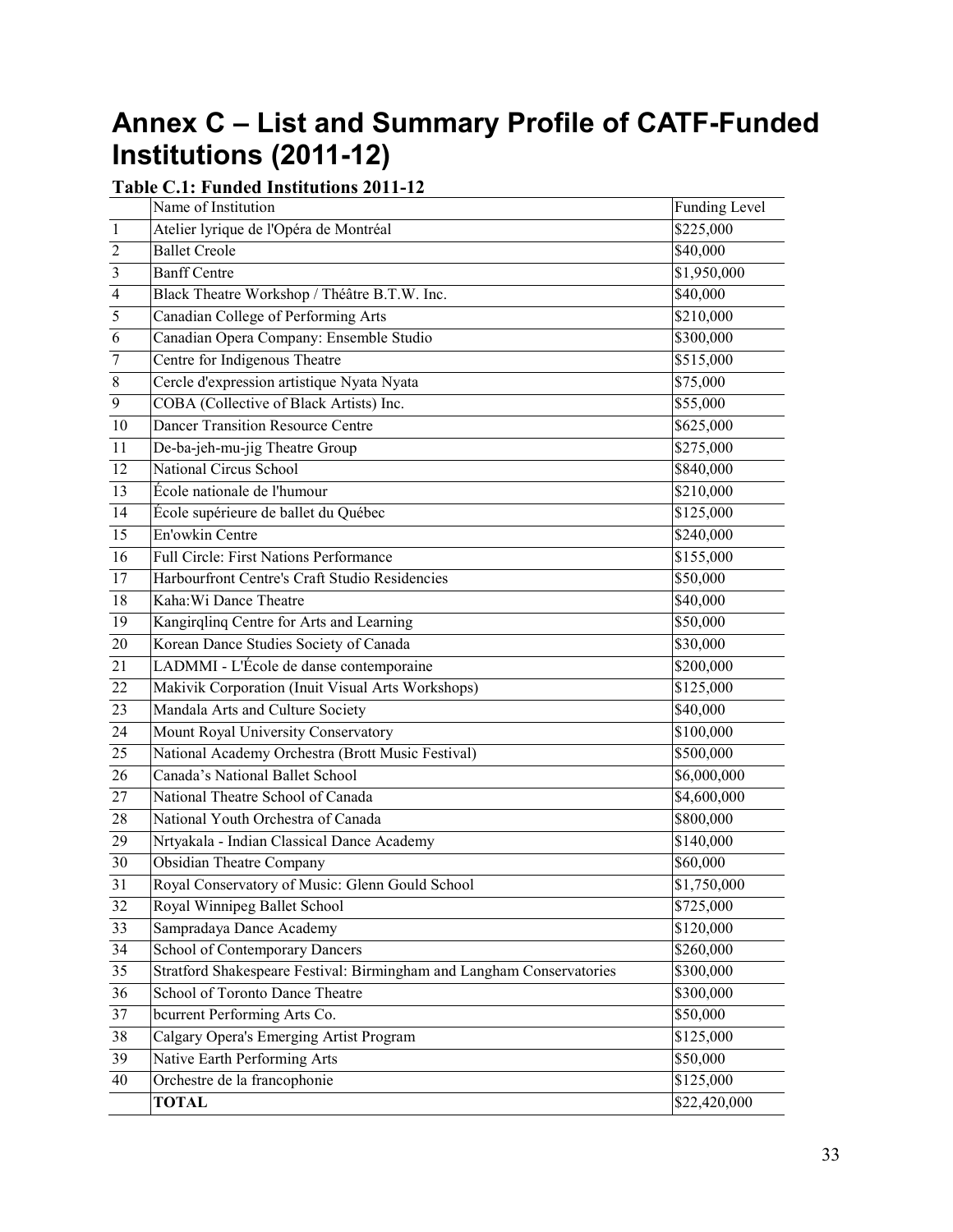# Annex C – List and Summary Profile of CATF-Funded Institutions (2011-12)

**Table C.1: Funded Institutions 2011-12**

| | Name of Institution | Funding Level |
|---|---|---|
| 1 | Atelier lyrique de l'Opéra de Montréal | $225,000 |
| 2 | Ballet Creole | $40,000 |
| 3 | Banff Centre | $1,950,000 |
| 4 | Black Theatre Workshop / Théâtre B.T.W. Inc. | $40,000 |
| 5 | Canadian College of Performing Arts | $210,000 |
| 6 | Canadian Opera Company: Ensemble Studio | $300,000 |
| 7 | Centre for Indigenous Theatre | $515,000 |
| 8 | Cercle d'expression artistique Nyata Nyata | $75,000 |
| 9 | COBA (Collective of Black Artists) Inc. | $55,000 |
| 10 | Dancer Transition Resource Centre | $625,000 |
| 11 | De-ba-jeh-mu-jig Theatre Group | $275,000 |
| 12 | National Circus School | $840,000 |
| 13 | École nationale de l'humour | $210,000 |
| 14 | École supérieure de ballet du Québec | $125,000 |
| 15 | En'owkin Centre | $240,000 |
| 16 | Full Circle: First Nations Performance | $155,000 |
| 17 | Harbourfront Centre's Craft Studio Residencies | $50,000 |
| 18 | Kaha:Wi Dance Theatre | $40,000 |
| 19 | Kangirqlinq Centre for Arts and Learning | $50,000 |
| 20 | Korean Dance Studies Society of Canada | $30,000 |
| 21 | LADMMI - L'École de danse contemporaine | $200,000 |
| 22 | Makivik Corporation (Inuit Visual Arts Workshops) | $125,000 |
| 23 | Mandala Arts and Culture Society | $40,000 |
| 24 | Mount Royal University Conservatory | $100,000 |
| 25 | National Academy Orchestra (Brott Music Festival) | $500,000 |
| 26 | Canada's National Ballet School | $6,000,000 |
| 27 | National Theatre School of Canada | $4,600,000 |
| 28 | National Youth Orchestra of Canada | $800,000 |
| 29 | Nrtyakala - Indian Classical Dance Academy | $140,000 |
| 30 | Obsidian Theatre Company | $60,000 |
| 31 | Royal Conservatory of Music: Glenn Gould School | $1,750,000 |
| 32 | Royal Winnipeg Ballet School | $725,000 |
| 33 | Sampradaya Dance Academy | $120,000 |
| 34 | School of Contemporary Dancers | $260,000 |
| 35 | Stratford Shakespeare Festival: Birmingham and Langham Conservatories | $300,000 |
| 36 | School of Toronto Dance Theatre | $300,000 |
| 37 | bcurrent Performing Arts Co. | $50,000 |
| 38 | Calgary Opera's Emerging Artist Program | $125,000 |
| 39 | Native Earth Performing Arts | $50,000 |
| 40 | Orchestre de la francophonie | $125,000 |
| | **TOTAL** | $22,420,000 |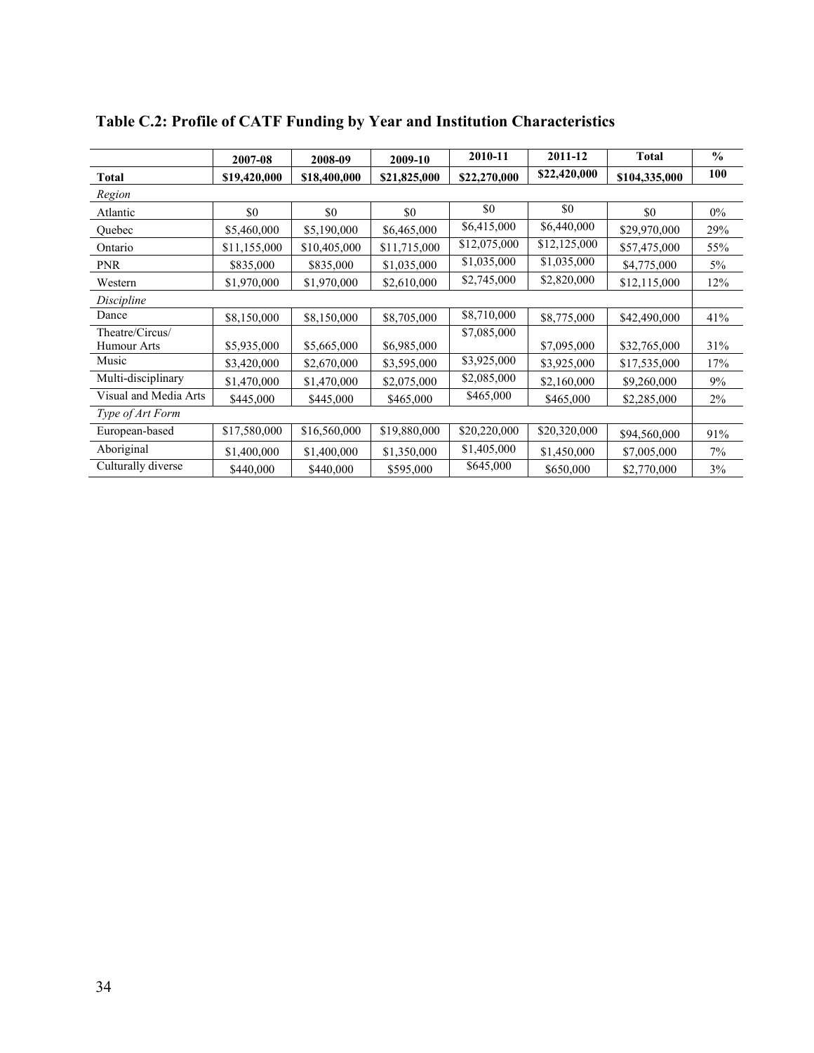**Table C.2: Profile of CATF Funding by Year and Institution Characteristics**

| | 2007-08 | 2008-09 | 2009-10 | 2010-11 | 2011-12 | Total | % |
|---|---|---|---|---|---|---|---|
| **Total** | **$19,420,000** | **$18,400,000** | **$21,825,000** | **$22,270,000** | **$22,420,000** | **$104,335,000** | **100** |
| *Region* | | | | | | | |
| Atlantic | $0 | $0 | $0 | $0 | $0 | $0 | 0% |
| Quebec | $5,460,000 | $5,190,000 | $6,465,000 | $6,415,000 | $6,440,000 | $29,970,000 | 29% |
| Ontario | $11,155,000 | $10,405,000 | $11,715,000 | $12,075,000 | $12,125,000 | $57,475,000 | 55% |
| PNR | $835,000 | $835,000 | $1,035,000 | $1,035,000 | $1,035,000 | $4,775,000 | 5% |
| Western | $1,970,000 | $1,970,000 | $2,610,000 | $2,745,000 | $2,820,000 | $12,115,000 | 12% |
| *Discipline* | | | | | | | |
| Dance | $8,150,000 | $8,150,000 | $8,705,000 | $8,710,000 | $8,775,000 | $42,490,000 | 41% |
| Theatre/Circus/ Humour Arts | $5,935,000 | $5,665,000 | $6,985,000 | $7,085,000 | $7,095,000 | $32,765,000 | 31% |
| Music | $3,420,000 | $2,670,000 | $3,595,000 | $3,925,000 | $3,925,000 | $17,535,000 | 17% |
| Multi-disciplinary | $1,470,000 | $1,470,000 | $2,075,000 | $2,085,000 | $2,160,000 | $9,260,000 | 9% |
| Visual and Media Arts | $445,000 | $445,000 | $465,000 | $465,000 | $465,000 | $2,285,000 | 2% |
| *Type of Art Form* | | | | | | | |
| European-based | $17,580,000 | $16,560,000 | $19,880,000 | $20,220,000 | $20,320,000 | $94,560,000 | 91% |
| Aboriginal | $1,400,000 | $1,400,000 | $1,350,000 | $1,405,000 | $1,450,000 | $7,005,000 | 7% |
| Culturally diverse | $440,000 | $440,000 | $595,000 | $645,000 | $650,000 | $2,770,000 | 3% |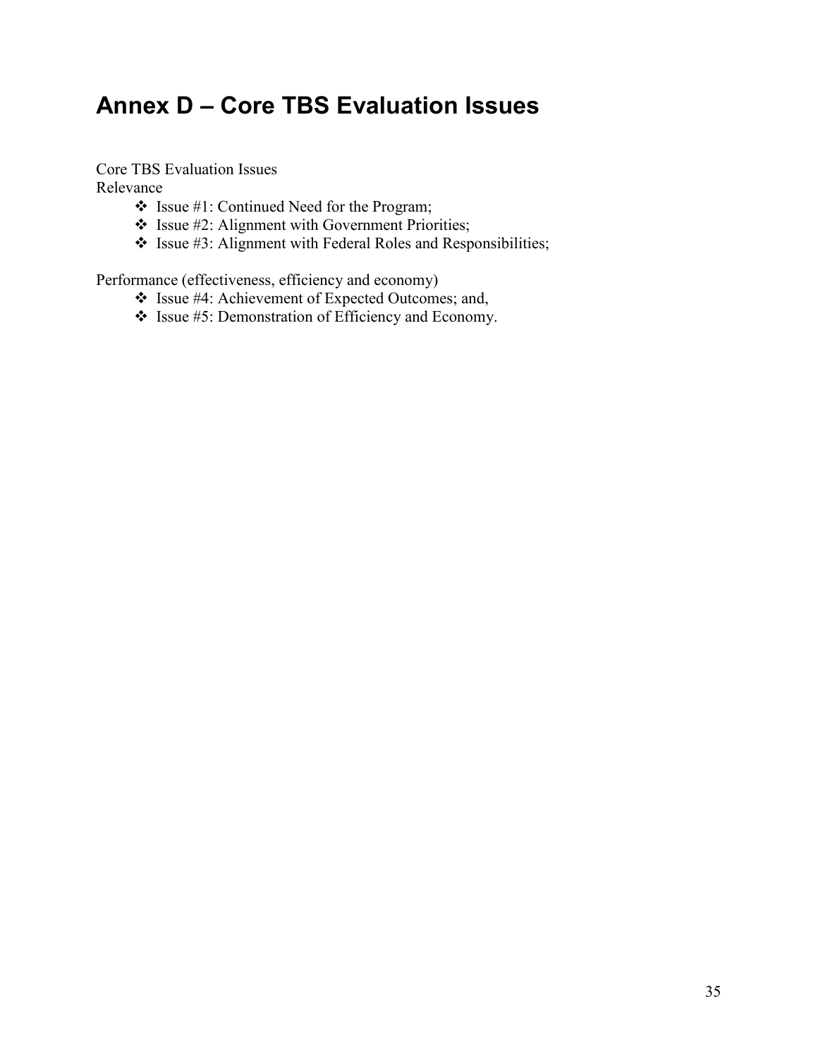# Annex D – Core TBS Evaluation Issues

Core TBS Evaluation Issues
Relevance

- Issue #1: Continued Need for the Program;
- Issue #2: Alignment with Government Priorities;
- Issue #3: Alignment with Federal Roles and Responsibilities;

Performance (effectiveness, efficiency and economy)

- Issue #4: Achievement of Expected Outcomes; and,
- Issue #5: Demonstration of Efficiency and Economy.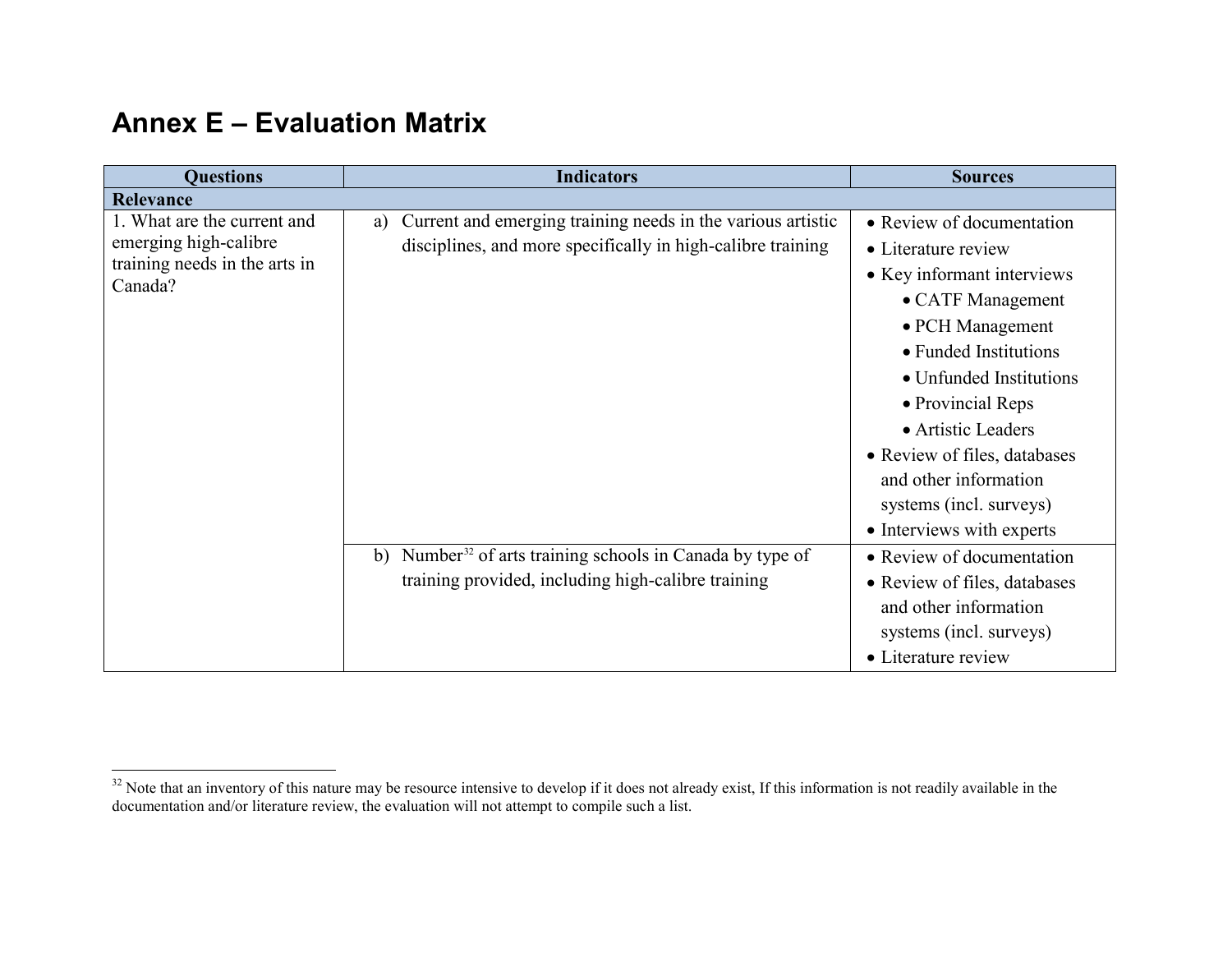# Annex E – Evaluation Matrix

| Questions | Indicators | Sources |
|---|---|---|
| **Relevance** | | |
| 1. What are the current and emerging high-calibre training needs in the arts in Canada? | a) Current and emerging training needs in the various artistic disciplines, and more specifically in high-calibre training | • Review of documentation<br>• Literature review<br>• Key informant interviews<br>&nbsp;&nbsp;&nbsp;&nbsp;• CATF Management<br>&nbsp;&nbsp;&nbsp;&nbsp;• PCH Management<br>&nbsp;&nbsp;&nbsp;&nbsp;• Funded Institutions<br>&nbsp;&nbsp;&nbsp;&nbsp;• Unfunded Institutions<br>&nbsp;&nbsp;&nbsp;&nbsp;• Provincial Reps<br>&nbsp;&nbsp;&nbsp;&nbsp;• Artistic Leaders<br>• Review of files, databases and other information systems (incl. surveys)<br>• Interviews with experts |
| | b) Number[32] of arts training schools in Canada by type of training provided, including high-calibre training | • Review of documentation<br>• Review of files, databases and other information systems (incl. surveys)<br>• Literature review |

[32] Note that an inventory of this nature may be resource intensive to develop if it does not already exist, If this information is not readily available in the documentation and/or literature review, the evaluation will not attempt to compile such a list.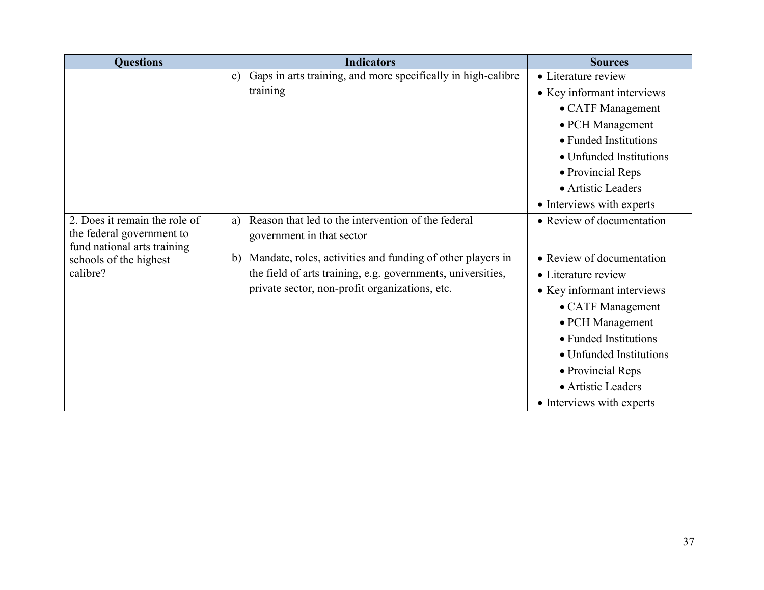| Questions | Indicators | Sources |
|---|---|---|
| | c) Gaps in arts training, and more specifically in high-calibre training | • Literature review<br>• Key informant interviews<br>&nbsp;&nbsp;• CATF Management<br>&nbsp;&nbsp;• PCH Management<br>&nbsp;&nbsp;• Funded Institutions<br>&nbsp;&nbsp;• Unfunded Institutions<br>&nbsp;&nbsp;• Provincial Reps<br>&nbsp;&nbsp;• Artistic Leaders<br>• Interviews with experts |
| 2. Does it remain the role of the federal government to fund national arts training schools of the highest calibre? | a) Reason that led to the intervention of the federal government in that sector | • Review of documentation |
| | b) Mandate, roles, activities and funding of other players in the field of arts training, e.g. governments, universities, private sector, non-profit organizations, etc. | • Review of documentation<br>• Literature review<br>• Key informant interviews<br>&nbsp;&nbsp;• CATF Management<br>&nbsp;&nbsp;• PCH Management<br>&nbsp;&nbsp;• Funded Institutions<br>&nbsp;&nbsp;• Unfunded Institutions<br>&nbsp;&nbsp;• Provincial Reps<br>&nbsp;&nbsp;• Artistic Leaders<br>• Interviews with experts |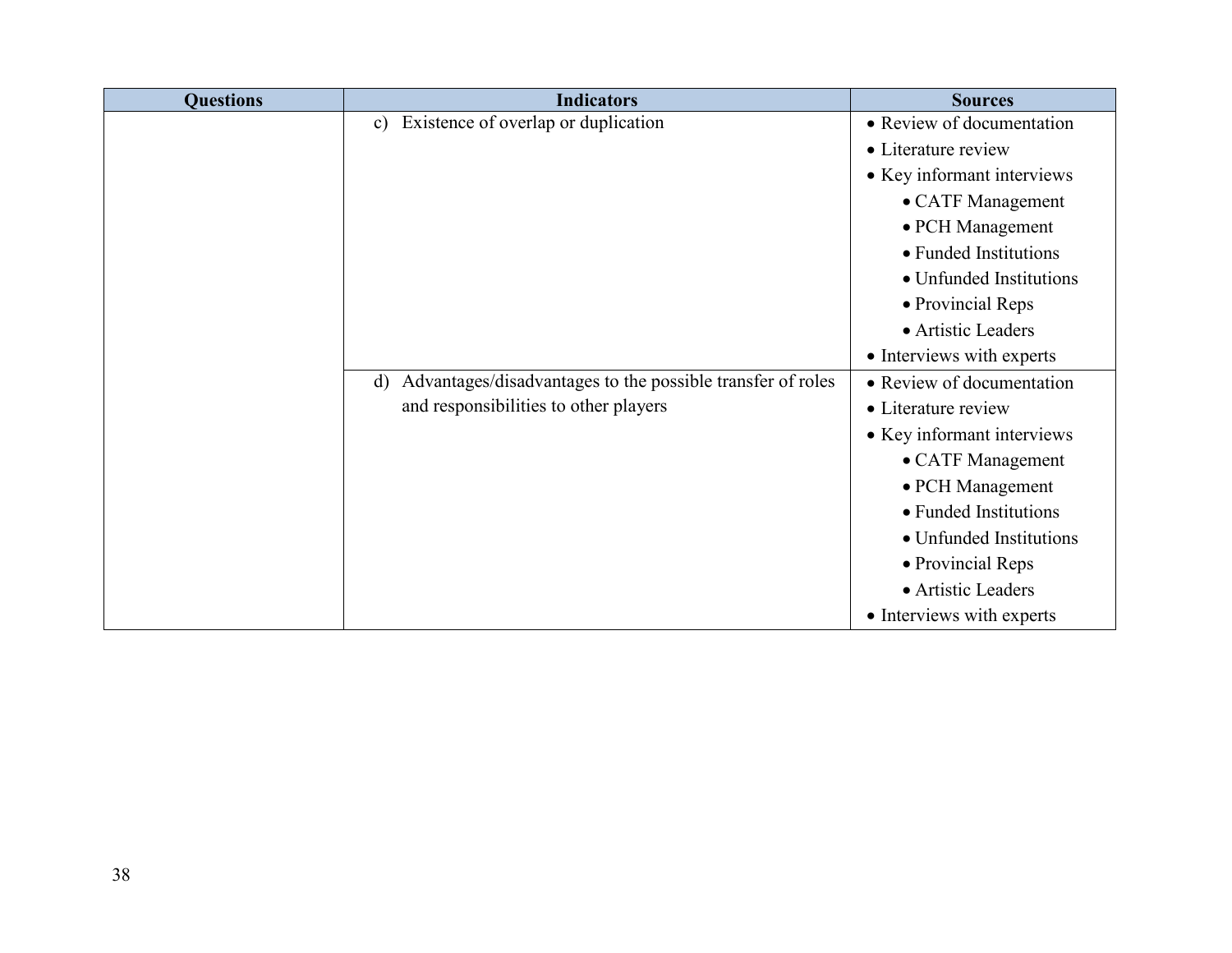| Questions | Indicators | Sources |
|---|---|---|
| | c) Existence of overlap or duplication | • Review of documentation<br>• Literature review<br>• Key informant interviews<br>&nbsp;&nbsp;&nbsp;&nbsp;• CATF Management<br>&nbsp;&nbsp;&nbsp;&nbsp;• PCH Management<br>&nbsp;&nbsp;&nbsp;&nbsp;• Funded Institutions<br>&nbsp;&nbsp;&nbsp;&nbsp;• Unfunded Institutions<br>&nbsp;&nbsp;&nbsp;&nbsp;• Provincial Reps<br>&nbsp;&nbsp;&nbsp;&nbsp;• Artistic Leaders<br>• Interviews with experts |
| | d) Advantages/disadvantages to the possible transfer of roles and responsibilities to other players | • Review of documentation<br>• Literature review<br>• Key informant interviews<br>&nbsp;&nbsp;&nbsp;&nbsp;• CATF Management<br>&nbsp;&nbsp;&nbsp;&nbsp;• PCH Management<br>&nbsp;&nbsp;&nbsp;&nbsp;• Funded Institutions<br>&nbsp;&nbsp;&nbsp;&nbsp;• Unfunded Institutions<br>&nbsp;&nbsp;&nbsp;&nbsp;• Provincial Reps<br>&nbsp;&nbsp;&nbsp;&nbsp;• Artistic Leaders<br>• Interviews with experts |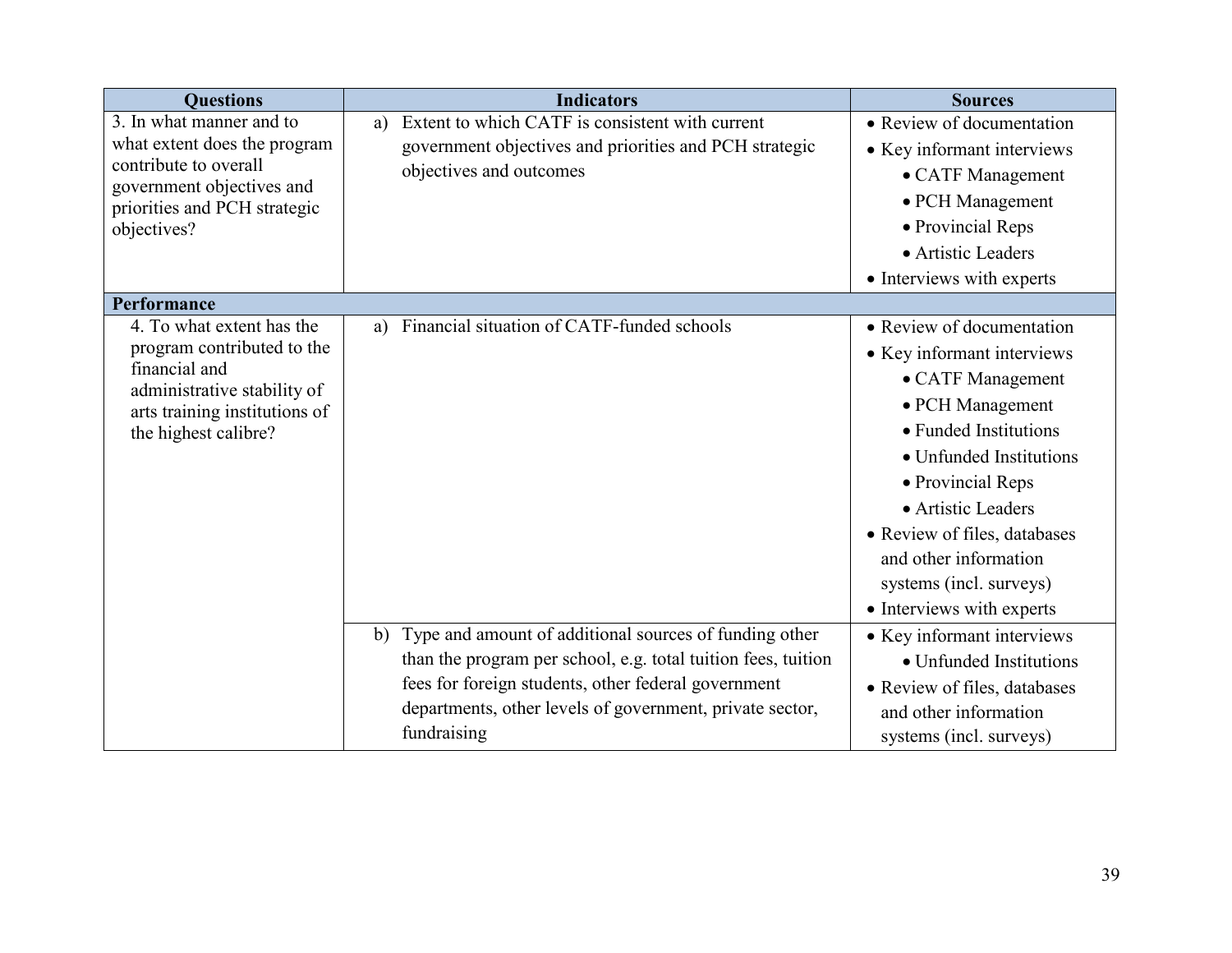| Questions | Indicators | Sources |
|---|---|---|
| 3. In what manner and to what extent does the program contribute to overall government objectives and priorities and PCH strategic objectives? | a) Extent to which CATF is consistent with current government objectives and priorities and PCH strategic objectives and outcomes | • Review of documentation<br>• Key informant interviews<br>  • CATF Management<br>  • PCH Management<br>  • Provincial Reps<br>  • Artistic Leaders<br>• Interviews with experts |
| **Performance** | | |
| 4. To what extent has the program contributed to the financial and administrative stability of arts training institutions of the highest calibre? | a) Financial situation of CATF-funded schools | • Review of documentation<br>• Key informant interviews<br>  • CATF Management<br>  • PCH Management<br>  • Funded Institutions<br>  • Unfunded Institutions<br>  • Provincial Reps<br>  • Artistic Leaders<br>• Review of files, databases and other information systems (incl. surveys)<br>• Interviews with experts |
| | b) Type and amount of additional sources of funding other than the program per school, e.g. total tuition fees, tuition fees for foreign students, other federal government departments, other levels of government, private sector, fundraising | • Key informant interviews<br>  • Unfunded Institutions<br>• Review of files, databases and other information systems (incl. surveys) |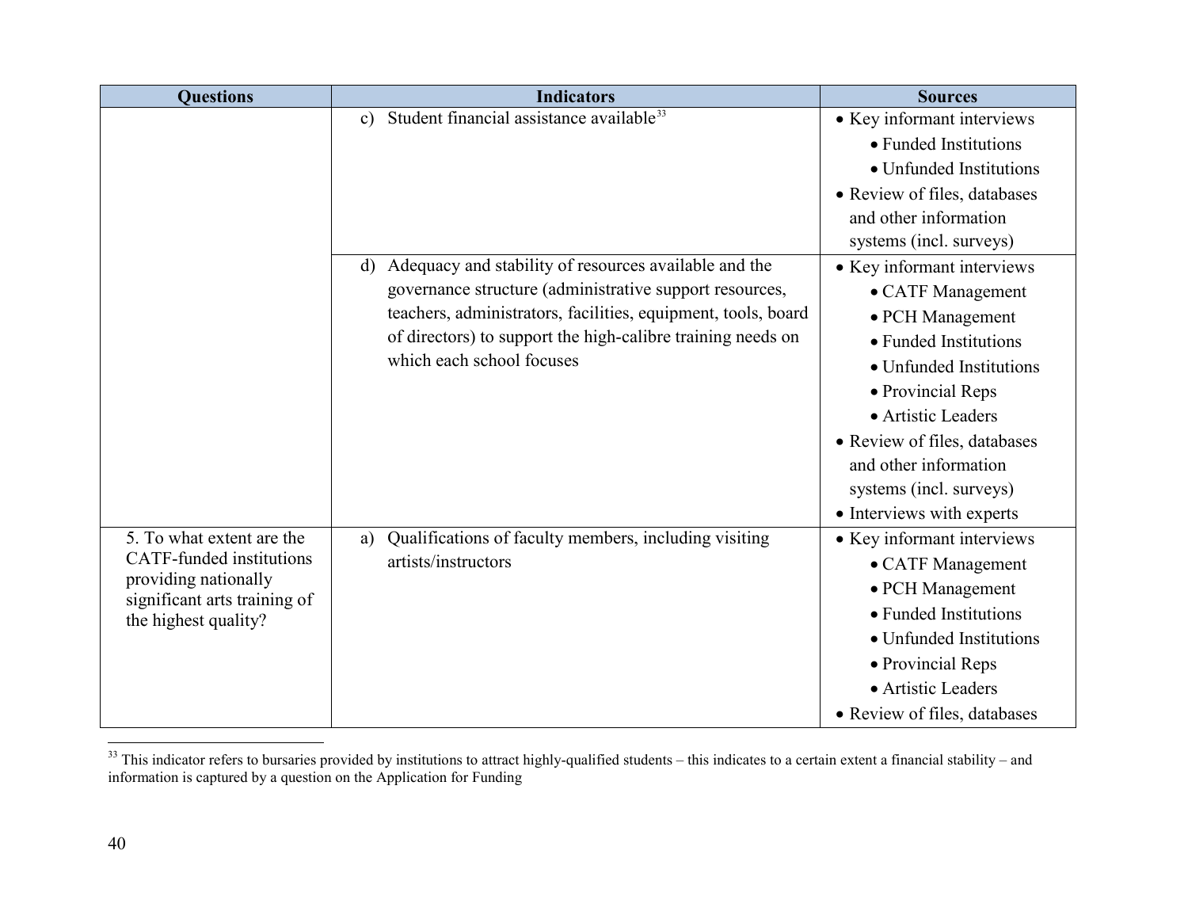| Questions | Indicators | Sources |
|---|---|---|
| | c) Student financial assistance available[33] | • Key informant interviews<br>• Funded Institutions<br>• Unfunded Institutions<br>• Review of files, databases and other information systems (incl. surveys) |
| | d) Adequacy and stability of resources available and the governance structure (administrative support resources, teachers, administrators, facilities, equipment, tools, board of directors) to support the high-calibre training needs on which each school focuses | • Key informant interviews<br>• CATF Management<br>• PCH Management<br>• Funded Institutions<br>• Unfunded Institutions<br>• Provincial Reps<br>• Artistic Leaders<br>• Review of files, databases and other information systems (incl. surveys)<br>• Interviews with experts |
| 5. To what extent are the CATF-funded institutions providing nationally significant arts training of the highest quality? | a) Qualifications of faculty members, including visiting artists/instructors | • Key informant interviews<br>• CATF Management<br>• PCH Management<br>• Funded Institutions<br>• Unfunded Institutions<br>• Provincial Reps<br>• Artistic Leaders<br>• Review of files, databases |

[33] This indicator refers to bursaries provided by institutions to attract highly-qualified students – this indicates to a certain extent a financial stability – and information is captured by a question on the Application for Funding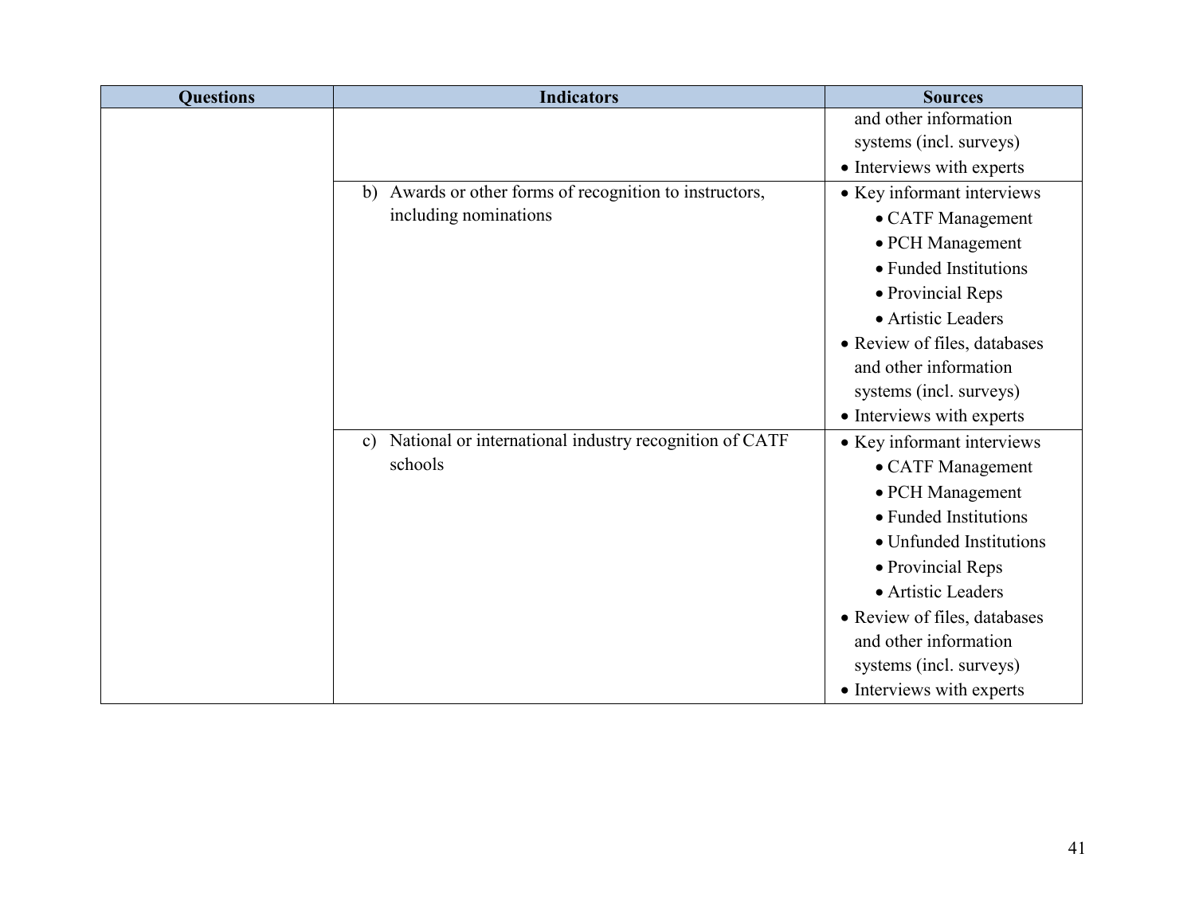| Questions | Indicators | Sources |
| --- | --- | --- |
| | | and other information systems (incl. surveys)<br>• Interviews with experts |
| | b) Awards or other forms of recognition to instructors, including nominations | • Key informant interviews<br>• CATF Management<br>• PCH Management<br>• Funded Institutions<br>• Provincial Reps<br>• Artistic Leaders<br>• Review of files, databases and other information systems (incl. surveys)<br>• Interviews with experts |
| | c) National or international industry recognition of CATF schools | • Key informant interviews<br>• CATF Management<br>• PCH Management<br>• Funded Institutions<br>• Unfunded Institutions<br>• Provincial Reps<br>• Artistic Leaders<br>• Review of files, databases and other information systems (incl. surveys)<br>• Interviews with experts |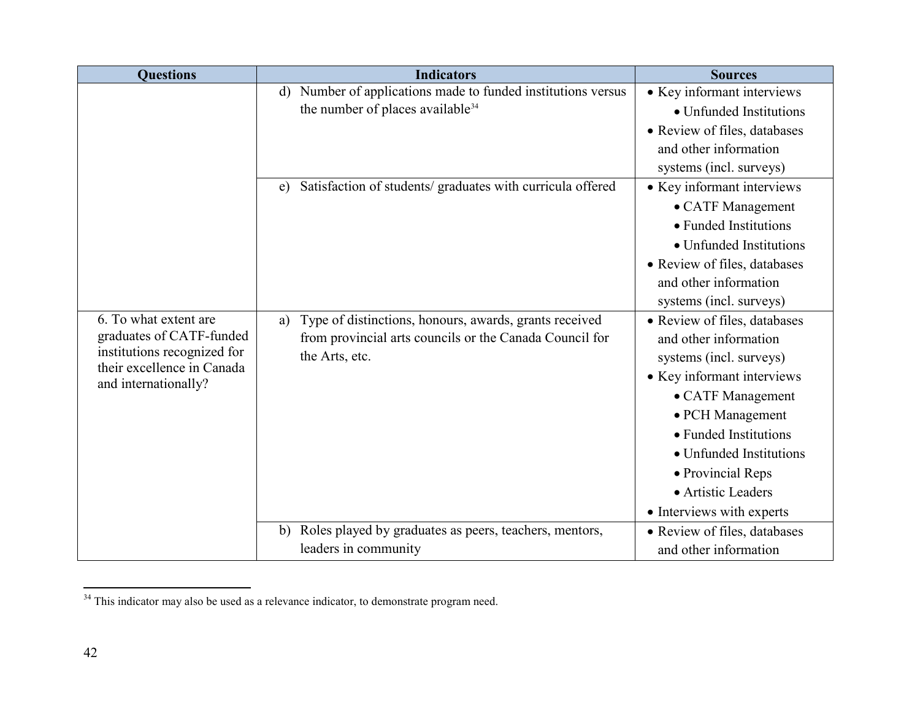| Questions | Indicators | Sources |
|---|---|---|
| | d) Number of applications made to funded institutions versus the number of places available[34] | • Key informant interviews<br>• Unfunded Institutions<br>• Review of files, databases and other information systems (incl. surveys) |
| | e) Satisfaction of students/ graduates with curricula offered | • Key informant interviews<br>• CATF Management<br>• Funded Institutions<br>• Unfunded Institutions<br>• Review of files, databases and other information systems (incl. surveys) |
| 6. To what extent are graduates of CATF-funded institutions recognized for their excellence in Canada and internationally? | a) Type of distinctions, honours, awards, grants received from provincial arts councils or the Canada Council for the Arts, etc. | • Review of files, databases and other information systems (incl. surveys)<br>• Key informant interviews<br>• CATF Management<br>• PCH Management<br>• Funded Institutions<br>• Unfunded Institutions<br>• Provincial Reps<br>• Artistic Leaders<br>• Interviews with experts |
| | b) Roles played by graduates as peers, teachers, mentors, leaders in community | • Review of files, databases and other information |

[34] This indicator may also be used as a relevance indicator, to demonstrate program need.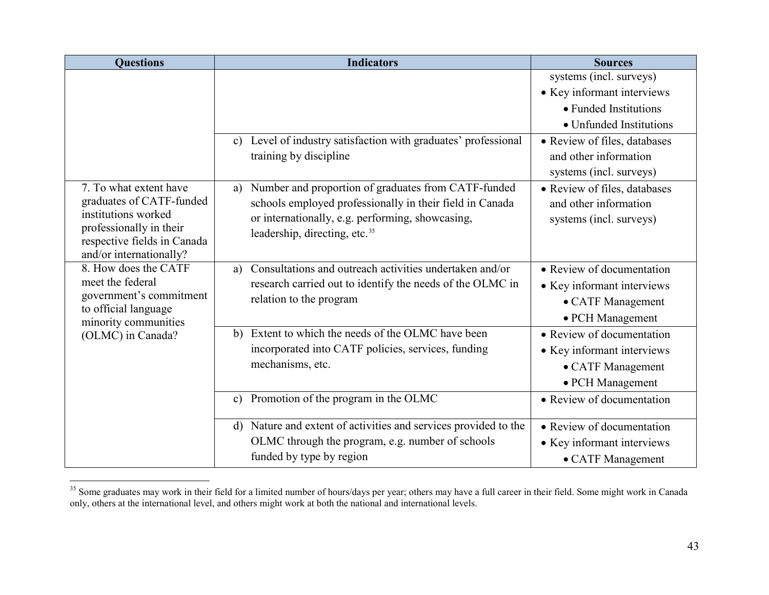| Questions | Indicators | Sources |
|---|---|---|
| | | systems (incl. surveys)<br>• Key informant interviews<br>  • Funded Institutions<br>  • Unfunded Institutions |
| | c) Level of industry satisfaction with graduates' professional training by discipline | • Review of files, databases and other information systems (incl. surveys) |
| 7. To what extent have graduates of CATF-funded institutions worked professionally in their respective fields in Canada and/or internationally? | a) Number and proportion of graduates from CATF-funded schools employed professionally in their field in Canada or internationally, e.g. performing, showcasing, leadership, directing, etc.[35] | • Review of files, databases and other information systems (incl. surveys) |
| 8. How does the CATF meet the federal government's commitment to official language minority communities (OLMC) in Canada? | a) Consultations and outreach activities undertaken and/or research carried out to identify the needs of the OLMC in relation to the program | • Review of documentation<br>• Key informant interviews<br>  • CATF Management<br>  • PCH Management |
| | b) Extent to which the needs of the OLMC have been incorporated into CATF policies, services, funding mechanisms, etc. | • Review of documentation<br>• Key informant interviews<br>  • CATF Management<br>  • PCH Management |
| | c) Promotion of the program in the OLMC | • Review of documentation |
| | d) Nature and extent of activities and services provided to the OLMC through the program, e.g. number of schools funded by type by region | • Review of documentation<br>• Key informant interviews<br>  • CATF Management |

[35] Some graduates may work in their field for a limited number of hours/days per year; others may have a full career in their field. Some might work in Canada only, others at the international level, and others might work at both the national and international levels.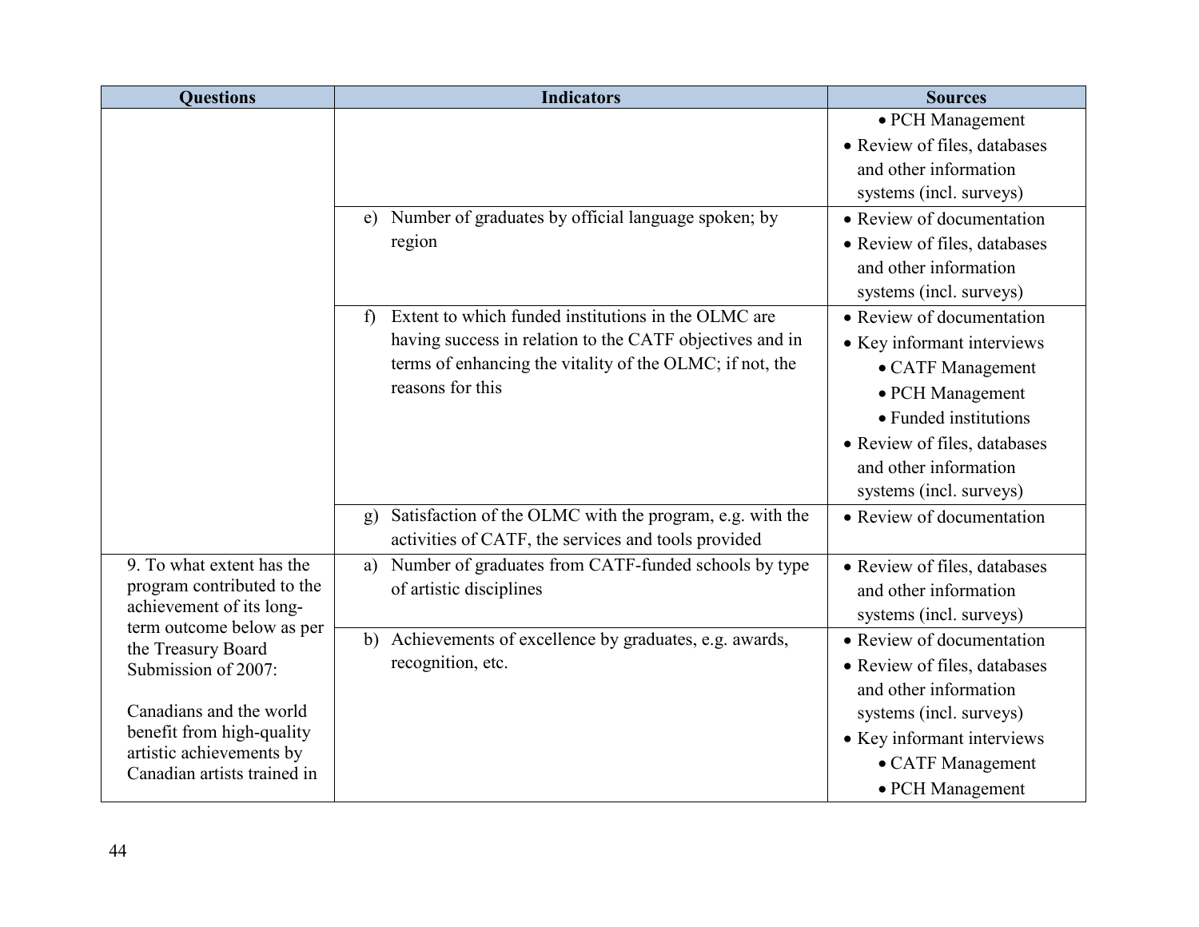| Questions | Indicators | Sources |
| --- | --- | --- |
| | | • PCH Management<br>• Review of files, databases and other information systems (incl. surveys) |
| | e) Number of graduates by official language spoken; by region | • Review of documentation<br>• Review of files, databases and other information systems (incl. surveys) |
| | f) Extent to which funded institutions in the OLMC are having success in relation to the CATF objectives and in terms of enhancing the vitality of the OLMC; if not, the reasons for this | • Review of documentation<br>• Key informant interviews<br>• CATF Management<br>• PCH Management<br>• Funded institutions<br>• Review of files, databases and other information systems (incl. surveys) |
| | g) Satisfaction of the OLMC with the program, e.g. with the activities of CATF, the services and tools provided | • Review of documentation |
| 9. To what extent has the program contributed to the achievement of its long-term outcome below as per the Treasury Board Submission of 2007:<br><br>Canadians and the world benefit from high-quality artistic achievements by Canadian artists trained in | a) Number of graduates from CATF-funded schools by type of artistic disciplines | • Review of files, databases and other information systems (incl. surveys) |
| | b) Achievements of excellence by graduates, e.g. awards, recognition, etc. | • Review of documentation<br>• Review of files, databases and other information systems (incl. surveys)<br>• Key informant interviews<br>• CATF Management<br>• PCH Management |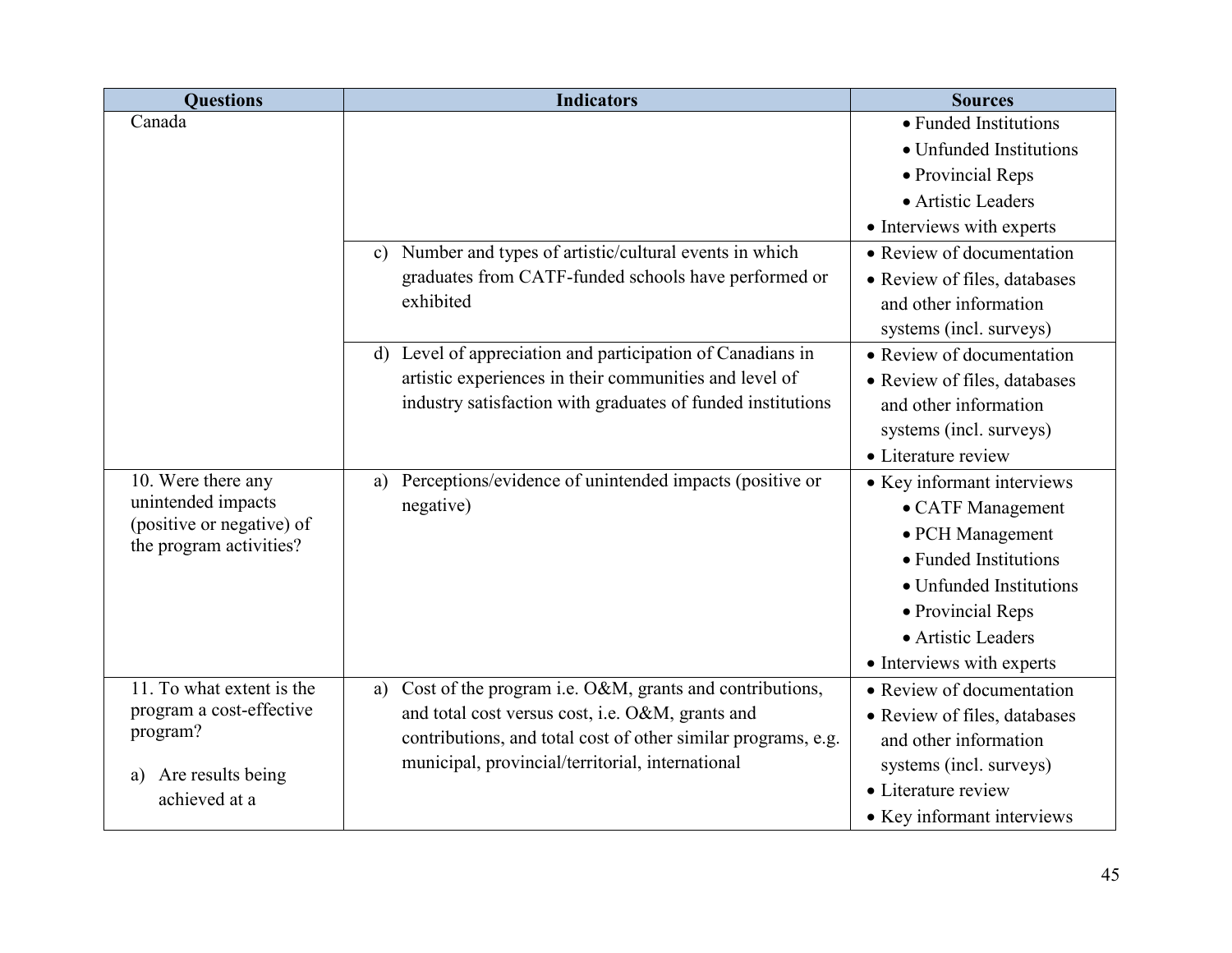| Questions | Indicators | Sources |
|---|---|---|
| Canada | | • Funded Institutions<br>• Unfunded Institutions<br>• Provincial Reps<br>• Artistic Leaders<br>• Interviews with experts |
| | c) Number and types of artistic/cultural events in which graduates from CATF-funded schools have performed or exhibited | • Review of documentation<br>• Review of files, databases and other information systems (incl. surveys) |
| | d) Level of appreciation and participation of Canadians in artistic experiences in their communities and level of industry satisfaction with graduates of funded institutions | • Review of documentation<br>• Review of files, databases and other information systems (incl. surveys)<br>• Literature review |
| 10. Were there any unintended impacts (positive or negative) of the program activities? | a) Perceptions/evidence of unintended impacts (positive or negative) | • Key informant interviews<br>• CATF Management<br>• PCH Management<br>• Funded Institutions<br>• Unfunded Institutions<br>• Provincial Reps<br>• Artistic Leaders<br>• Interviews with experts |
| 11. To what extent is the program a cost-effective program?<br><br>a) Are results being achieved at a | a) Cost of the program i.e. O&M, grants and contributions, and total cost versus cost, i.e. O&M, grants and contributions, and total cost of other similar programs, e.g. municipal, provincial/territorial, international | • Review of documentation<br>• Review of files, databases and other information systems (incl. surveys)<br>• Literature review<br>• Key informant interviews |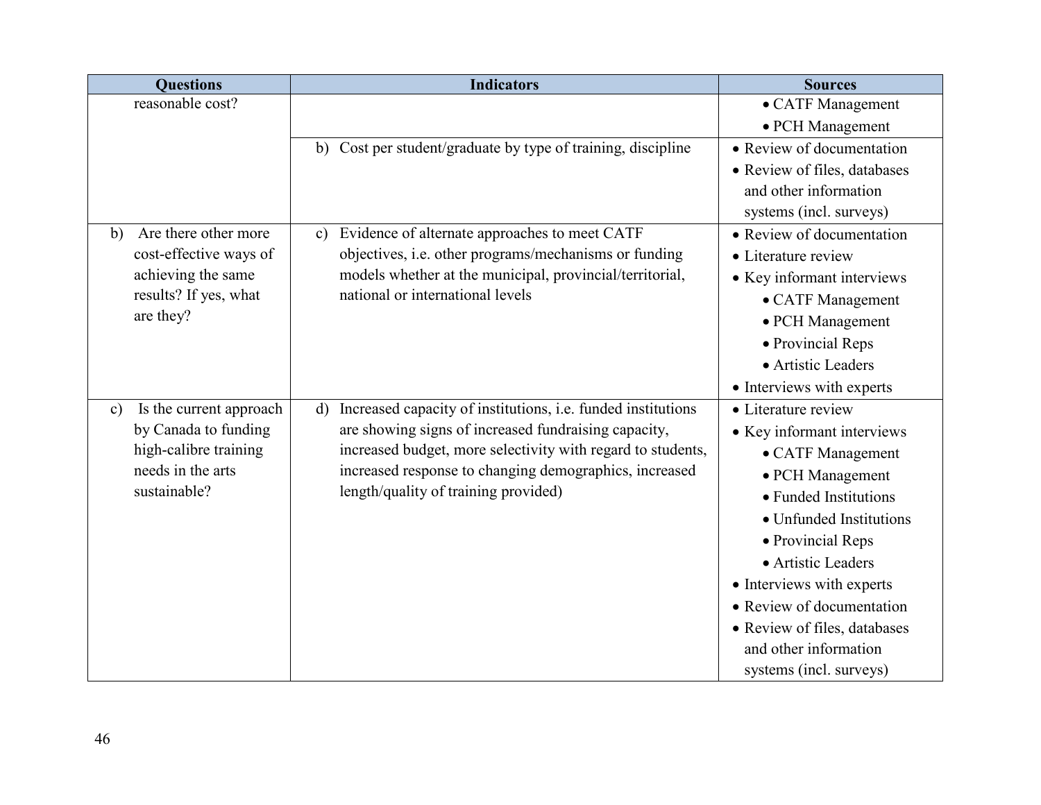| Questions | Indicators | Sources |
|---|---|---|
| reasonable cost? | | • CATF Management<br>• PCH Management |
| | b) Cost per student/graduate by type of training, discipline | • Review of documentation<br>• Review of files, databases and other information systems (incl. surveys) |
| b) Are there other more cost-effective ways of achieving the same results? If yes, what are they? | c) Evidence of alternate approaches to meet CATF objectives, i.e. other programs/mechanisms or funding models whether at the municipal, provincial/territorial, national or international levels | • Review of documentation<br>• Literature review<br>• Key informant interviews<br>  • CATF Management<br>  • PCH Management<br>  • Provincial Reps<br>  • Artistic Leaders<br>• Interviews with experts |
| c) Is the current approach by Canada to funding high-calibre training needs in the arts sustainable? | d) Increased capacity of institutions, i.e. funded institutions are showing signs of increased fundraising capacity, increased budget, more selectivity with regard to students, increased response to changing demographics, increased length/quality of training provided) | • Literature review<br>• Key informant interviews<br>  • CATF Management<br>  • PCH Management<br>  • Funded Institutions<br>  • Unfunded Institutions<br>  • Provincial Reps<br>  • Artistic Leaders<br>• Interviews with experts<br>• Review of documentation<br>• Review of files, databases and other information systems (incl. surveys) |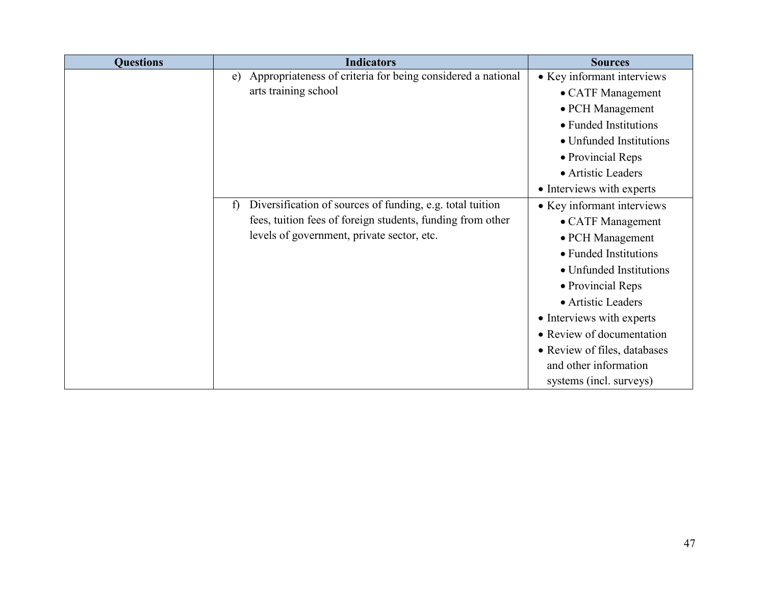| Questions | Indicators | Sources |
|---|---|---|
| | e) Appropriateness of criteria for being considered a national arts training school | • Key informant interviews<br>• CATF Management<br>• PCH Management<br>• Funded Institutions<br>• Unfunded Institutions<br>• Provincial Reps<br>• Artistic Leaders<br>• Interviews with experts |
| | f) Diversification of sources of funding, e.g. total tuition fees, tuition fees of foreign students, funding from other levels of government, private sector, etc. | • Key informant interviews<br>• CATF Management<br>• PCH Management<br>• Funded Institutions<br>• Unfunded Institutions<br>• Provincial Reps<br>• Artistic Leaders<br>• Interviews with experts<br>• Review of documentation<br>• Review of files, databases and other information systems (incl. surveys) |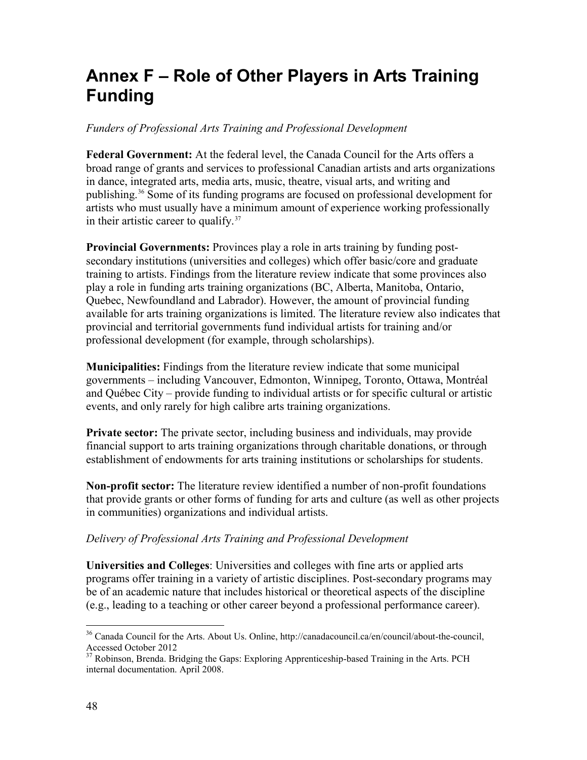# Annex F – Role of Other Players in Arts Training Funding

*Funders of Professional Arts Training and Professional Development*

**Federal Government:** At the federal level, the Canada Council for the Arts offers a broad range of grants and services to professional Canadian artists and arts organizations in dance, integrated arts, media arts, music, theatre, visual arts, and writing and publishing.[36] Some of its funding programs are focused on professional development for artists who must usually have a minimum amount of experience working professionally in their artistic career to qualify.[37]

**Provincial Governments:** Provinces play a role in arts training by funding post-secondary institutions (universities and colleges) which offer basic/core and graduate training to artists. Findings from the literature review indicate that some provinces also play a role in funding arts training organizations (BC, Alberta, Manitoba, Ontario, Quebec, Newfoundland and Labrador). However, the amount of provincial funding available for arts training organizations is limited. The literature review also indicates that provincial and territorial governments fund individual artists for training and/or professional development (for example, through scholarships).

**Municipalities:** Findings from the literature review indicate that some municipal governments – including Vancouver, Edmonton, Winnipeg, Toronto, Ottawa, Montréal and Québec City – provide funding to individual artists or for specific cultural or artistic events, and only rarely for high calibre arts training organizations.

**Private sector:** The private sector, including business and individuals, may provide financial support to arts training organizations through charitable donations, or through establishment of endowments for arts training institutions or scholarships for students.

**Non-profit sector:** The literature review identified a number of non-profit foundations that provide grants or other forms of funding for arts and culture (as well as other projects in communities) organizations and individual artists.

*Delivery of Professional Arts Training and Professional Development*

**Universities and Colleges**: Universities and colleges with fine arts or applied arts programs offer training in a variety of artistic disciplines. Post-secondary programs may be of an academic nature that includes historical or theoretical aspects of the discipline (e.g., leading to a teaching or other career beyond a professional performance career).

---

[36] Canada Council for the Arts. About Us. Online, http://canadacouncil.ca/en/council/about-the-council, Accessed October 2012

[37] Robinson, Brenda. Bridging the Gaps: Exploring Apprenticeship-based Training in the Arts. PCH internal documentation. April 2008.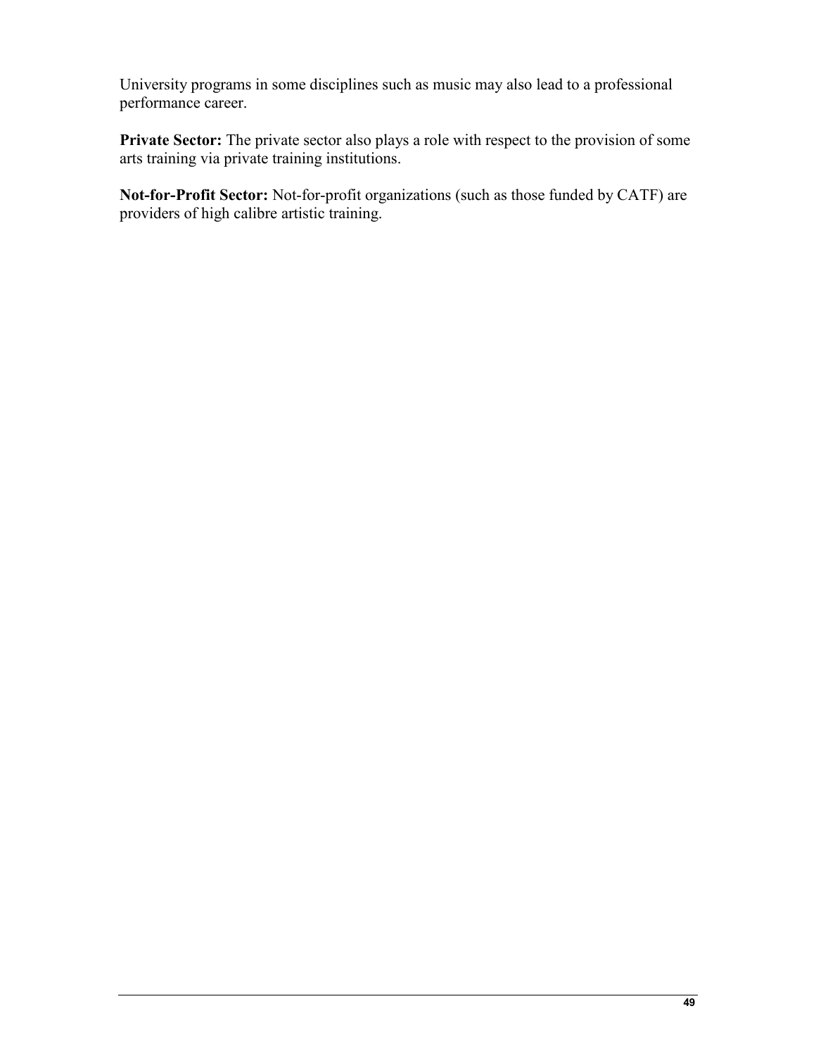University programs in some disciplines such as music may also lead to a professional performance career.

**Private Sector:** The private sector also plays a role with respect to the provision of some arts training via private training institutions.

**Not-for-Profit Sector:** Not-for-profit organizations (such as those funded by CATF) are providers of high calibre artistic training.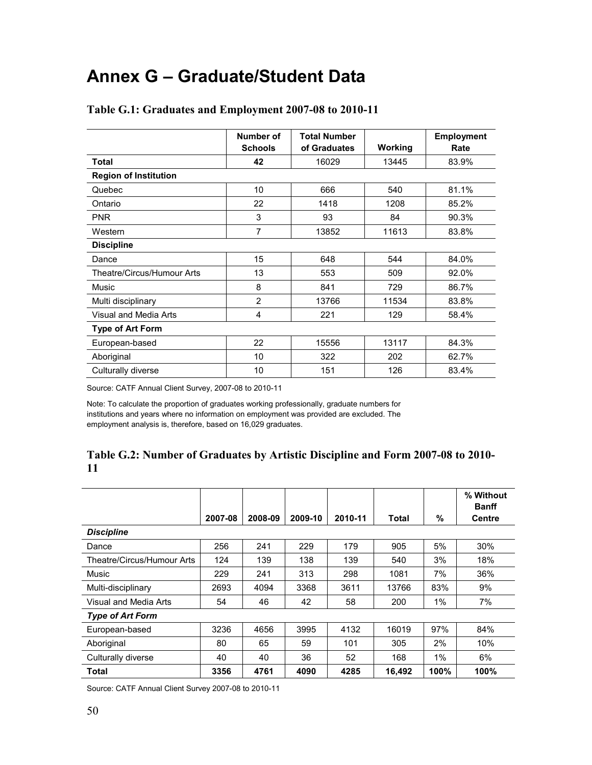# Annex G – Graduate/Student Data

### Table G.1: Graduates and Employment 2007-08 to 2010-11

| | Number of Schools | Total Number of Graduates | Working | Employment Rate |
|---|---|---|---|---|
| **Total** | **42** | 16029 | 13445 | 83.9% |
| **Region of Institution** | | | | |
| Quebec | 10 | 666 | 540 | 81.1% |
| Ontario | 22 | 1418 | 1208 | 85.2% |
| PNR | 3 | 93 | 84 | 90.3% |
| Western | 7 | 13852 | 11613 | 83.8% |
| **Discipline** | | | | |
| Dance | 15 | 648 | 544 | 84.0% |
| Theatre/Circus/Humour Arts | 13 | 553 | 509 | 92.0% |
| Music | 8 | 841 | 729 | 86.7% |
| Multi disciplinary | 2 | 13766 | 11534 | 83.8% |
| Visual and Media Arts | 4 | 221 | 129 | 58.4% |
| **Type of Art Form** | | | | |
| European-based | 22 | 15556 | 13117 | 84.3% |
| Aboriginal | 10 | 322 | 202 | 62.7% |
| Culturally diverse | 10 | 151 | 126 | 83.4% |

Source: CATF Annual Client Survey, 2007-08 to 2010-11

Note: To calculate the proportion of graduates working professionally, graduate numbers for institutions and years where no information on employment was provided are excluded. The employment analysis is, therefore, based on 16,029 graduates.

### Table G.2: Number of Graduates by Artistic Discipline and Form 2007-08 to 2010-11

| | 2007-08 | 2008-09 | 2009-10 | 2010-11 | Total | % | % Without Banff Centre |
|---|---|---|---|---|---|---|---|
| ***Discipline*** | | | | | | | |
| Dance | 256 | 241 | 229 | 179 | 905 | 5% | 30% |
| Theatre/Circus/Humour Arts | 124 | 139 | 138 | 139 | 540 | 3% | 18% |
| Music | 229 | 241 | 313 | 298 | 1081 | 7% | 36% |
| Multi-disciplinary | 2693 | 4094 | 3368 | 3611 | 13766 | 83% | 9% |
| Visual and Media Arts | 54 | 46 | 42 | 58 | 200 | 1% | 7% |
| ***Type of Art Form*** | | | | | | | |
| European-based | 3236 | 4656 | 3995 | 4132 | 16019 | 97% | 84% |
| Aboriginal | 80 | 65 | 59 | 101 | 305 | 2% | 10% |
| Culturally diverse | 40 | 40 | 36 | 52 | 168 | 1% | 6% |
| **Total** | **3356** | **4761** | **4090** | **4285** | **16,492** | **100%** | **100%** |

Source: CATF Annual Client Survey 2007-08 to 2010-11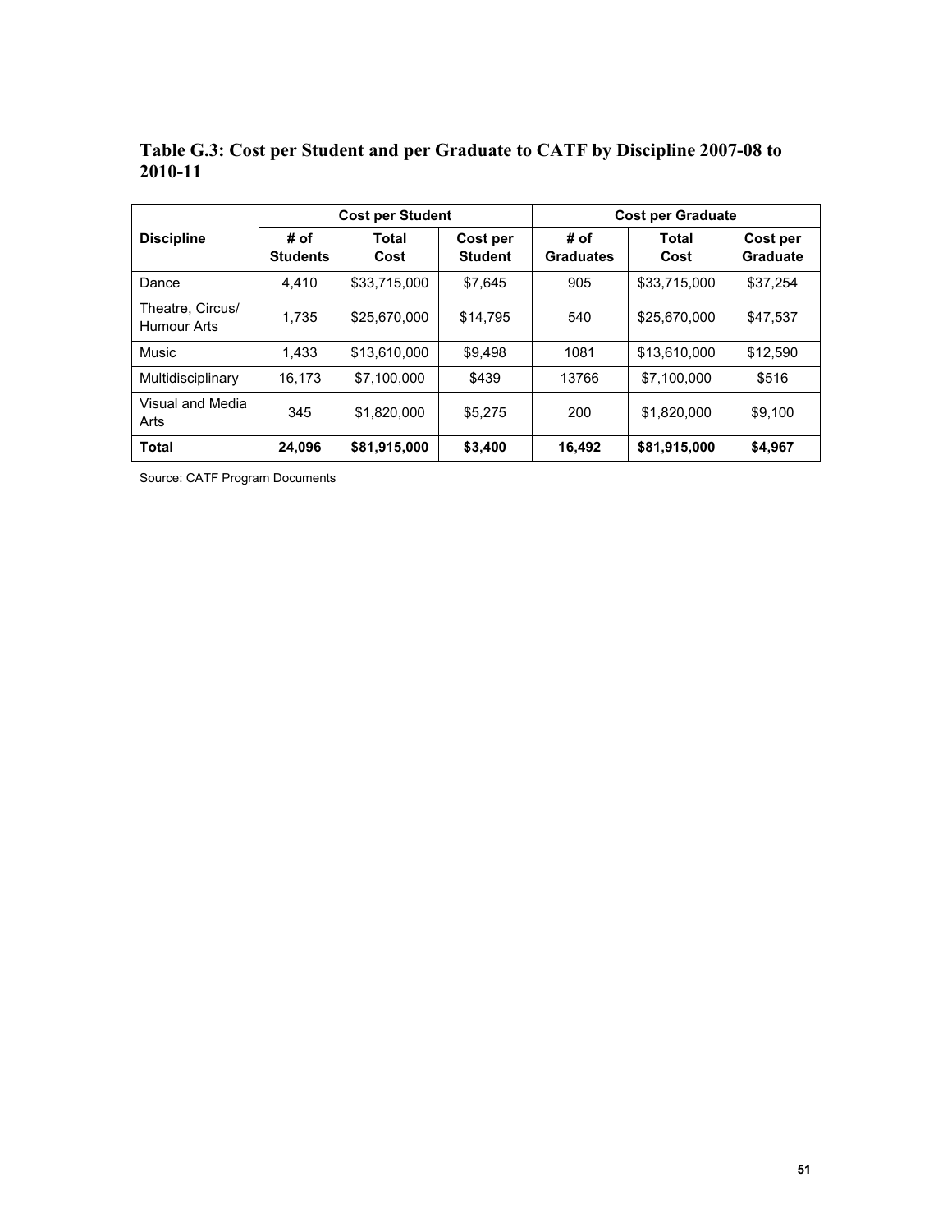### Table G.3: Cost per Student and per Graduate to CATF by Discipline 2007-08 to 2010-11

| Discipline | Cost per Student | | | Cost per Graduate | | |
|---|---|---|---|---|---|---|
| | # of Students | Total Cost | Cost per Student | # of Graduates | Total Cost | Cost per Graduate |
| Dance | 4,410 | $33,715,000 | $7,645 | 905 | $33,715,000 | $37,254 |
| Theatre, Circus/ Humour Arts | 1,735 | $25,670,000 | $14,795 | 540 | $25,670,000 | $47,537 |
| Music | 1,433 | $13,610,000 | $9,498 | 1081 | $13,610,000 | $12,590 |
| Multidisciplinary | 16,173 | $7,100,000 | $439 | 13766 | $7,100,000 | $516 |
| Visual and Media Arts | 345 | $1,820,000 | $5,275 | 200 | $1,820,000 | $9,100 |
| **Total** | **24,096** | **$81,915,000** | **$3,400** | **16,492** | **$81,915,000** | **$4,967** |

Source: CATF Program Documents